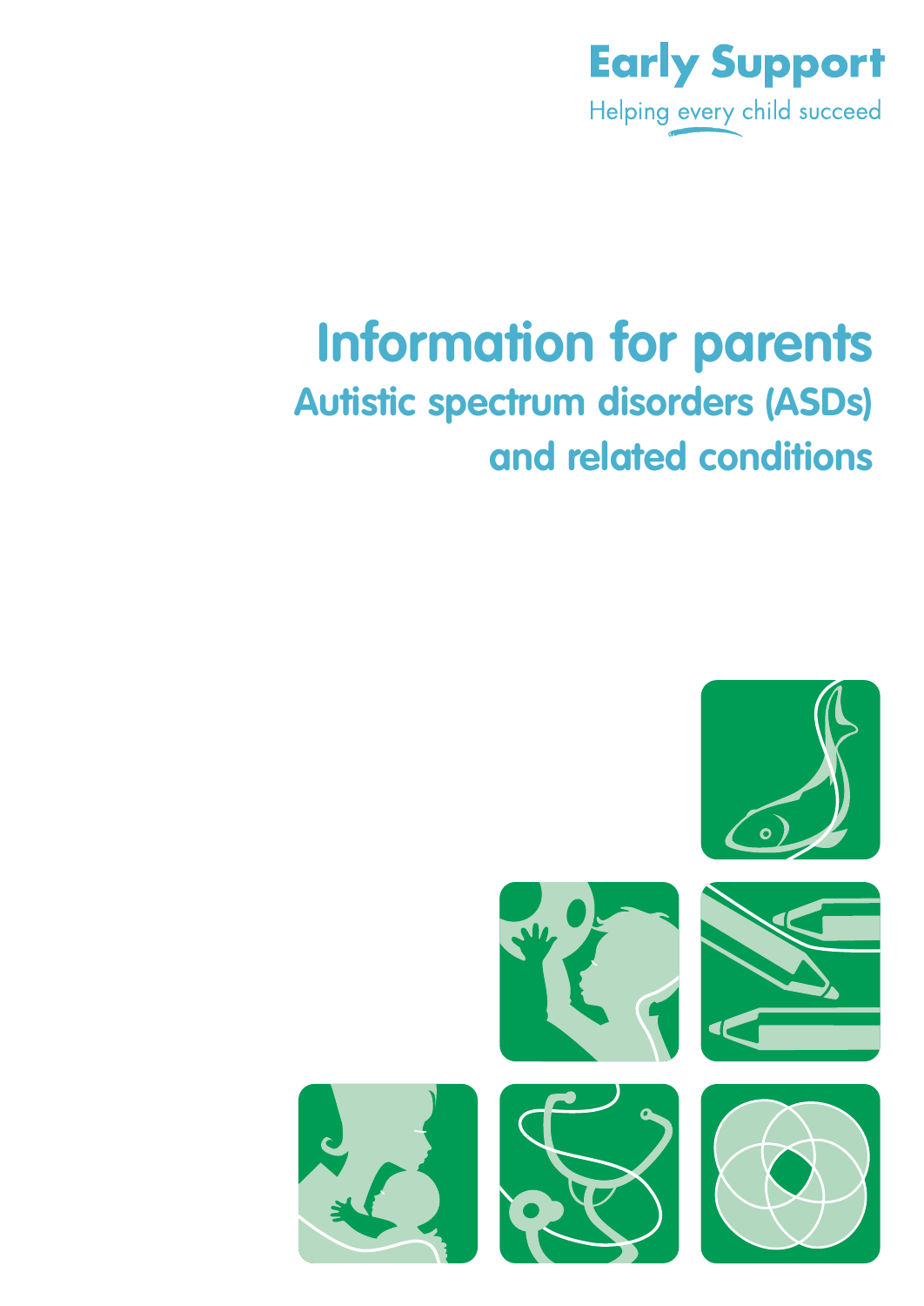Early Support

Helping every child succeed

# Information for parents

## Autistic spectrum disorders (ASDs) and related conditions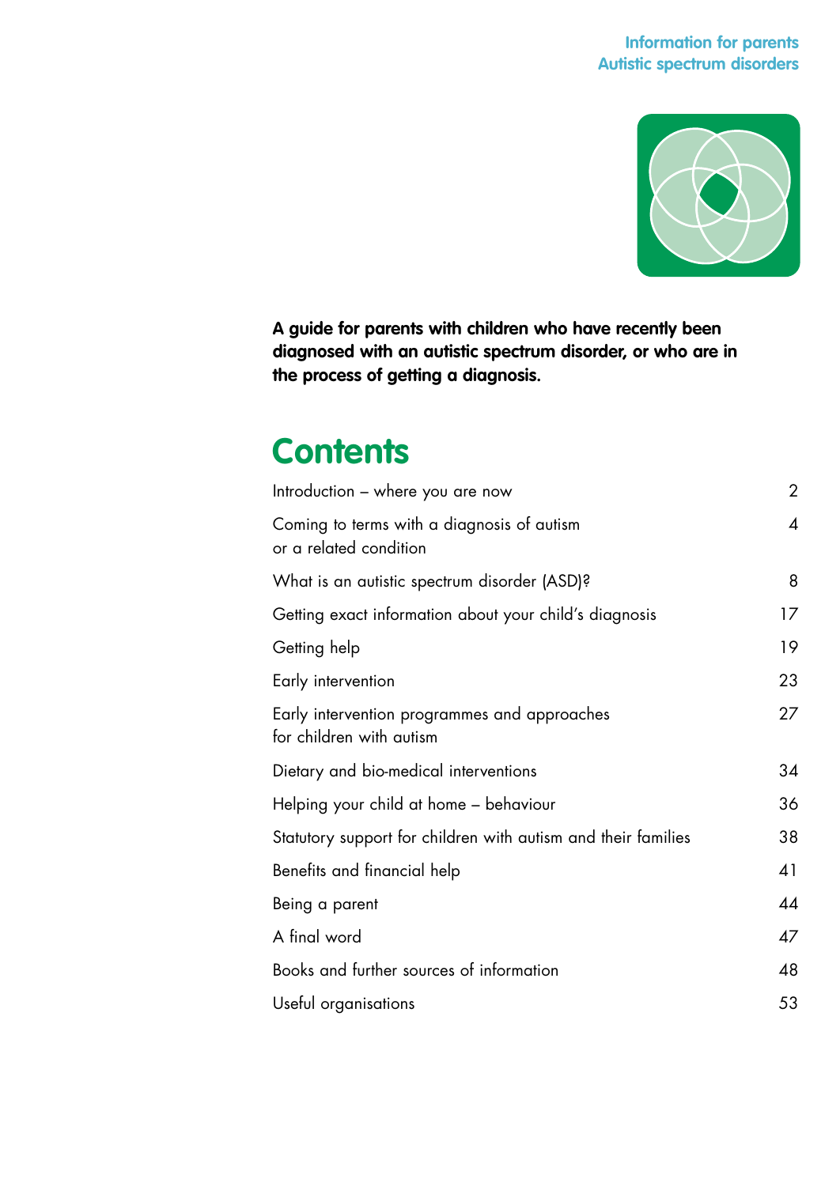**Information for parents**
**Autistic spectrum disorders**

**A guide for parents with children who have recently been diagnosed with an autistic spectrum disorder, or who are in the process of getting a diagnosis.**

# Contents

| | |
|---|---|
| Introduction – where you are now | 2 |
| Coming to terms with a diagnosis of autism or a related condition | 4 |
| What is an autistic spectrum disorder (ASD)? | 8 |
| Getting exact information about your child's diagnosis | 17 |
| Getting help | 19 |
| Early intervention | 23 |
| Early intervention programmes and approaches for children with autism | 27 |
| Dietary and bio-medical interventions | 34 |
| Helping your child at home – behaviour | 36 |
| Statutory support for children with autism and their families | 38 |
| Benefits and financial help | 41 |
| Being a parent | 44 |
| A final word | 47 |
| Books and further sources of information | 48 |
| Useful organisations | 53 |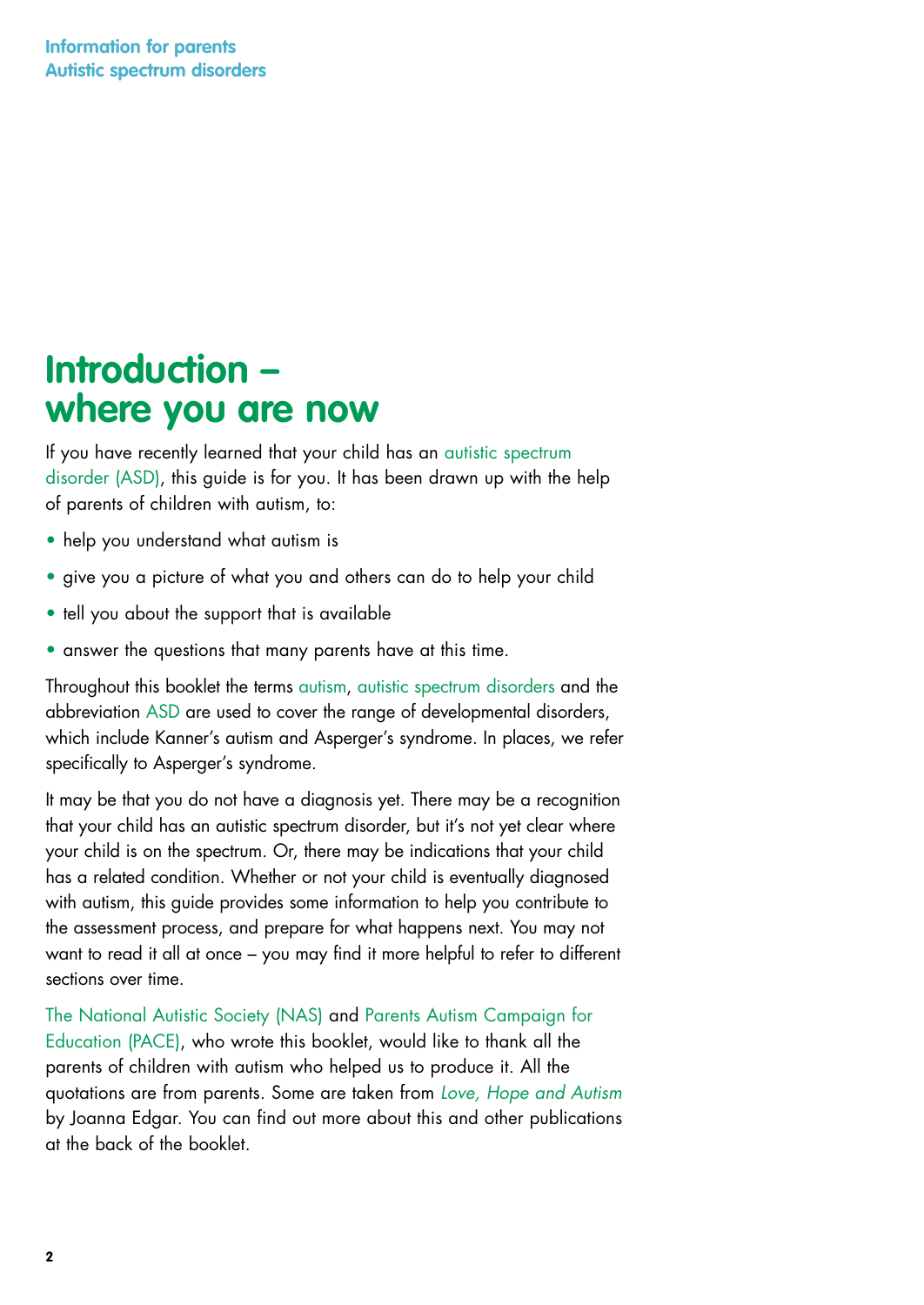# Introduction – where you are now

If you have recently learned that your child has an autistic spectrum disorder (ASD), this guide is for you. It has been drawn up with the help of parents of children with autism, to:

- help you understand what autism is
- give you a picture of what you and others can do to help your child
- tell you about the support that is available
- answer the questions that many parents have at this time.

Throughout this booklet the terms autism, autistic spectrum disorders and the abbreviation ASD are used to cover the range of developmental disorders, which include Kanner's autism and Asperger's syndrome. In places, we refer specifically to Asperger's syndrome.

It may be that you do not have a diagnosis yet. There may be a recognition that your child has an autistic spectrum disorder, but it's not yet clear where your child is on the spectrum. Or, there may be indications that your child has a related condition. Whether or not your child is eventually diagnosed with autism, this guide provides some information to help you contribute to the assessment process, and prepare for what happens next. You may not want to read it all at once – you may find it more helpful to refer to different sections over time.

The National Autistic Society (NAS) and Parents Autism Campaign for Education (PACE), who wrote this booklet, would like to thank all the parents of children with autism who helped us to produce it. All the quotations are from parents. Some are taken from *Love, Hope and Autism* by Joanna Edgar. You can find out more about this and other publications at the back of the booklet.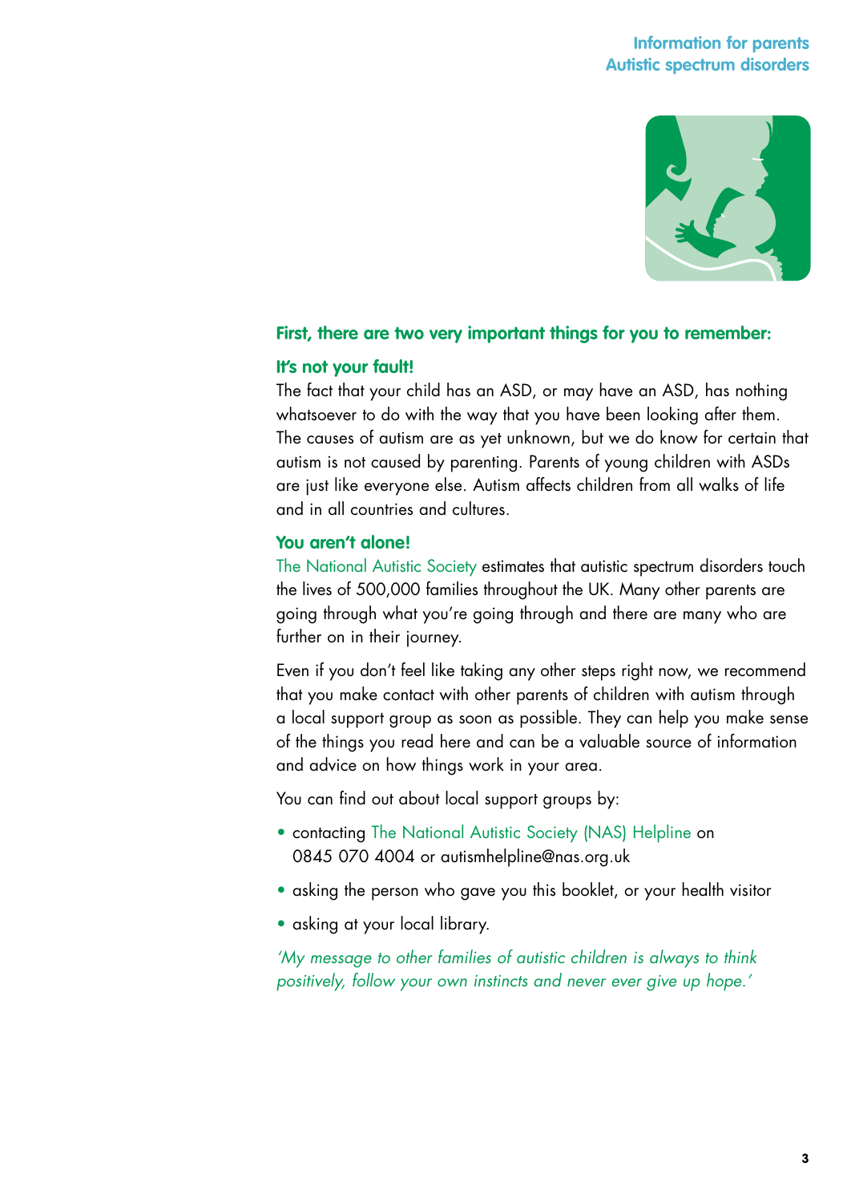**First, there are two very important things for you to remember:**

**It's not your fault!**

The fact that your child has an ASD, or may have an ASD, has nothing whatsoever to do with the way that you have been looking after them. The causes of autism are as yet unknown, but we do know for certain that autism is not caused by parenting. Parents of young children with ASDs are just like everyone else. Autism affects children from all walks of life and in all countries and cultures.

**You aren't alone!**

The National Autistic Society estimates that autistic spectrum disorders touch the lives of 500,000 families throughout the UK. Many other parents are going through what you're going through and there are many who are further on in their journey.

Even if you don't feel like taking any other steps right now, we recommend that you make contact with other parents of children with autism through a local support group as soon as possible. They can help you make sense of the things you read here and can be a valuable source of information and advice on how things work in your area.

You can find out about local support groups by:

- contacting The National Autistic Society (NAS) Helpline on 0845 070 4004 or autismhelpline@nas.org.uk
- asking the person who gave you this booklet, or your health visitor
- asking at your local library.

*'My message to other families of autistic children is always to think positively, follow your own instincts and never ever give up hope.'*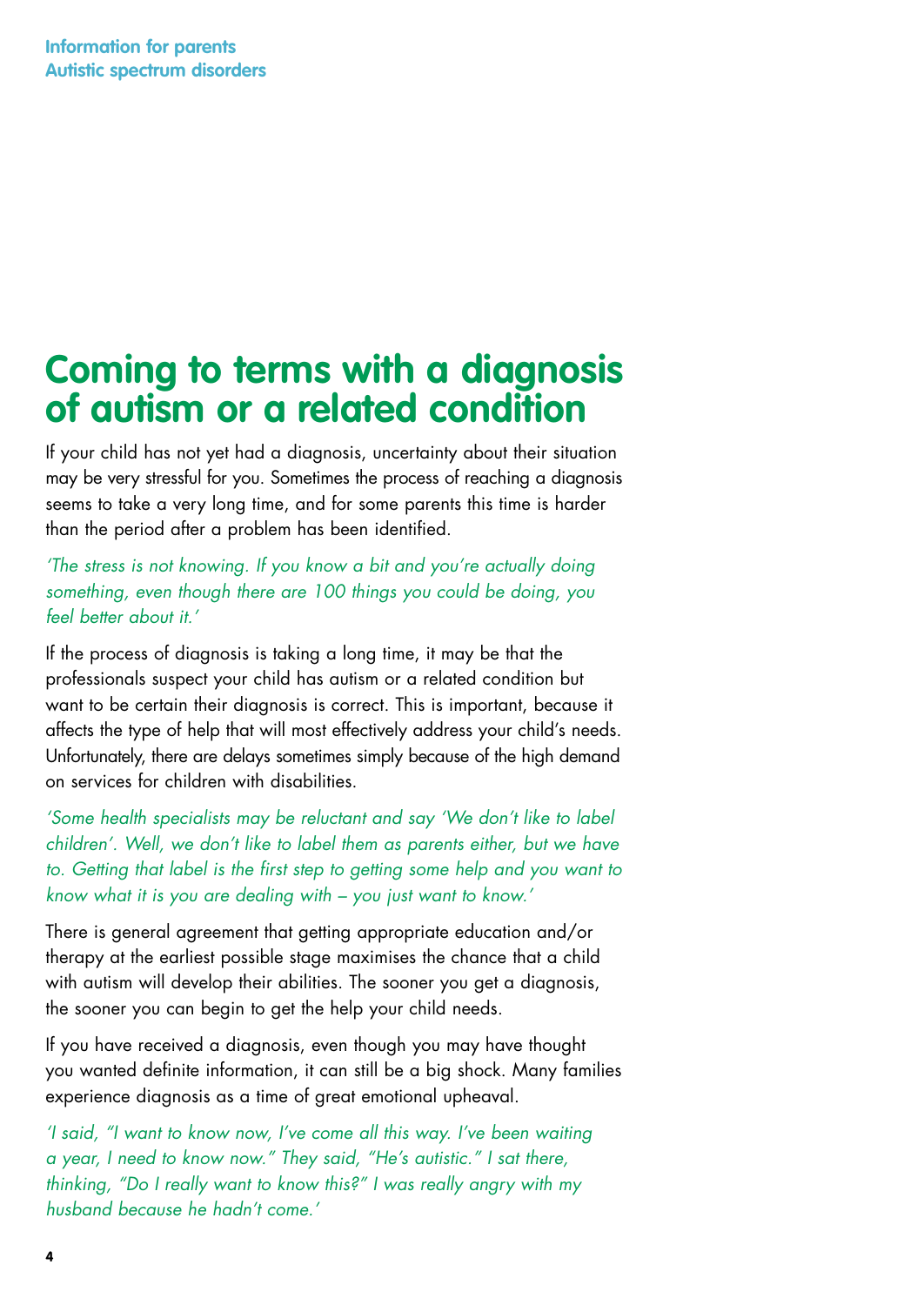# Coming to terms with a diagnosis of autism or a related condition

If your child has not yet had a diagnosis, uncertainty about their situation may be very stressful for you. Sometimes the process of reaching a diagnosis seems to take a very long time, and for some parents this time is harder than the period after a problem has been identified.

*'The stress is not knowing. If you know a bit and you're actually doing something, even though there are 100 things you could be doing, you feel better about it.'*

If the process of diagnosis is taking a long time, it may be that the professionals suspect your child has autism or a related condition but want to be certain their diagnosis is correct. This is important, because it affects the type of help that will most effectively address your child's needs. Unfortunately, there are delays sometimes simply because of the high demand on services for children with disabilities.

*'Some health specialists may be reluctant and say 'We don't like to label children'. Well, we don't like to label them as parents either, but we have to. Getting that label is the first step to getting some help and you want to know what it is you are dealing with – you just want to know.'*

There is general agreement that getting appropriate education and/or therapy at the earliest possible stage maximises the chance that a child with autism will develop their abilities. The sooner you get a diagnosis, the sooner you can begin to get the help your child needs.

If you have received a diagnosis, even though you may have thought you wanted definite information, it can still be a big shock. Many families experience diagnosis as a time of great emotional upheaval.

*'I said, "I want to know now, I've come all this way. I've been waiting a year, I need to know now." They said, "He's autistic." I sat there, thinking, "Do I really want to know this?" I was really angry with my husband because he hadn't come.'*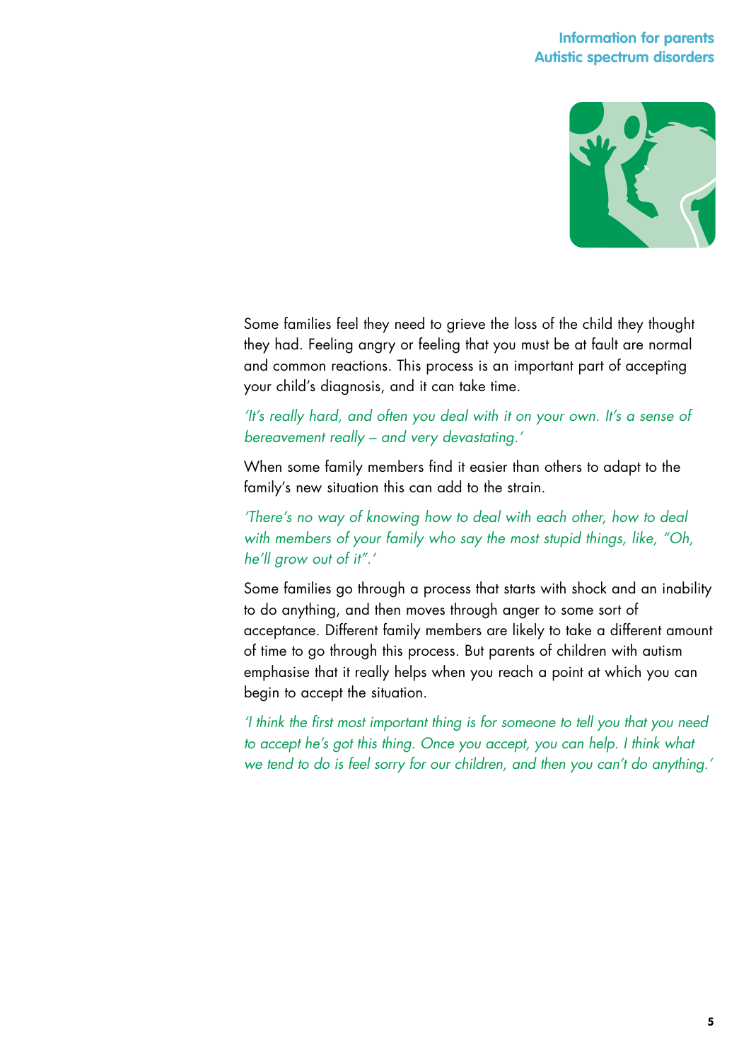Some families feel they need to grieve the loss of the child they thought they had. Feeling angry or feeling that you must be at fault are normal and common reactions. This process is an important part of accepting your child's diagnosis, and it can take time.

*'It's really hard, and often you deal with it on your own. It's a sense of bereavement really – and very devastating.'*

When some family members find it easier than others to adapt to the family's new situation this can add to the strain.

*'There's no way of knowing how to deal with each other, how to deal with members of your family who say the most stupid things, like, "Oh, he'll grow out of it".'*

Some families go through a process that starts with shock and an inability to do anything, and then moves through anger to some sort of acceptance. Different family members are likely to take a different amount of time to go through this process. But parents of children with autism emphasise that it really helps when you reach a point at which you can begin to accept the situation.

*'I think the first most important thing is for someone to tell you that you need to accept he's got this thing. Once you accept, you can help. I think what we tend to do is feel sorry for our children, and then you can't do anything.'*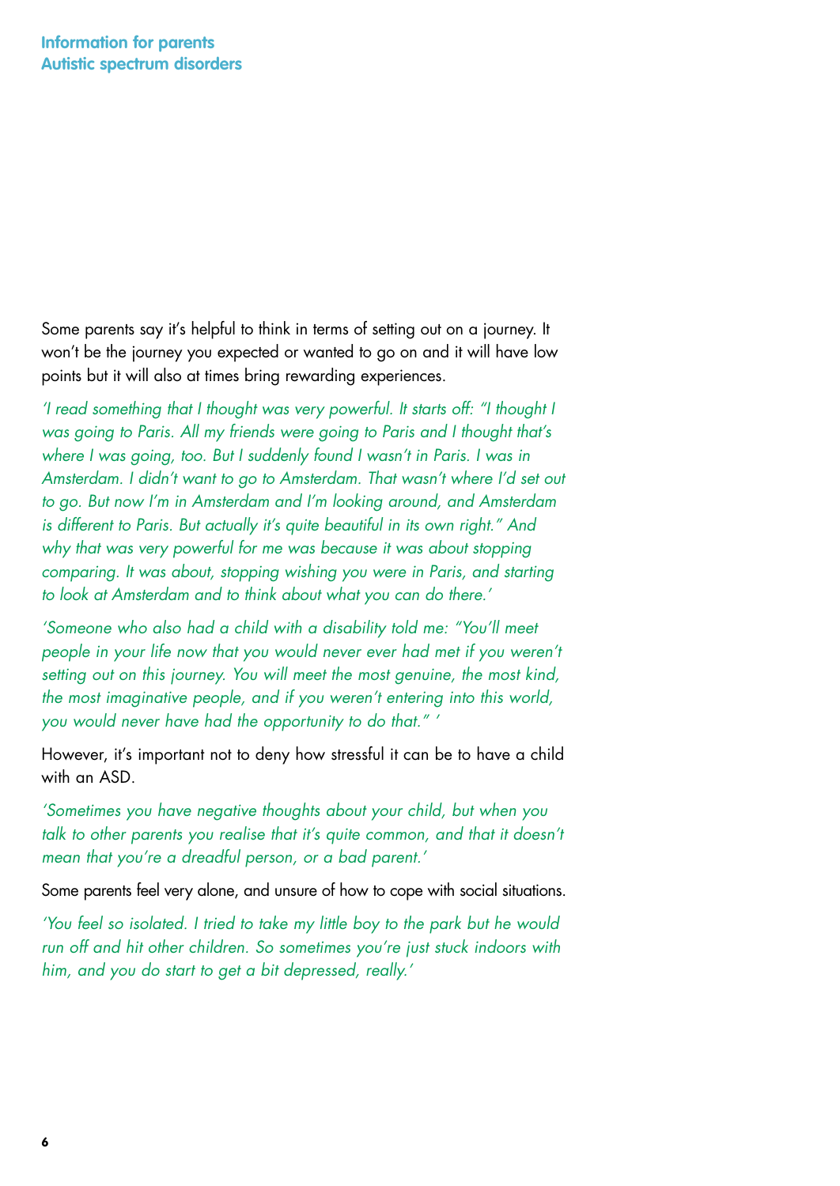Some parents say it's helpful to think in terms of setting out on a journey. It won't be the journey you expected or wanted to go on and it will have low points but it will also at times bring rewarding experiences.

*'I read something that I thought was very powerful. It starts off: "I thought I was going to Paris. All my friends were going to Paris and I thought that's where I was going, too. But I suddenly found I wasn't in Paris. I was in Amsterdam. I didn't want to go to Amsterdam. That wasn't where I'd set out to go. But now I'm in Amsterdam and I'm looking around, and Amsterdam is different to Paris. But actually it's quite beautiful in its own right." And why that was very powerful for me was because it was about stopping comparing. It was about, stopping wishing you were in Paris, and starting to look at Amsterdam and to think about what you can do there.'*

*'Someone who also had a child with a disability told me: "You'll meet people in your life now that you would never ever had met if you weren't setting out on this journey. You will meet the most genuine, the most kind, the most imaginative people, and if you weren't entering into this world, you would never have had the opportunity to do that." '*

However, it's important not to deny how stressful it can be to have a child with an ASD.

*'Sometimes you have negative thoughts about your child, but when you talk to other parents you realise that it's quite common, and that it doesn't mean that you're a dreadful person, or a bad parent.'*

Some parents feel very alone, and unsure of how to cope with social situations.

*'You feel so isolated. I tried to take my little boy to the park but he would run off and hit other children. So sometimes you're just stuck indoors with him, and you do start to get a bit depressed, really.'*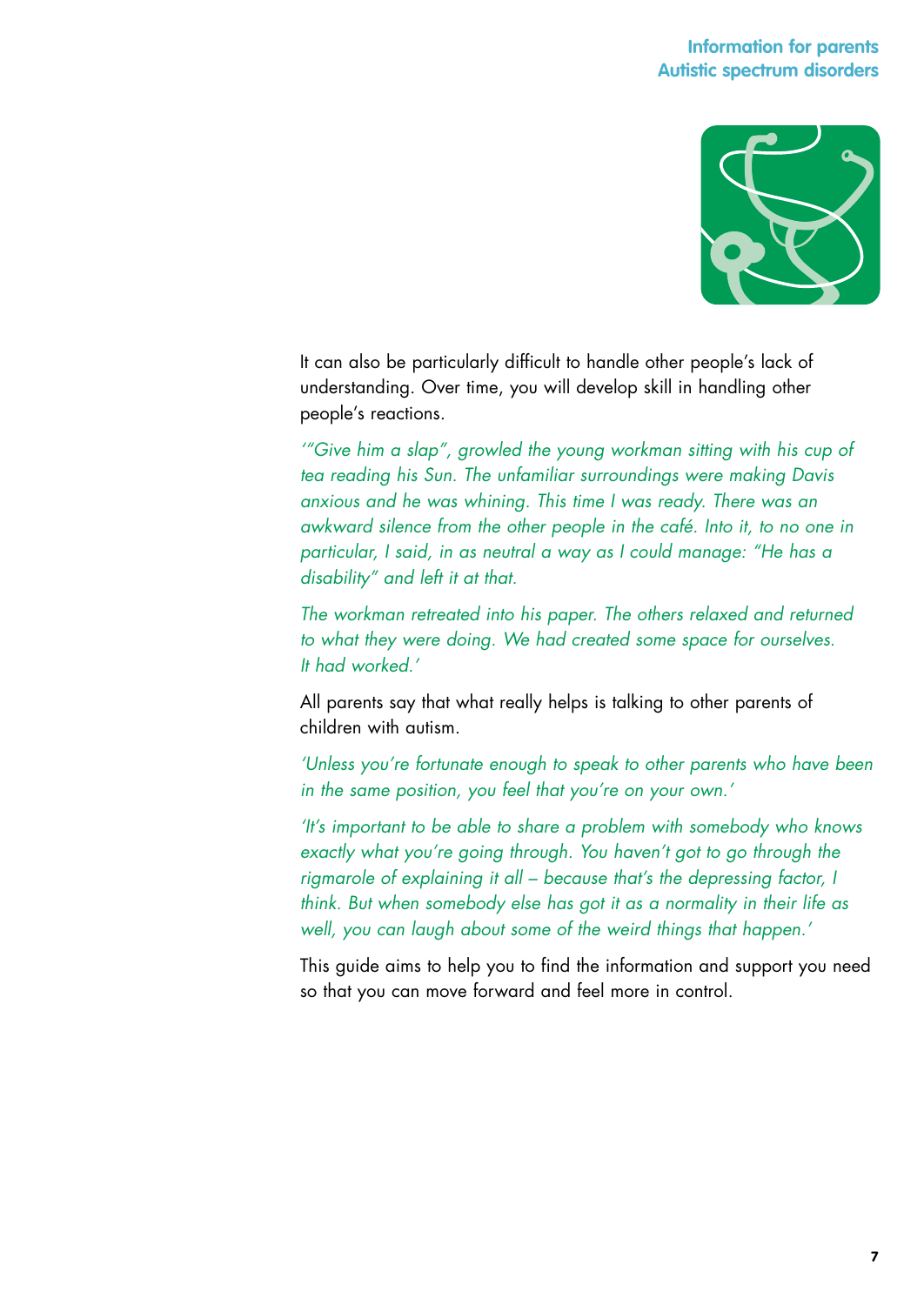It can also be particularly difficult to handle other people's lack of understanding. Over time, you will develop skill in handling other people's reactions.

*'"Give him a slap", growled the young workman sitting with his cup of tea reading his Sun. The unfamiliar surroundings were making Davis anxious and he was whining. This time I was ready. There was an awkward silence from the other people in the café. Into it, to no one in particular, I said, in as neutral a way as I could manage: "He has a disability" and left it at that.*

*The workman retreated into his paper. The others relaxed and returned to what they were doing. We had created some space for ourselves. It had worked.'*

All parents say that what really helps is talking to other parents of children with autism.

*'Unless you're fortunate enough to speak to other parents who have been in the same position, you feel that you're on your own.'*

*'It's important to be able to share a problem with somebody who knows exactly what you're going through. You haven't got to go through the rigmarole of explaining it all – because that's the depressing factor, I think. But when somebody else has got it as a normality in their life as well, you can laugh about some of the weird things that happen.'*

This guide aims to help you to find the information and support you need so that you can move forward and feel more in control.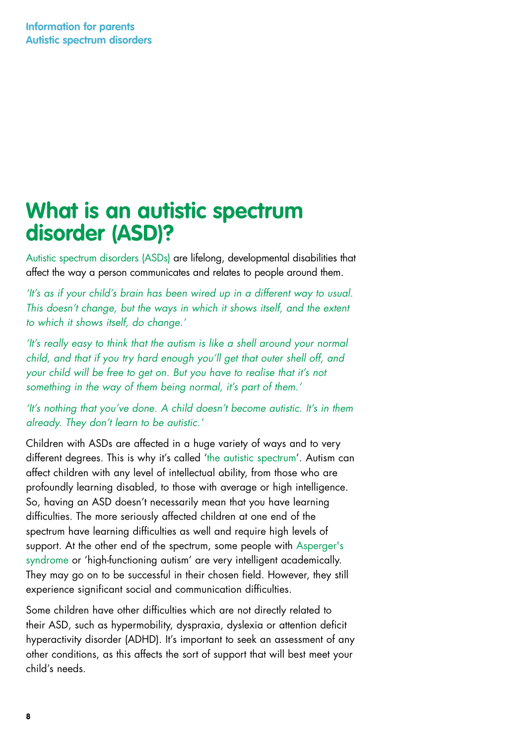# What is an autistic spectrum disorder (ASD)?

Autistic spectrum disorders (ASDs) are lifelong, developmental disabilities that affect the way a person communicates and relates to people around them.

*'It's as if your child's brain has been wired up in a different way to usual. This doesn't change, but the ways in which it shows itself, and the extent to which it shows itself, do change.'*

*'It's really easy to think that the autism is like a shell around your normal child, and that if you try hard enough you'll get that outer shell off, and your child will be free to get on. But you have to realise that it's not something in the way of them being normal, it's part of them.'*

*'It's nothing that you've done. A child doesn't become autistic. It's in them already. They don't learn to be autistic.'*

Children with ASDs are affected in a huge variety of ways and to very different degrees. This is why it's called 'the autistic spectrum'. Autism can affect children with any level of intellectual ability, from those who are profoundly learning disabled, to those with average or high intelligence. So, having an ASD doesn't necessarily mean that you have learning difficulties. The more seriously affected children at one end of the spectrum have learning difficulties as well and require high levels of support. At the other end of the spectrum, some people with Asperger's syndrome or 'high-functioning autism' are very intelligent academically. They may go on to be successful in their chosen field. However, they still experience significant social and communication difficulties.

Some children have other difficulties which are not directly related to their ASD, such as hypermobility, dyspraxia, dyslexia or attention deficit hyperactivity disorder (ADHD). It's important to seek an assessment of any other conditions, as this affects the sort of support that will best meet your child's needs.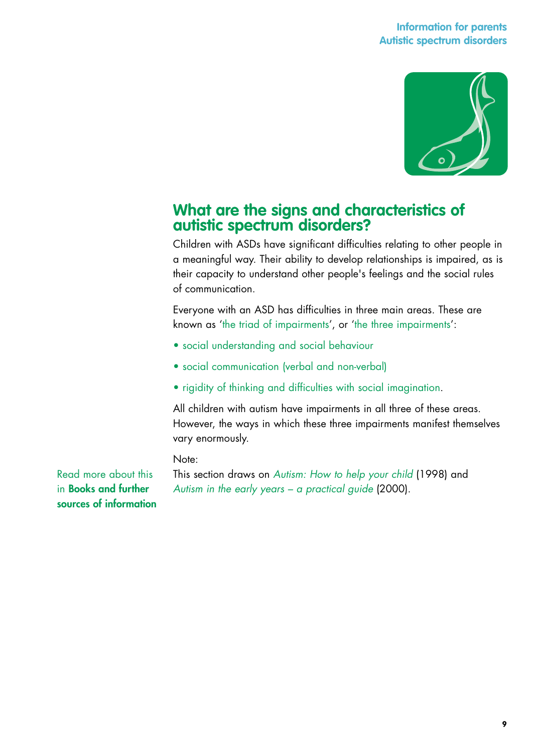## What are the signs and characteristics of autistic spectrum disorders?

Children with ASDs have significant difficulties relating to other people in a meaningful way. Their ability to develop relationships is impaired, as is their capacity to understand other people's feelings and the social rules of communication.

Everyone with an ASD has difficulties in three main areas. These are known as 'the triad of impairments', or 'the three impairments':

- social understanding and social behaviour
- social communication (verbal and non-verbal)
- rigidity of thinking and difficulties with social imagination.

All children with autism have impairments in all three of these areas. However, the ways in which these three impairments manifest themselves vary enormously.

Note:
This section draws on *Autism: How to help your child* (1998) and *Autism in the early years – a practical guide* (2000).

Read more about this in **Books and further sources of information**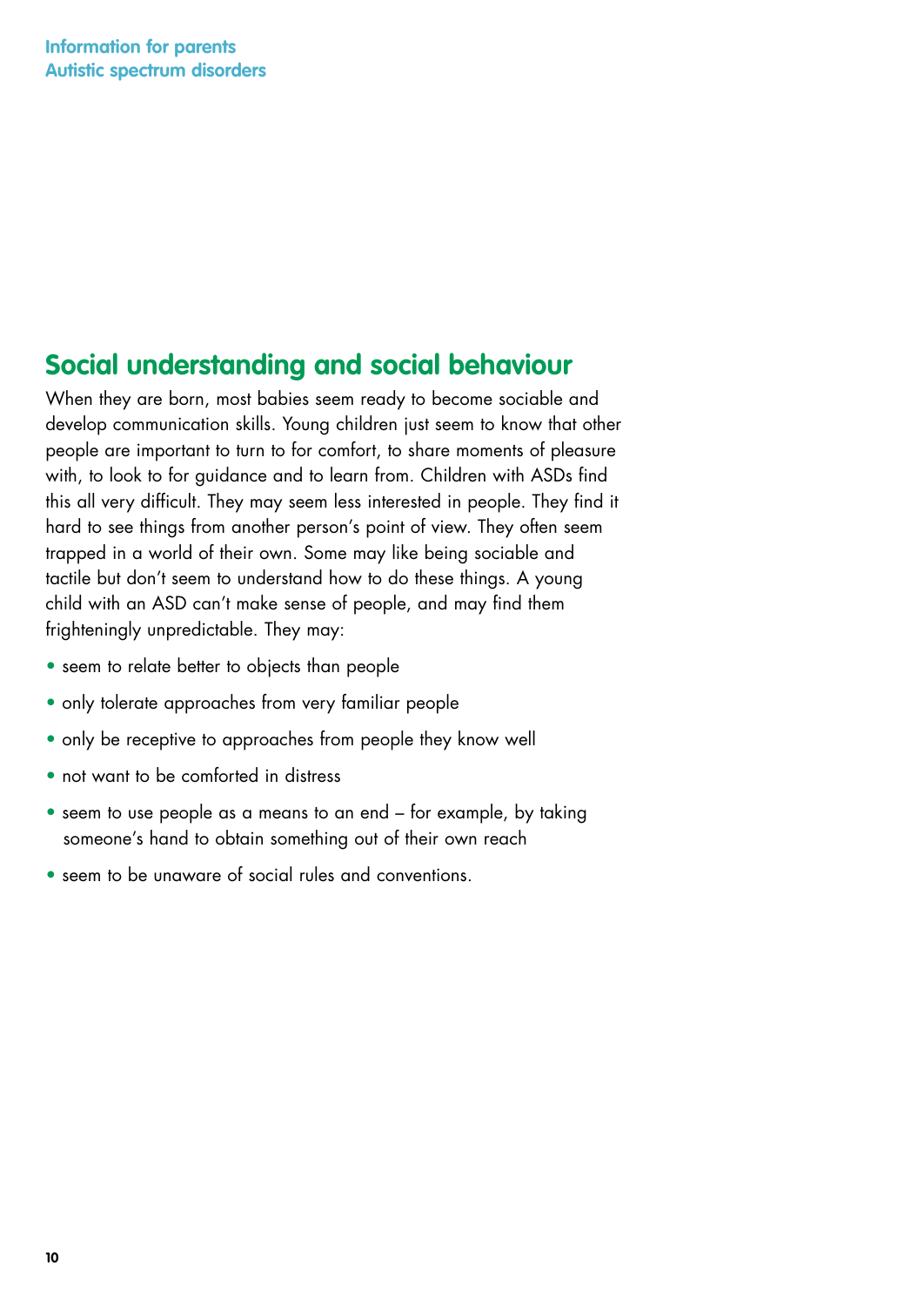## Social understanding and social behaviour

When they are born, most babies seem ready to become sociable and develop communication skills. Young children just seem to know that other people are important to turn to for comfort, to share moments of pleasure with, to look to for guidance and to learn from. Children with ASDs find this all very difficult. They may seem less interested in people. They find it hard to see things from another person's point of view. They often seem trapped in a world of their own. Some may like being sociable and tactile but don't seem to understand how to do these things. A young child with an ASD can't make sense of people, and may find them frighteningly unpredictable. They may:

- seem to relate better to objects than people
- only tolerate approaches from very familiar people
- only be receptive to approaches from people they know well
- not want to be comforted in distress
- seem to use people as a means to an end – for example, by taking someone's hand to obtain something out of their own reach
- seem to be unaware of social rules and conventions.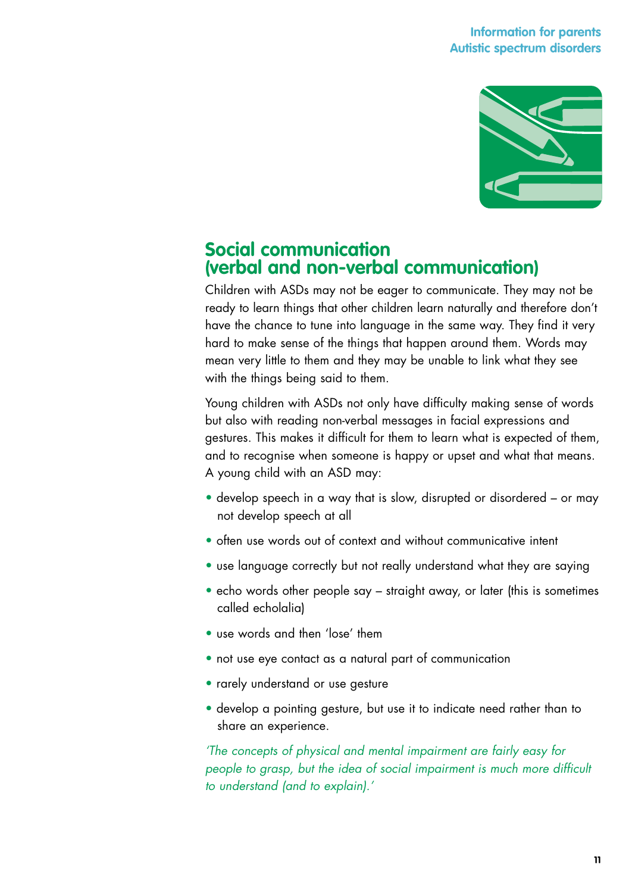## Social communication (verbal and non-verbal communication)

Children with ASDs may not be eager to communicate. They may not be ready to learn things that other children learn naturally and therefore don't have the chance to tune into language in the same way. They find it very hard to make sense of the things that happen around them. Words may mean very little to them and they may be unable to link what they see with the things being said to them.

Young children with ASDs not only have difficulty making sense of words but also with reading non-verbal messages in facial expressions and gestures. This makes it difficult for them to learn what is expected of them, and to recognise when someone is happy or upset and what that means. A young child with an ASD may:

- develop speech in a way that is slow, disrupted or disordered – or may not develop speech at all
- often use words out of context and without communicative intent
- use language correctly but not really understand what they are saying
- echo words other people say – straight away, or later (this is sometimes called echolalia)
- use words and then 'lose' them
- not use eye contact as a natural part of communication
- rarely understand or use gesture
- develop a pointing gesture, but use it to indicate need rather than to share an experience.

*'The concepts of physical and mental impairment are fairly easy for people to grasp, but the idea of social impairment is much more difficult to understand (and to explain).'*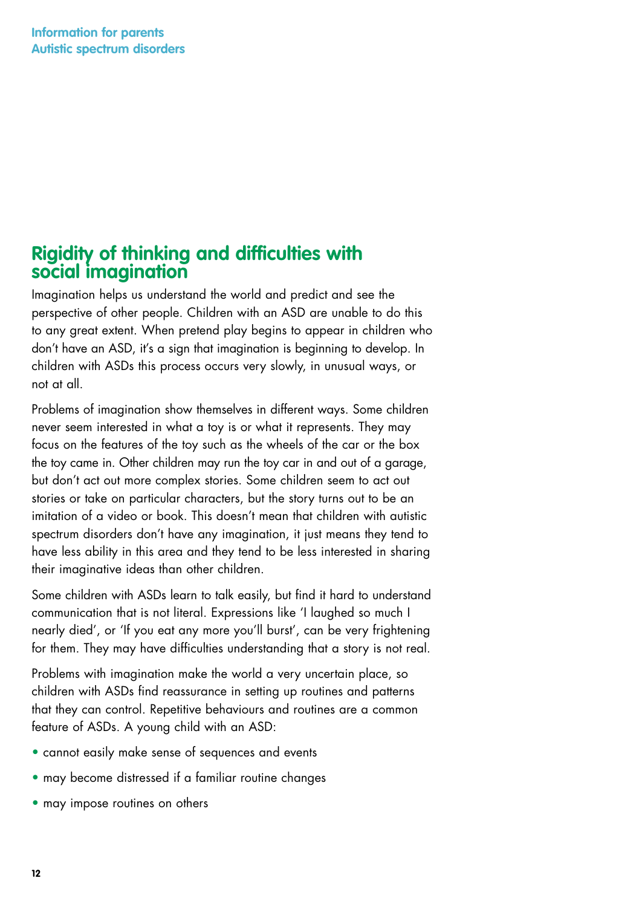## Rigidity of thinking and difficulties with social imagination

Imagination helps us understand the world and predict and see the perspective of other people. Children with an ASD are unable to do this to any great extent. When pretend play begins to appear in children who don't have an ASD, it's a sign that imagination is beginning to develop. In children with ASDs this process occurs very slowly, in unusual ways, or not at all.

Problems of imagination show themselves in different ways. Some children never seem interested in what a toy is or what it represents. They may focus on the features of the toy such as the wheels of the car or the box the toy came in. Other children may run the toy car in and out of a garage, but don't act out more complex stories. Some children seem to act out stories or take on particular characters, but the story turns out to be an imitation of a video or book. This doesn't mean that children with autistic spectrum disorders don't have any imagination, it just means they tend to have less ability in this area and they tend to be less interested in sharing their imaginative ideas than other children.

Some children with ASDs learn to talk easily, but find it hard to understand communication that is not literal. Expressions like 'I laughed so much I nearly died', or 'If you eat any more you'll burst', can be very frightening for them. They may have difficulties understanding that a story is not real.

Problems with imagination make the world a very uncertain place, so children with ASDs find reassurance in setting up routines and patterns that they can control. Repetitive behaviours and routines are a common feature of ASDs. A young child with an ASD:

- cannot easily make sense of sequences and events
- may become distressed if a familiar routine changes
- may impose routines on others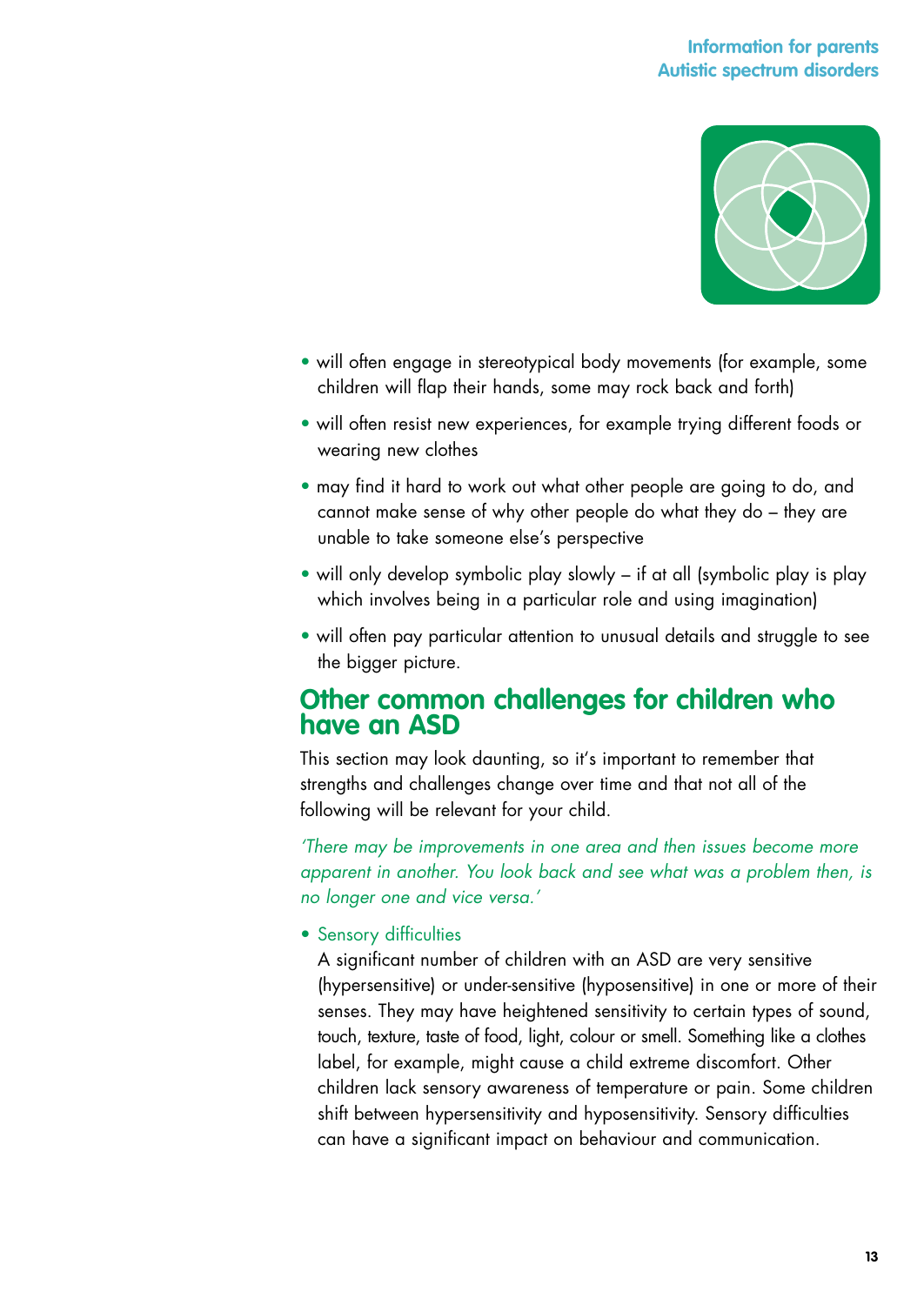- will often engage in stereotypical body movements (for example, some children will flap their hands, some may rock back and forth)
- will often resist new experiences, for example trying different foods or wearing new clothes
- may find it hard to work out what other people are going to do, and cannot make sense of why other people do what they do – they are unable to take someone else's perspective
- will only develop symbolic play slowly – if at all (symbolic play is play which involves being in a particular role and using imagination)
- will often pay particular attention to unusual details and struggle to see the bigger picture.

## Other common challenges for children who have an ASD

This section may look daunting, so it's important to remember that strengths and challenges change over time and that not all of the following will be relevant for your child.

*'There may be improvements in one area and then issues become more apparent in another. You look back and see what was a problem then, is no longer one and vice versa.'*

- Sensory difficulties

  A significant number of children with an ASD are very sensitive (hypersensitive) or under-sensitive (hyposensitive) in one or more of their senses. They may have heightened sensitivity to certain types of sound, touch, texture, taste of food, light, colour or smell. Something like a clothes label, for example, might cause a child extreme discomfort. Other children lack sensory awareness of temperature or pain. Some children shift between hypersensitivity and hyposensitivity. Sensory difficulties can have a significant impact on behaviour and communication.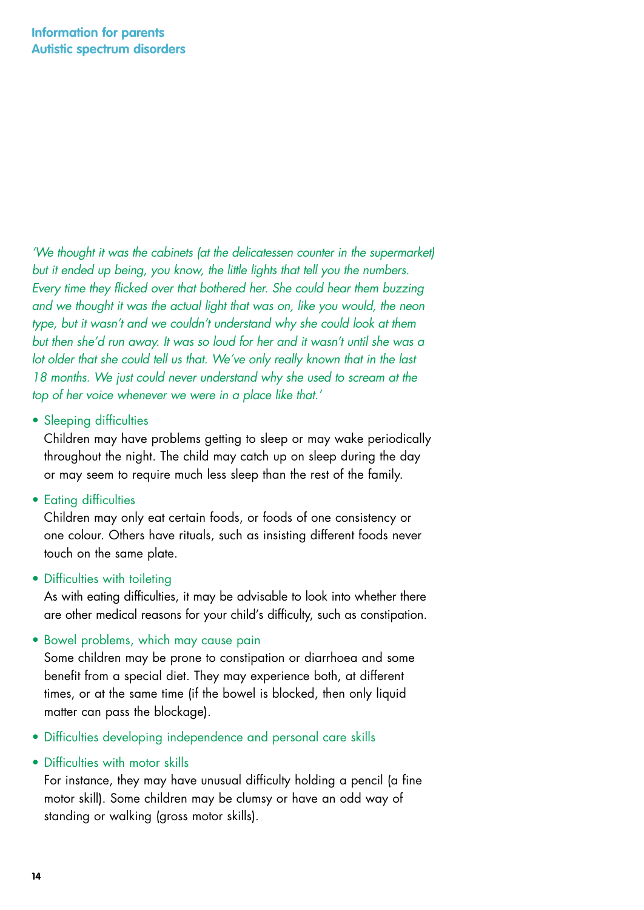*'We thought it was the cabinets (at the delicatessen counter in the supermarket) but it ended up being, you know, the little lights that tell you the numbers. Every time they flicked over that bothered her. She could hear them buzzing and we thought it was the actual light that was on, like you would, the neon type, but it wasn't and we couldn't understand why she could look at them but then she'd run away. It was so loud for her and it wasn't until she was a lot older that she could tell us that. We've only really known that in the last 18 months. We just could never understand why she used to scream at the top of her voice whenever we were in a place like that.'*

- Sleeping difficulties
  Children may have problems getting to sleep or may wake periodically throughout the night. The child may catch up on sleep during the day or may seem to require much less sleep than the rest of the family.

- Eating difficulties
  Children may only eat certain foods, or foods of one consistency or one colour. Others have rituals, such as insisting different foods never touch on the same plate.

- Difficulties with toileting
  As with eating difficulties, it may be advisable to look into whether there are other medical reasons for your child's difficulty, such as constipation.

- Bowel problems, which may cause pain
  Some children may be prone to constipation or diarrhoea and some benefit from a special diet. They may experience both, at different times, or at the same time (if the bowel is blocked, then only liquid matter can pass the blockage).

- Difficulties developing independence and personal care skills

- Difficulties with motor skills
  For instance, they may have unusual difficulty holding a pencil (a fine motor skill). Some children may be clumsy or have an odd way of standing or walking (gross motor skills).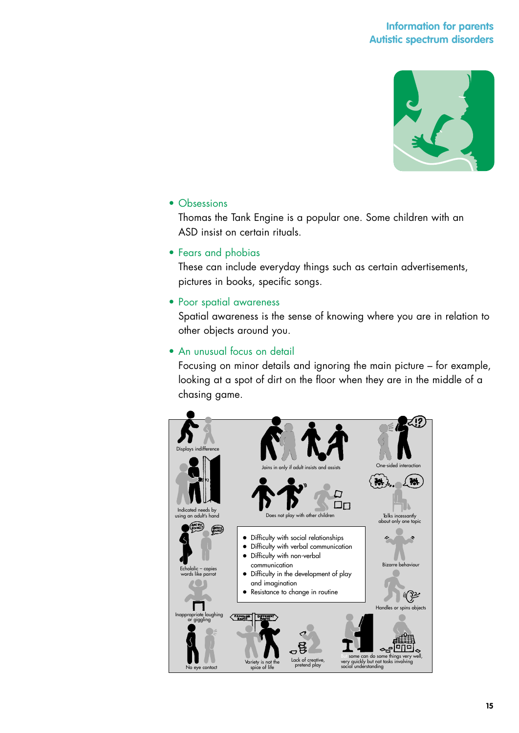- Obsessions

  Thomas the Tank Engine is a popular one. Some children with an ASD insist on certain rituals.

- Fears and phobias

  These can include everyday things such as certain advertisements, pictures in books, specific songs.

- Poor spatial awareness

  Spatial awareness is the sense of knowing where you are in relation to other objects around you.

- An unusual focus on detail

  Focusing on minor details and ignoring the main picture – for example, looking at a spot of dirt on the floor when they are in the middle of a chasing game.

Displays indifference

Joins in only if adult insists and assists

One-sided interaction

Indicated needs by using an adult's hand

Does not play with other children

Talks incessantly about only one topic

Echolalic – copies words like parrot

- Difficulty with social relationships
- Difficulty with verbal communication
- Difficulty with non-verbal communication
- Difficulty in the development of play and imagination
- Resistance to change in routine

Bizarre behaviour

Handles or spins objects

Inappropriate laughing or giggling

No eye contact

Variety is not the spice of life

Lack of creative, pretend play

Some can do some things very well, very quickly but not tasks involving social understanding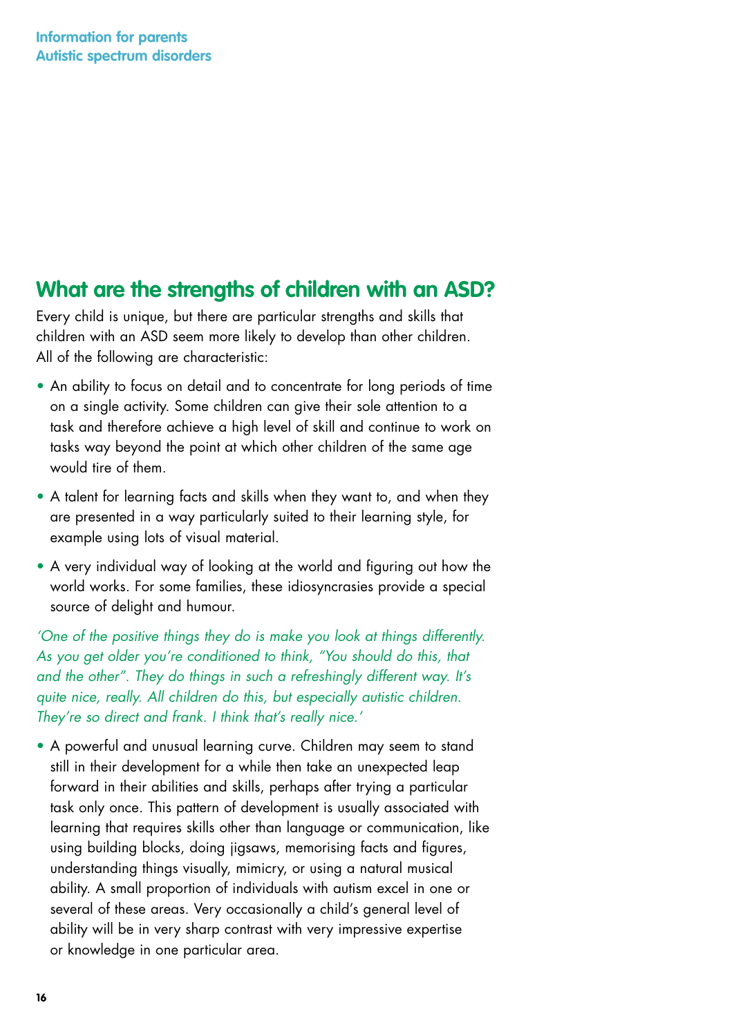## What are the strengths of children with an ASD?

Every child is unique, but there are particular strengths and skills that children with an ASD seem more likely to develop than other children. All of the following are characteristic:

- An ability to focus on detail and to concentrate for long periods of time on a single activity. Some children can give their sole attention to a task and therefore achieve a high level of skill and continue to work on tasks way beyond the point at which other children of the same age would tire of them.
- A talent for learning facts and skills when they want to, and when they are presented in a way particularly suited to their learning style, for example using lots of visual material.
- A very individual way of looking at the world and figuring out how the world works. For some families, these idiosyncrasies provide a special source of delight and humour.

*'One of the positive things they do is make you look at things differently. As you get older you're conditioned to think, "You should do this, that and the other". They do things in such a refreshingly different way. It's quite nice, really. All children do this, but especially autistic children. They're so direct and frank. I think that's really nice.'*

- A powerful and unusual learning curve. Children may seem to stand still in their development for a while then take an unexpected leap forward in their abilities and skills, perhaps after trying a particular task only once. This pattern of development is usually associated with learning that requires skills other than language or communication, like using building blocks, doing jigsaws, memorising facts and figures, understanding things visually, mimicry, or using a natural musical ability. A small proportion of individuals with autism excel in one or several of these areas. Very occasionally a child's general level of ability will be in very sharp contrast with very impressive expertise or knowledge in one particular area.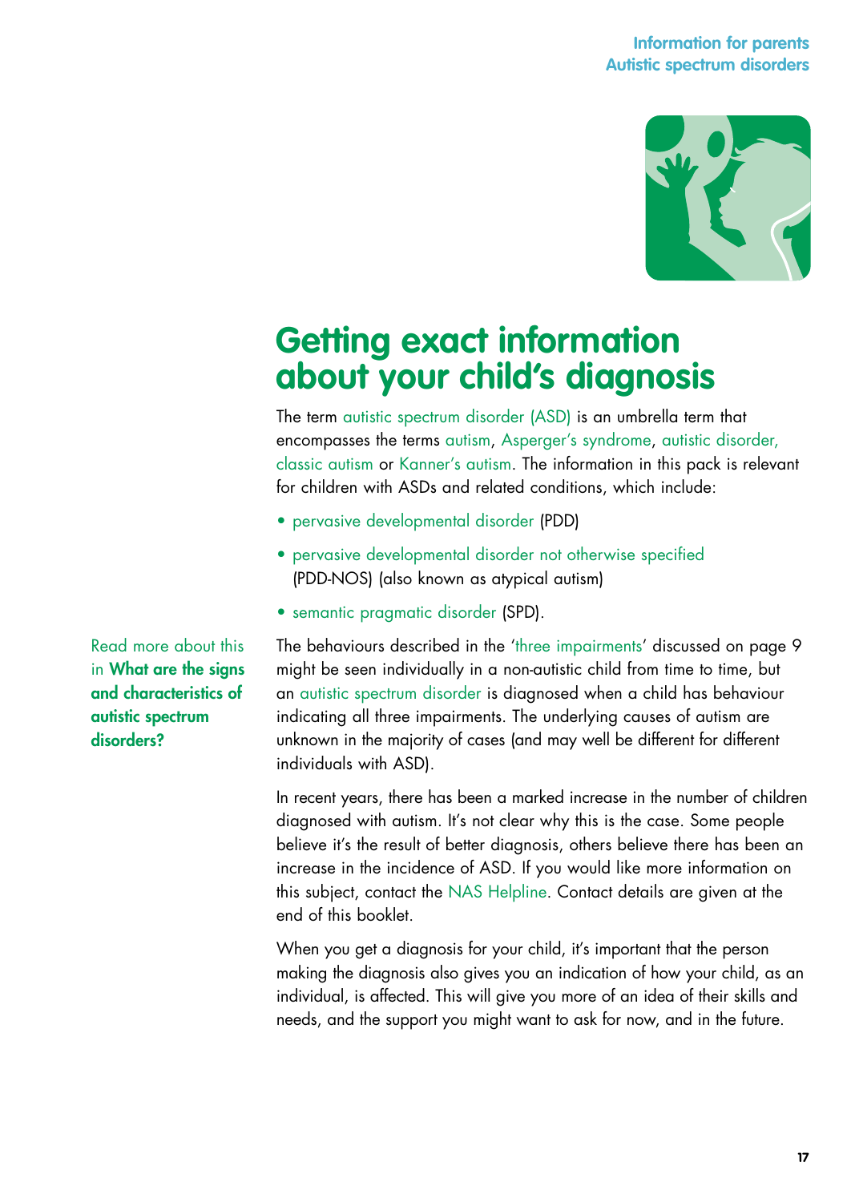# Getting exact information about your child's diagnosis

The term autistic spectrum disorder (ASD) is an umbrella term that encompasses the terms autism, Asperger's syndrome, autistic disorder, classic autism or Kanner's autism. The information in this pack is relevant for children with ASDs and related conditions, which include:

- pervasive developmental disorder (PDD)
- pervasive developmental disorder not otherwise specified (PDD-NOS) (also known as atypical autism)
- semantic pragmatic disorder (SPD).

Read more about this in **What are the signs and characteristics of autistic spectrum disorders?**

The behaviours described in the 'three impairments' discussed on page 9 might be seen individually in a non-autistic child from time to time, but an autistic spectrum disorder is diagnosed when a child has behaviour indicating all three impairments. The underlying causes of autism are unknown in the majority of cases (and may well be different for different individuals with ASD).

In recent years, there has been a marked increase in the number of children diagnosed with autism. It's not clear why this is the case. Some people believe it's the result of better diagnosis, others believe there has been an increase in the incidence of ASD. If you would like more information on this subject, contact the NAS Helpline. Contact details are given at the end of this booklet.

When you get a diagnosis for your child, it's important that the person making the diagnosis also gives you an indication of how your child, as an individual, is affected. This will give you more of an idea of their skills and needs, and the support you might want to ask for now, and in the future.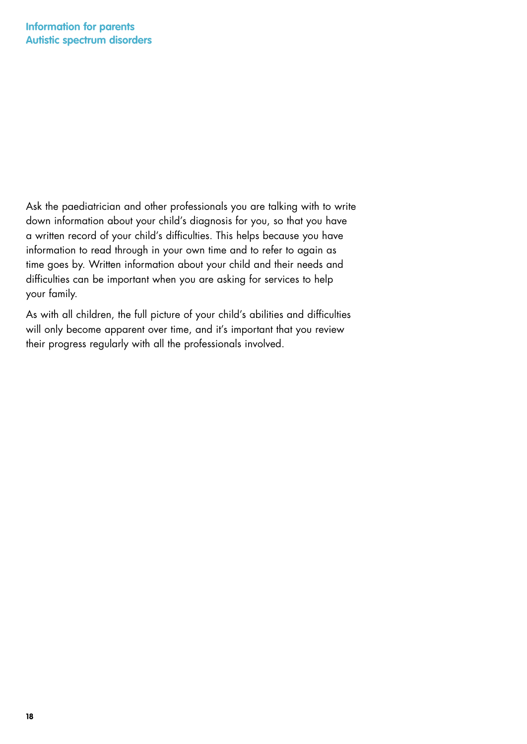Ask the paediatrician and other professionals you are talking with to write down information about your child's diagnosis for you, so that you have a written record of your child's difficulties. This helps because you have information to read through in your own time and to refer to again as time goes by. Written information about your child and their needs and difficulties can be important when you are asking for services to help your family.

As with all children, the full picture of your child's abilities and difficulties will only become apparent over time, and it's important that you review their progress regularly with all the professionals involved.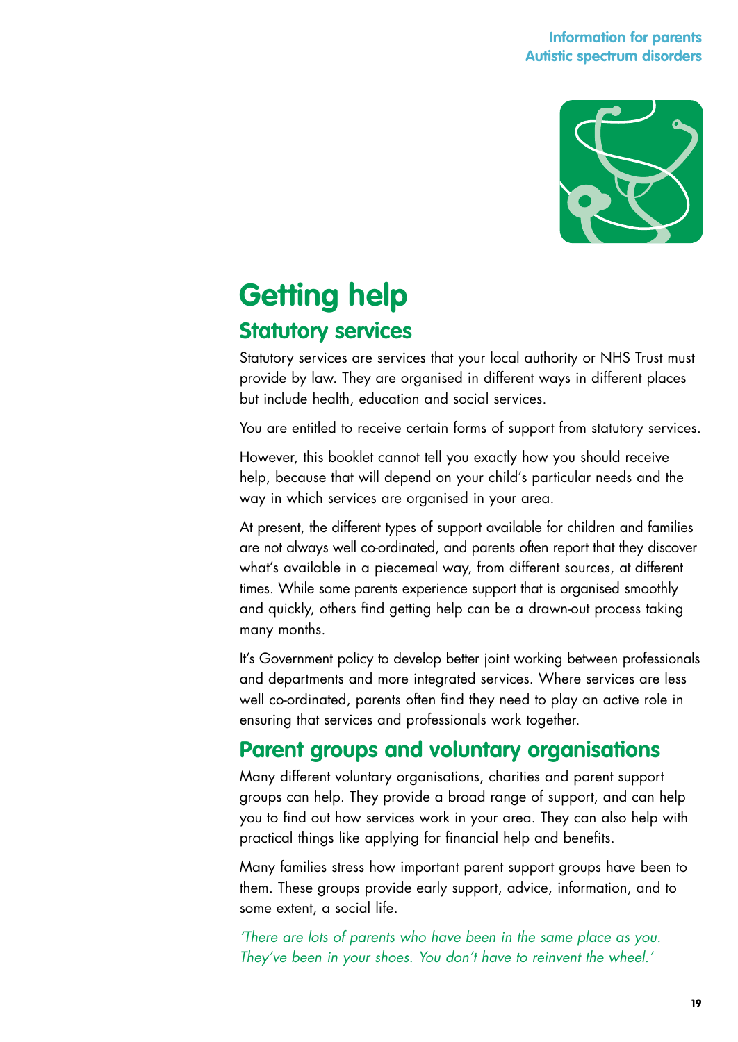# Getting help

## Statutory services

Statutory services are services that your local authority or NHS Trust must provide by law. They are organised in different ways in different places but include health, education and social services.

You are entitled to receive certain forms of support from statutory services.

However, this booklet cannot tell you exactly how you should receive help, because that will depend on your child's particular needs and the way in which services are organised in your area.

At present, the different types of support available for children and families are not always well co-ordinated, and parents often report that they discover what's available in a piecemeal way, from different sources, at different times. While some parents experience support that is organised smoothly and quickly, others find getting help can be a drawn-out process taking many months.

It's Government policy to develop better joint working between professionals and departments and more integrated services. Where services are less well co-ordinated, parents often find they need to play an active role in ensuring that services and professionals work together.

## Parent groups and voluntary organisations

Many different voluntary organisations, charities and parent support groups can help. They provide a broad range of support, and can help you to find out how services work in your area. They can also help with practical things like applying for financial help and benefits.

Many families stress how important parent support groups have been to them. These groups provide early support, advice, information, and to some extent, a social life.

*'There are lots of parents who have been in the same place as you. They've been in your shoes. You don't have to reinvent the wheel.'*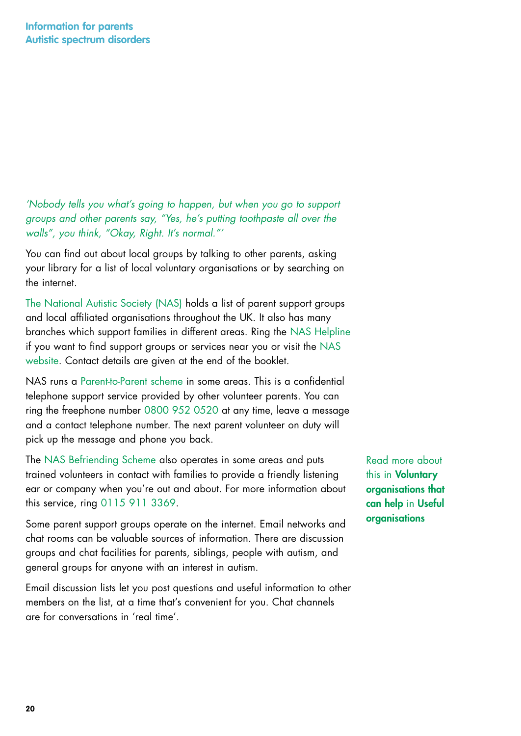*'Nobody tells you what's going to happen, but when you go to support groups and other parents say, "Yes, he's putting toothpaste all over the walls", you think, "Okay, Right. It's normal."'*

You can find out about local groups by talking to other parents, asking your library for a list of local voluntary organisations or by searching on the internet.

The National Autistic Society (NAS) holds a list of parent support groups and local affiliated organisations throughout the UK. It also has many branches which support families in different areas. Ring the NAS Helpline if you want to find support groups or services near you or visit the NAS website. Contact details are given at the end of the booklet.

NAS runs a Parent-to-Parent scheme in some areas. This is a confidential telephone support service provided by other volunteer parents. You can ring the freephone number 0800 952 0520 at any time, leave a message and a contact telephone number. The next parent volunteer on duty will pick up the message and phone you back.

The NAS Befriending Scheme also operates in some areas and puts trained volunteers in contact with families to provide a friendly listening ear or company when you're out and about. For more information about this service, ring 0115 911 3369.

Read more about this in **Voluntary organisations that can help** in **Useful organisations**

Some parent support groups operate on the internet. Email networks and chat rooms can be valuable sources of information. There are discussion groups and chat facilities for parents, siblings, people with autism, and general groups for anyone with an interest in autism.

Email discussion lists let you post questions and useful information to other members on the list, at a time that's convenient for you. Chat channels are for conversations in 'real time'.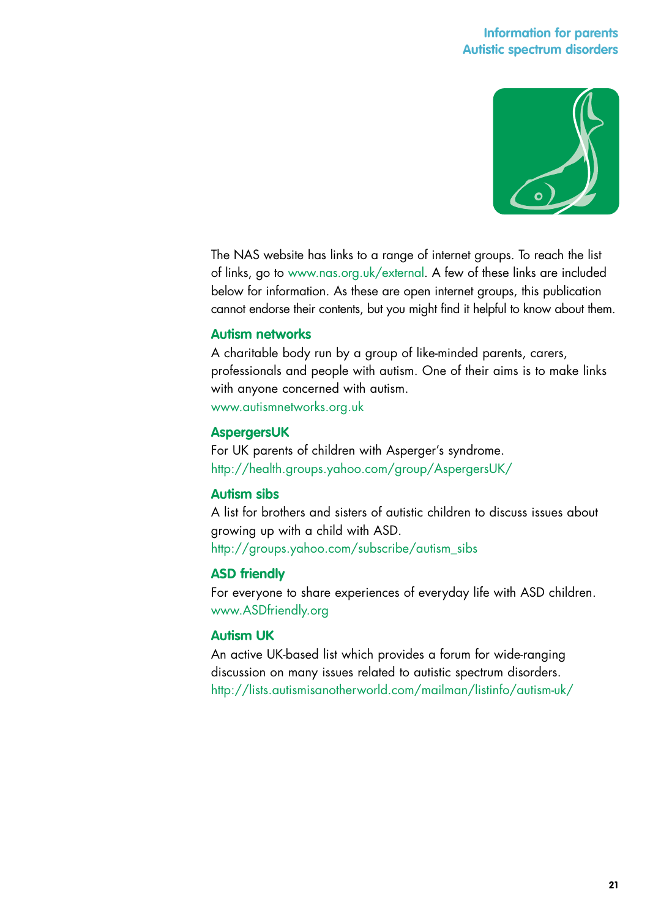The NAS website has links to a range of internet groups. To reach the list of links, go to www.nas.org.uk/external. A few of these links are included below for information. As these are open internet groups, this publication cannot endorse their contents, but you might find it helpful to know about them.

### Autism networks

A charitable body run by a group of like-minded parents, carers, professionals and people with autism. One of their aims is to make links with anyone concerned with autism.
www.autismnetworks.org.uk

### AspergersUK

For UK parents of children with Asperger's syndrome.
http://health.groups.yahoo.com/group/AspergersUK/

### Autism sibs

A list for brothers and sisters of autistic children to discuss issues about growing up with a child with ASD.
http://groups.yahoo.com/subscribe/autism_sibs

### ASD friendly

For everyone to share experiences of everyday life with ASD children.
www.ASDfriendly.org

### Autism UK

An active UK-based list which provides a forum for wide-ranging discussion on many issues related to autistic spectrum disorders.
http://lists.autismisanotherworld.com/mailman/listinfo/autism-uk/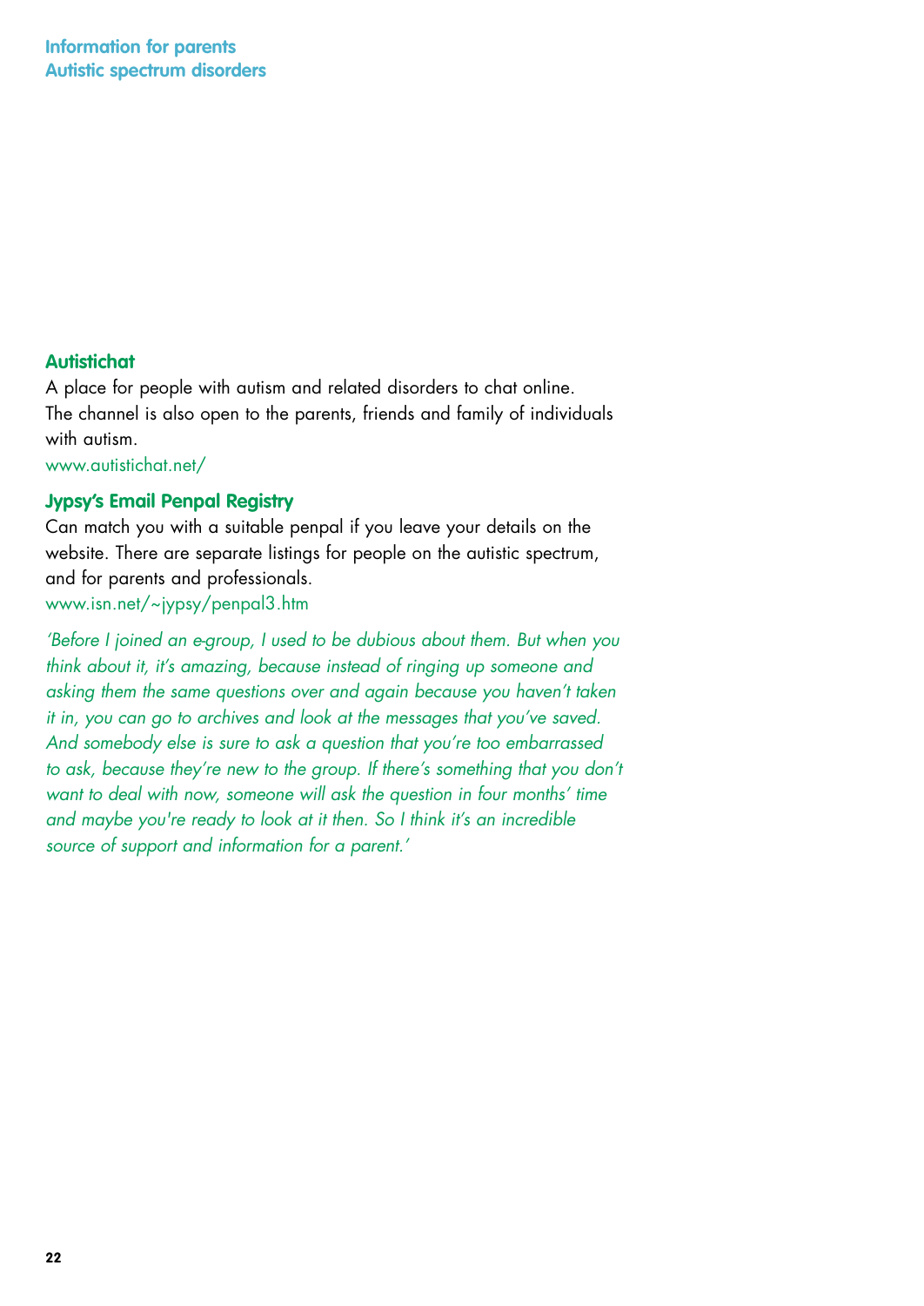### Autistichat

A place for people with autism and related disorders to chat online. The channel is also open to the parents, friends and family of individuals with autism.

www.autistichat.net/

### Jypsy's Email Penpal Registry

Can match you with a suitable penpal if you leave your details on the website. There are separate listings for people on the autistic spectrum, and for parents and professionals.

www.isn.net/~jypsy/penpal3.htm

*'Before I joined an e-group, I used to be dubious about them. But when you think about it, it's amazing, because instead of ringing up someone and asking them the same questions over and again because you haven't taken it in, you can go to archives and look at the messages that you've saved. And somebody else is sure to ask a question that you're too embarrassed to ask, because they're new to the group. If there's something that you don't want to deal with now, someone will ask the question in four months' time and maybe you're ready to look at it then. So I think it's an incredible source of support and information for a parent.'*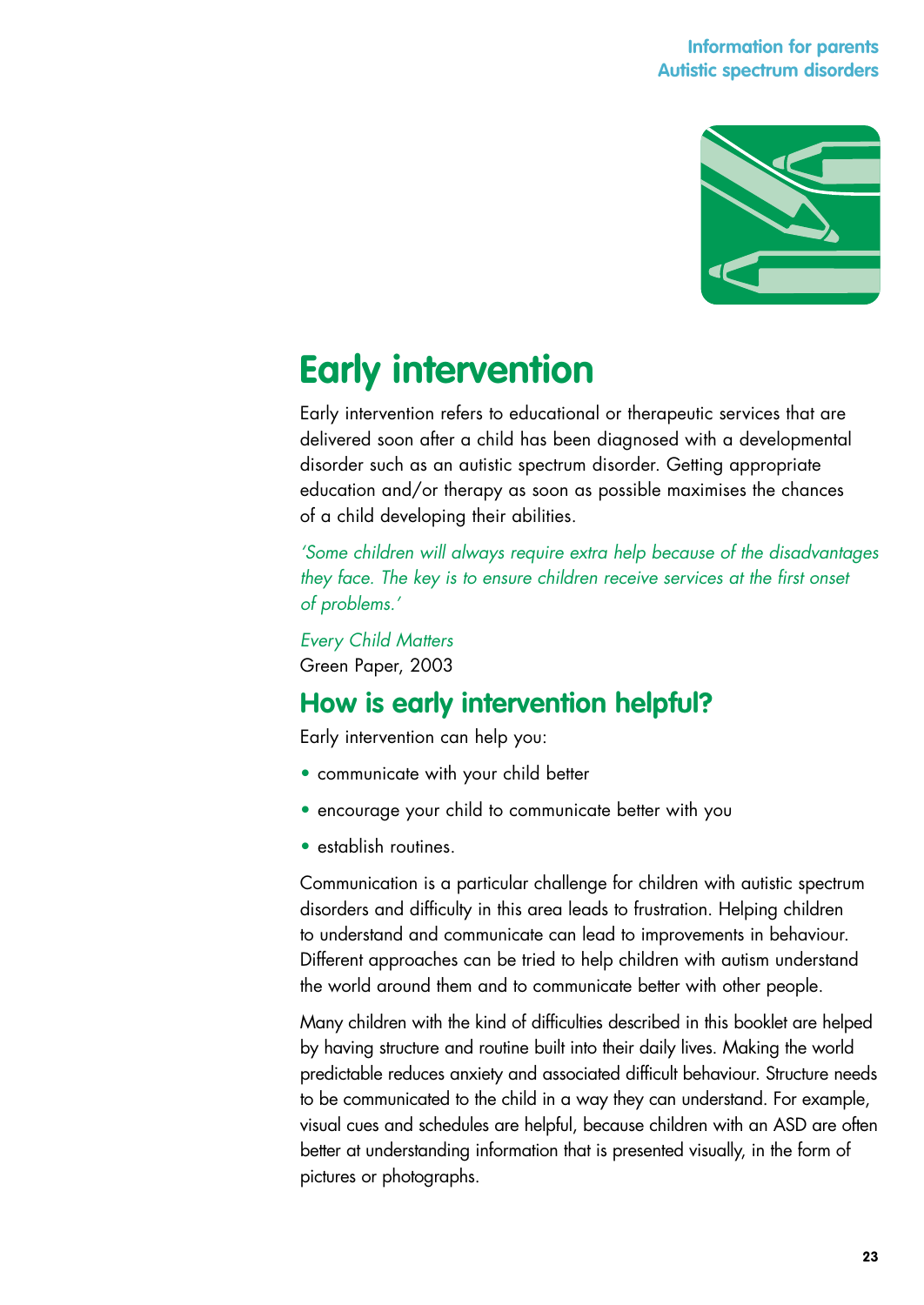# Early intervention

Early intervention refers to educational or therapeutic services that are delivered soon after a child has been diagnosed with a developmental disorder such as an autistic spectrum disorder. Getting appropriate education and/or therapy as soon as possible maximises the chances of a child developing their abilities.

*'Some children will always require extra help because of the disadvantages they face. The key is to ensure children receive services at the first onset of problems.'*

*Every Child Matters*
Green Paper, 2003

## How is early intervention helpful?

Early intervention can help you:

- communicate with your child better
- encourage your child to communicate better with you
- establish routines.

Communication is a particular challenge for children with autistic spectrum disorders and difficulty in this area leads to frustration. Helping children to understand and communicate can lead to improvements in behaviour. Different approaches can be tried to help children with autism understand the world around them and to communicate better with other people.

Many children with the kind of difficulties described in this booklet are helped by having structure and routine built into their daily lives. Making the world predictable reduces anxiety and associated difficult behaviour. Structure needs to be communicated to the child in a way they can understand. For example, visual cues and schedules are helpful, because children with an ASD are often better at understanding information that is presented visually, in the form of pictures or photographs.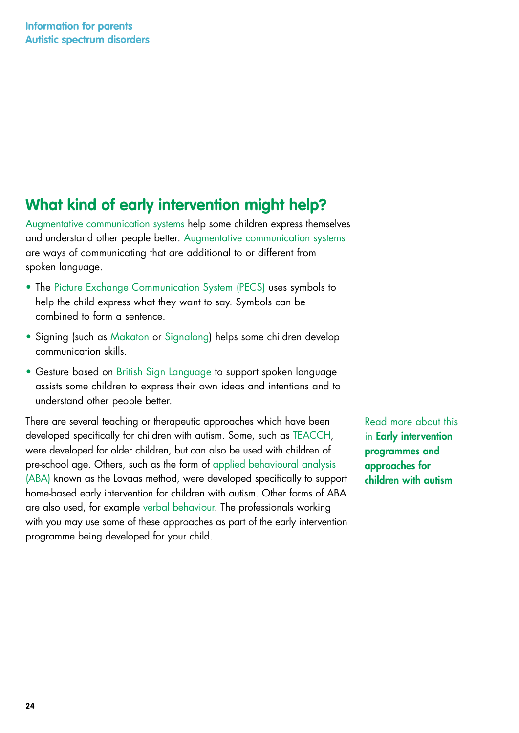## What kind of early intervention might help?

Augmentative communication systems help some children express themselves and understand other people better. Augmentative communication systems are ways of communicating that are additional to or different from spoken language.

- The Picture Exchange Communication System (PECS) uses symbols to help the child express what they want to say. Symbols can be combined to form a sentence.
- Signing (such as Makaton or Signalong) helps some children develop communication skills.
- Gesture based on British Sign Language to support spoken language assists some children to express their own ideas and intentions and to understand other people better.

There are several teaching or therapeutic approaches which have been developed specifically for children with autism. Some, such as TEACCH, were developed for older children, but can also be used with children of pre-school age. Others, such as the form of applied behavioural analysis (ABA) known as the Lovaas method, were developed specifically to support home-based early intervention for children with autism. Other forms of ABA are also used, for example verbal behaviour. The professionals working with you may use some of these approaches as part of the early intervention programme being developed for your child.

Read more about this in **Early intervention programmes and approaches for children with autism**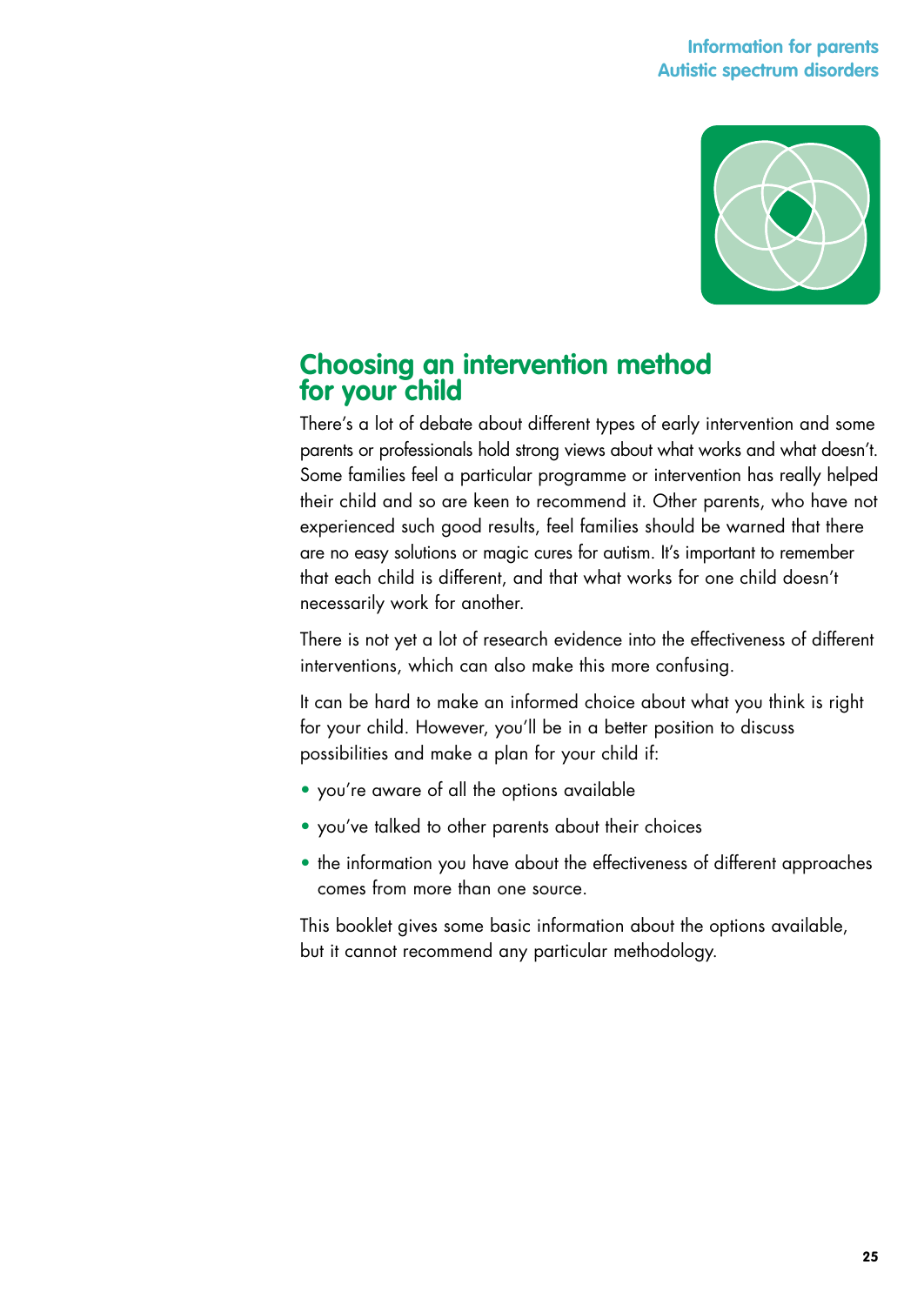## Choosing an intervention method for your child

There's a lot of debate about different types of early intervention and some parents or professionals hold strong views about what works and what doesn't. Some families feel a particular programme or intervention has really helped their child and so are keen to recommend it. Other parents, who have not experienced such good results, feel families should be warned that there are no easy solutions or magic cures for autism. It's important to remember that each child is different, and that what works for one child doesn't necessarily work for another.

There is not yet a lot of research evidence into the effectiveness of different interventions, which can also make this more confusing.

It can be hard to make an informed choice about what you think is right for your child. However, you'll be in a better position to discuss possibilities and make a plan for your child if:

- you're aware of all the options available
- you've talked to other parents about their choices
- the information you have about the effectiveness of different approaches comes from more than one source.

This booklet gives some basic information about the options available, but it cannot recommend any particular methodology.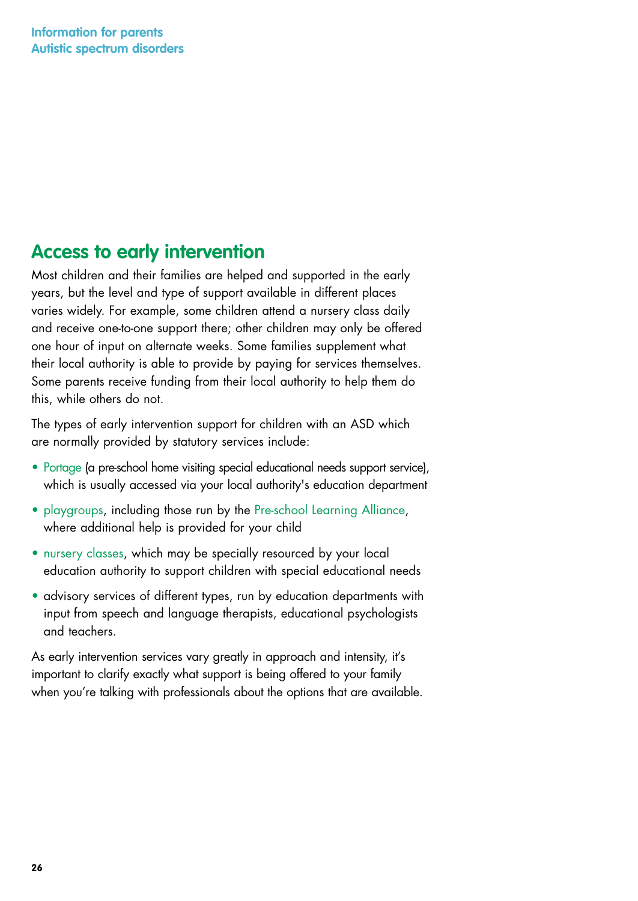## Access to early intervention

Most children and their families are helped and supported in the early years, but the level and type of support available in different places varies widely. For example, some children attend a nursery class daily and receive one-to-one support there; other children may only be offered one hour of input on alternate weeks. Some families supplement what their local authority is able to provide by paying for services themselves. Some parents receive funding from their local authority to help them do this, while others do not.

The types of early intervention support for children with an ASD which are normally provided by statutory services include:

- Portage (a pre-school home visiting special educational needs support service), which is usually accessed via your local authority's education department
- playgroups, including those run by the Pre-school Learning Alliance, where additional help is provided for your child
- nursery classes, which may be specially resourced by your local education authority to support children with special educational needs
- advisory services of different types, run by education departments with input from speech and language therapists, educational psychologists and teachers.

As early intervention services vary greatly in approach and intensity, it's important to clarify exactly what support is being offered to your family when you're talking with professionals about the options that are available.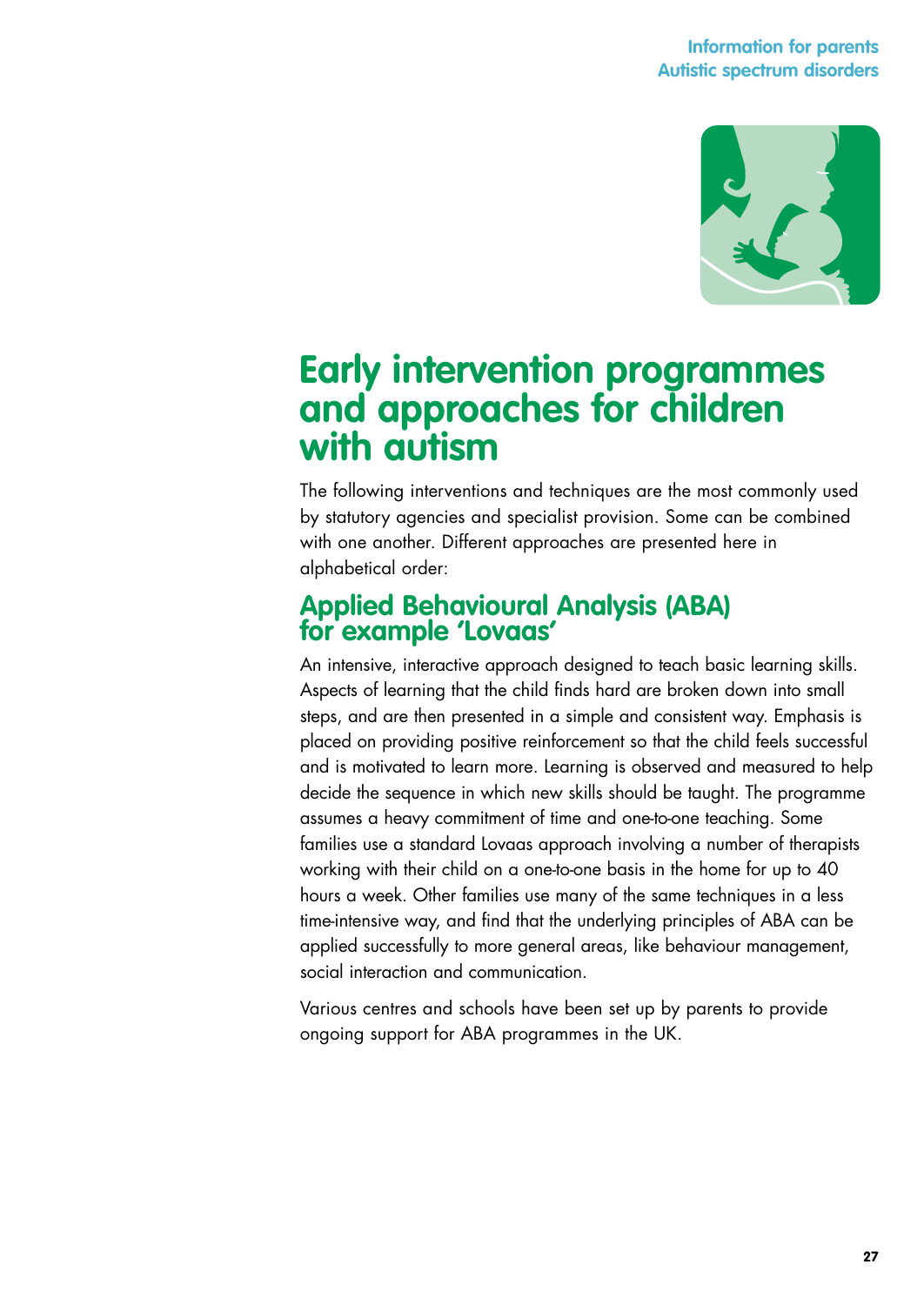# Early intervention programmes and approaches for children with autism

The following interventions and techniques are the most commonly used by statutory agencies and specialist provision. Some can be combined with one another. Different approaches are presented here in alphabetical order:

## Applied Behavioural Analysis (ABA) for example 'Lovaas'

An intensive, interactive approach designed to teach basic learning skills. Aspects of learning that the child finds hard are broken down into small steps, and are then presented in a simple and consistent way. Emphasis is placed on providing positive reinforcement so that the child feels successful and is motivated to learn more. Learning is observed and measured to help decide the sequence in which new skills should be taught. The programme assumes a heavy commitment of time and one-to-one teaching. Some families use a standard Lovaas approach involving a number of therapists working with their child on a one-to-one basis in the home for up to 40 hours a week. Other families use many of the same techniques in a less time-intensive way, and find that the underlying principles of ABA can be applied successfully to more general areas, like behaviour management, social interaction and communication.

Various centres and schools have been set up by parents to provide ongoing support for ABA programmes in the UK.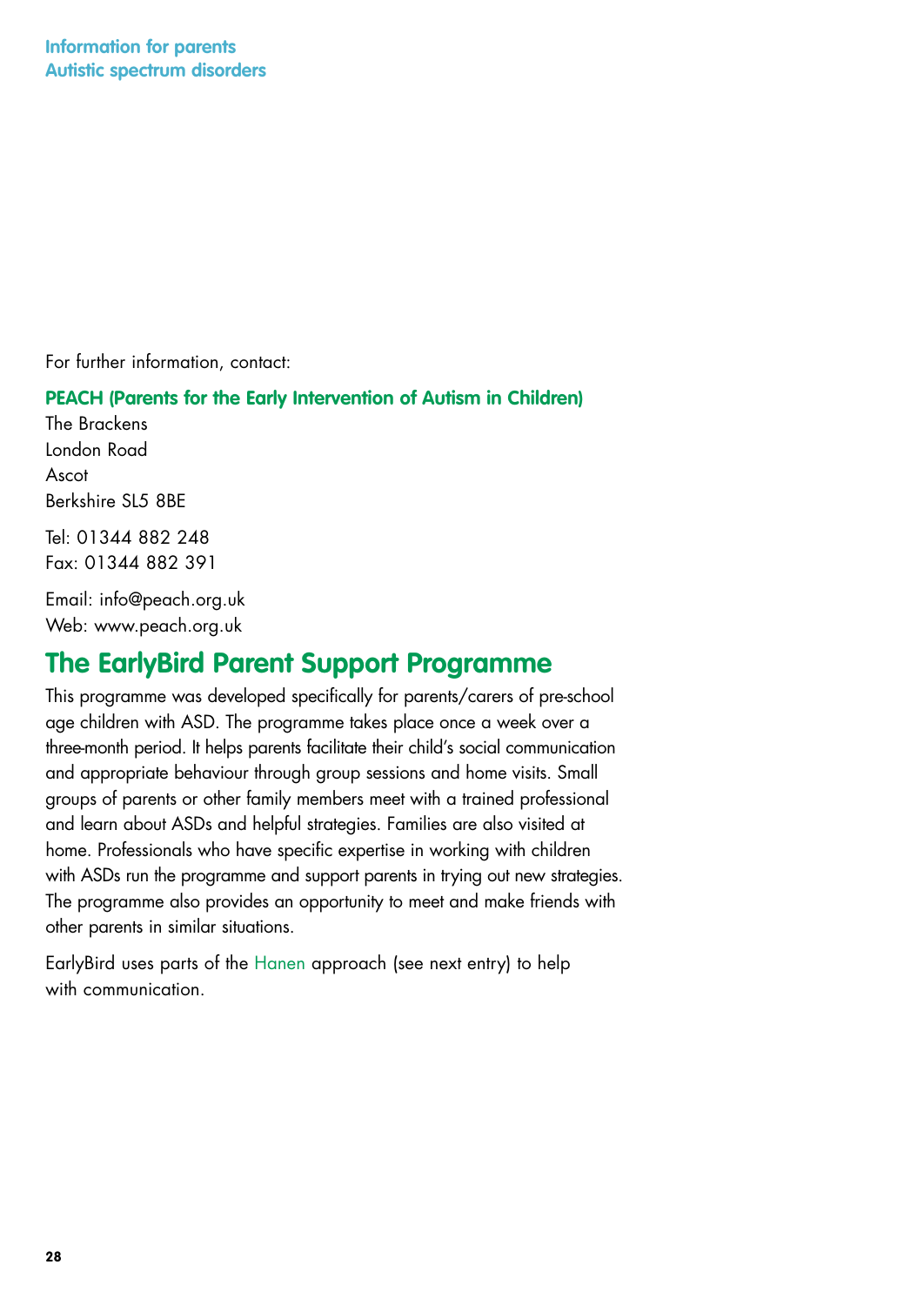For further information, contact:

**PEACH (Parents for the Early Intervention of Autism in Children)**
The Brackens
London Road
Ascot
Berkshire SL5 8BE

Tel: 01344 882 248
Fax: 01344 882 391

Email: info@peach.org.uk
Web: www.peach.org.uk

## The EarlyBird Parent Support Programme

This programme was developed specifically for parents/carers of pre-school age children with ASD. The programme takes place once a week over a three-month period. It helps parents facilitate their child's social communication and appropriate behaviour through group sessions and home visits. Small groups of parents or other family members meet with a trained professional and learn about ASDs and helpful strategies. Families are also visited at home. Professionals who have specific expertise in working with children with ASDs run the programme and support parents in trying out new strategies. The programme also provides an opportunity to meet and make friends with other parents in similar situations.

EarlyBird uses parts of the Hanen approach (see next entry) to help with communication.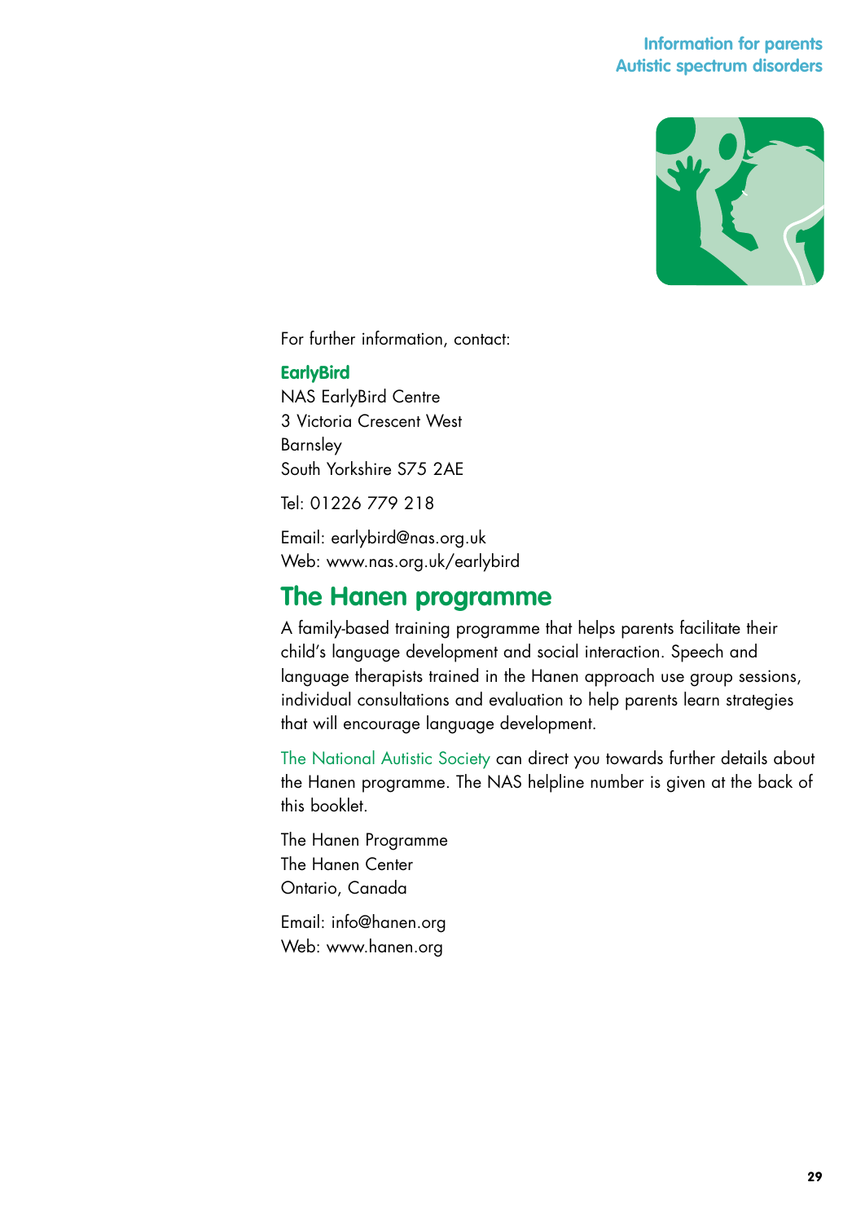For further information, contact:

**EarlyBird**
NAS EarlyBird Centre
3 Victoria Crescent West
Barnsley
South Yorkshire S75 2AE

Tel: 01226 779 218

Email: earlybird@nas.org.uk
Web: www.nas.org.uk/earlybird

## The Hanen programme

A family-based training programme that helps parents facilitate their child's language development and social interaction. Speech and language therapists trained in the Hanen approach use group sessions, individual consultations and evaluation to help parents learn strategies that will encourage language development.

The National Autistic Society can direct you towards further details about the Hanen programme. The NAS helpline number is given at the back of this booklet.

The Hanen Programme
The Hanen Center
Ontario, Canada

Email: info@hanen.org
Web: www.hanen.org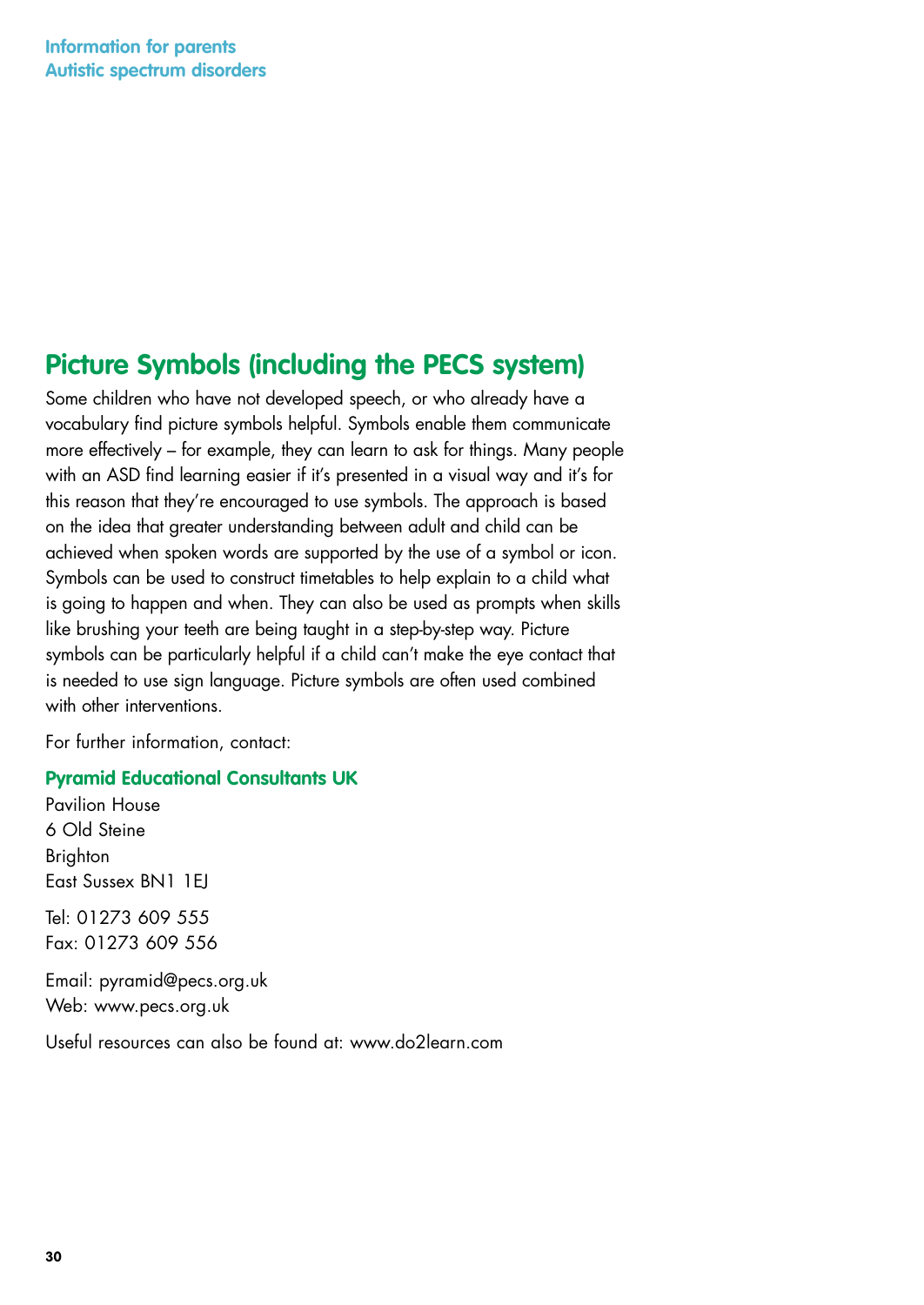## Picture Symbols (including the PECS system)

Some children who have not developed speech, or who already have a vocabulary find picture symbols helpful. Symbols enable them communicate more effectively – for example, they can learn to ask for things. Many people with an ASD find learning easier if it's presented in a visual way and it's for this reason that they're encouraged to use symbols. The approach is based on the idea that greater understanding between adult and child can be achieved when spoken words are supported by the use of a symbol or icon. Symbols can be used to construct timetables to help explain to a child what is going to happen and when. They can also be used as prompts when skills like brushing your teeth are being taught in a step-by-step way. Picture symbols can be particularly helpful if a child can't make the eye contact that is needed to use sign language. Picture symbols are often used combined with other interventions.

For further information, contact:

**Pyramid Educational Consultants UK**

Pavilion House
6 Old Steine
Brighton
East Sussex BN1 1EJ

Tel: 01273 609 555
Fax: 01273 609 556

Email: pyramid@pecs.org.uk
Web: www.pecs.org.uk

Useful resources can also be found at: www.do2learn.com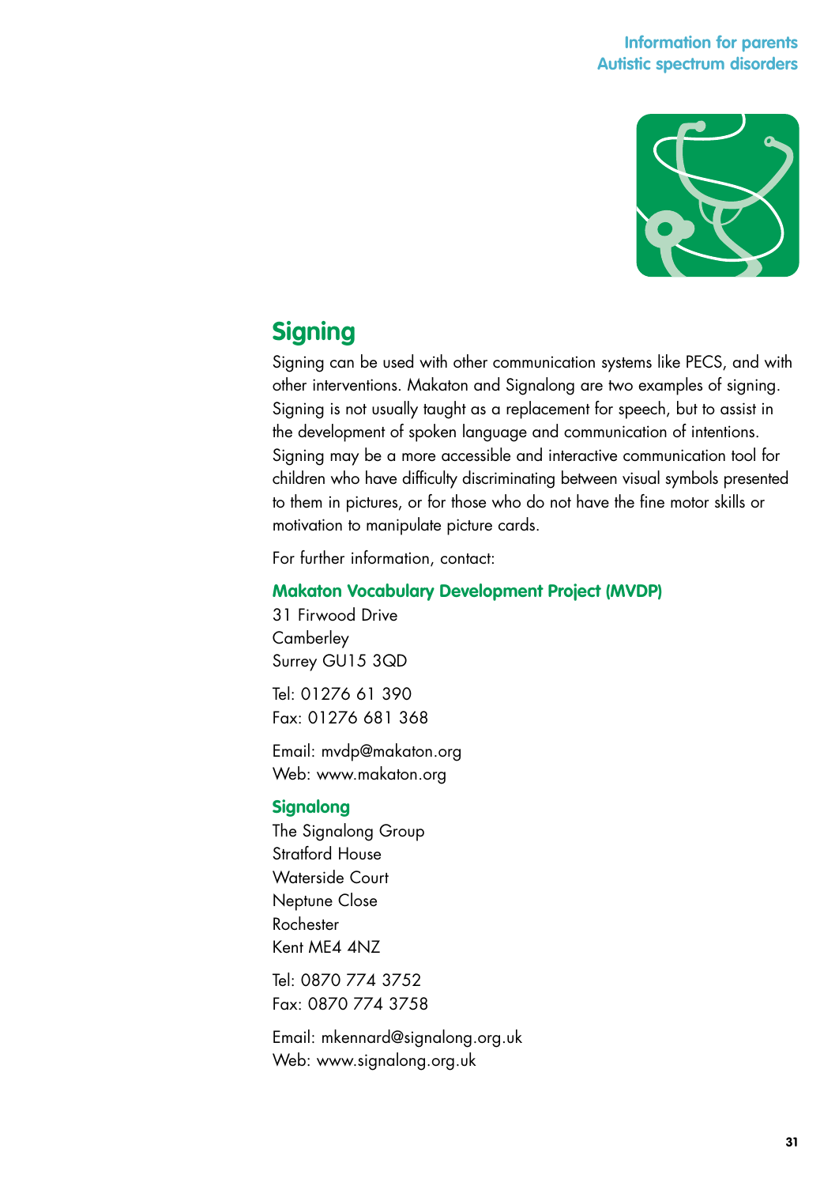## Signing

Signing can be used with other communication systems like PECS, and with other interventions. Makaton and Signalong are two examples of signing. Signing is not usually taught as a replacement for speech, but to assist in the development of spoken language and communication of intentions. Signing may be a more accessible and interactive communication tool for children who have difficulty discriminating between visual symbols presented to them in pictures, or for those who do not have the fine motor skills or motivation to manipulate picture cards.

For further information, contact:

**Makaton Vocabulary Development Project (MVDP)**
31 Firwood Drive
Camberley
Surrey GU15 3QD

Tel: 01276 61 390
Fax: 01276 681 368

Email: mvdp@makaton.org
Web: www.makaton.org

**Signalong**
The Signalong Group
Stratford House
Waterside Court
Neptune Close
Rochester
Kent ME4 4NZ

Tel: 0870 774 3752
Fax: 0870 774 3758

Email: mkennard@signalong.org.uk
Web: www.signalong.org.uk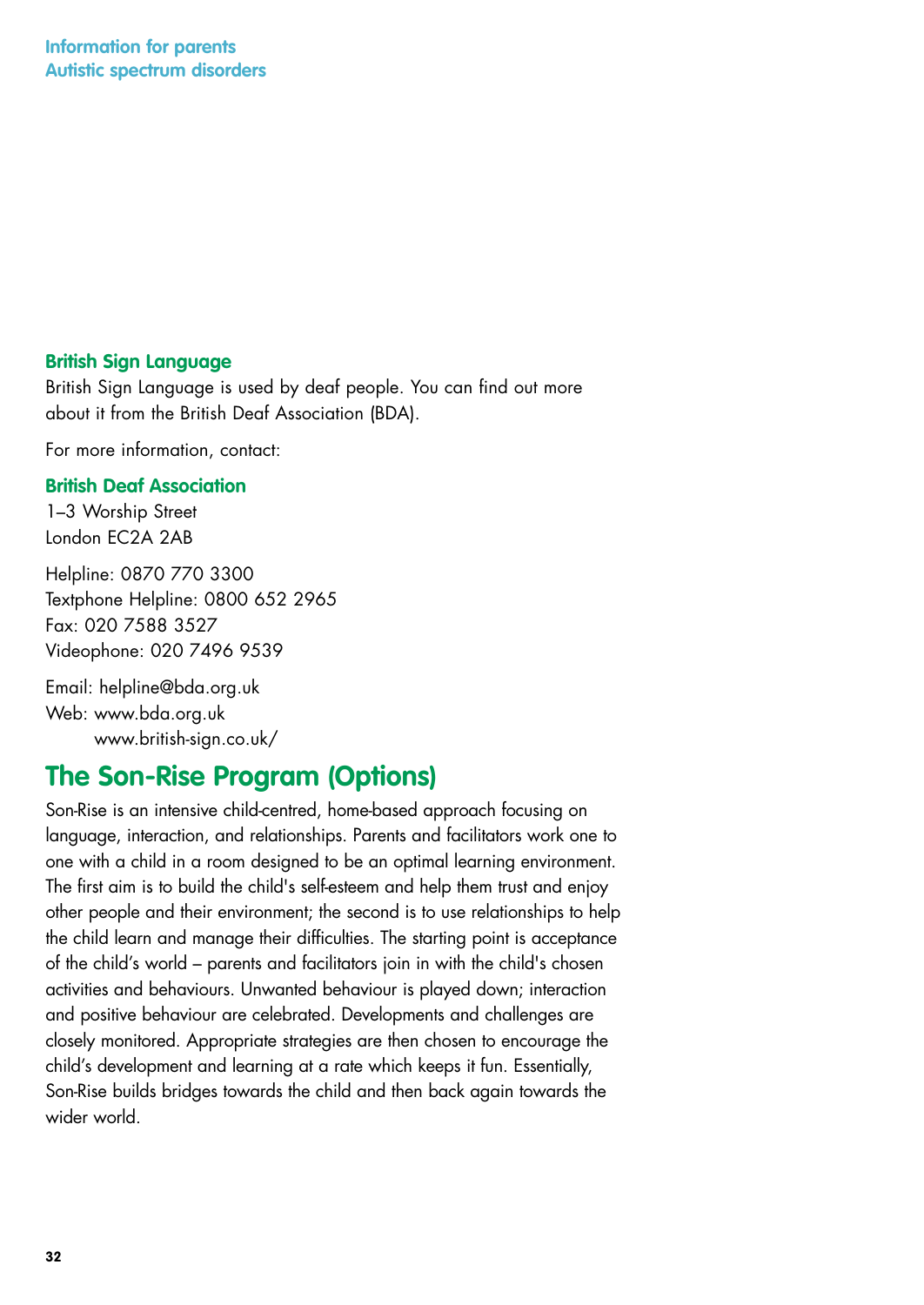### British Sign Language

British Sign Language is used by deaf people. You can find out more about it from the British Deaf Association (BDA).

For more information, contact:

**British Deaf Association**
1–3 Worship Street
London EC2A 2AB

Helpline: 0870 770 3300
Textphone Helpline: 0800 652 2965
Fax: 020 7588 3527
Videophone: 020 7496 9539

Email: helpline@bda.org.uk
Web: www.bda.org.uk
www.british-sign.co.uk/

## The Son-Rise Program (Options)

Son-Rise is an intensive child-centred, home-based approach focusing on language, interaction, and relationships. Parents and facilitators work one to one with a child in a room designed to be an optimal learning environment. The first aim is to build the child's self-esteem and help them trust and enjoy other people and their environment; the second is to use relationships to help the child learn and manage their difficulties. The starting point is acceptance of the child's world – parents and facilitators join in with the child's chosen activities and behaviours. Unwanted behaviour is played down; interaction and positive behaviour are celebrated. Developments and challenges are closely monitored. Appropriate strategies are then chosen to encourage the child's development and learning at a rate which keeps it fun. Essentially, Son-Rise builds bridges towards the child and then back again towards the wider world.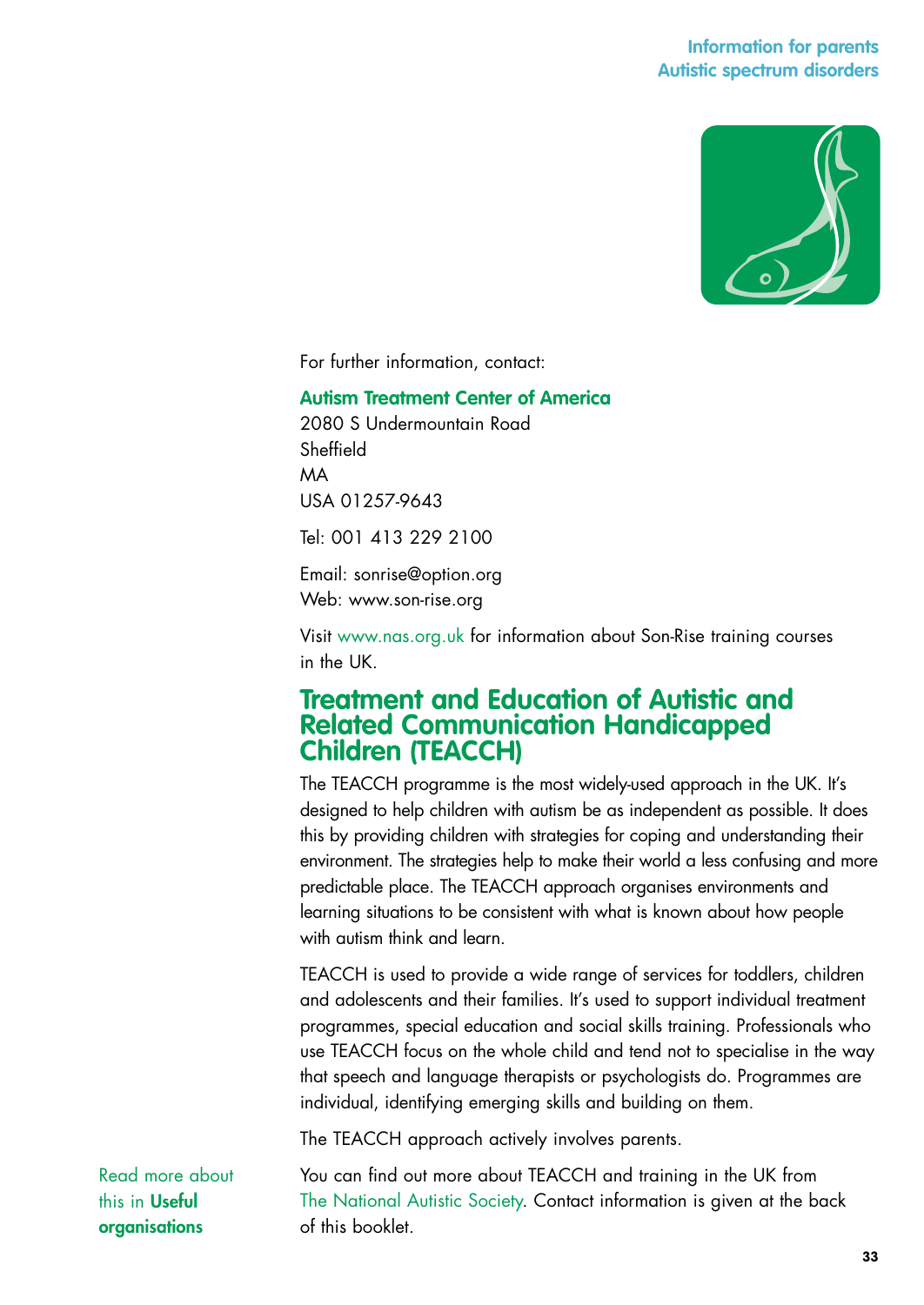For further information, contact:

**Autism Treatment Center of America**
2080 S Undermountain Road
Sheffield
MA
USA 01257-9643

Tel: 001 413 229 2100

Email: sonrise@option.org
Web: www.son-rise.org

Visit www.nas.org.uk for information about Son-Rise training courses in the UK.

## Treatment and Education of Autistic and Related Communication Handicapped Children (TEACCH)

The TEACCH programme is the most widely-used approach in the UK. It's designed to help children with autism be as independent as possible. It does this by providing children with strategies for coping and understanding their environment. The strategies help to make their world a less confusing and more predictable place. The TEACCH approach organises environments and learning situations to be consistent with what is known about how people with autism think and learn.

TEACCH is used to provide a wide range of services for toddlers, children and adolescents and their families. It's used to support individual treatment programmes, special education and social skills training. Professionals who use TEACCH focus on the whole child and tend not to specialise in the way that speech and language therapists or psychologists do. Programmes are individual, identifying emerging skills and building on them.

The TEACCH approach actively involves parents.

You can find out more about TEACCH and training in the UK from The National Autistic Society. Contact information is given at the back of this booklet.

Read more about this in **Useful organisations**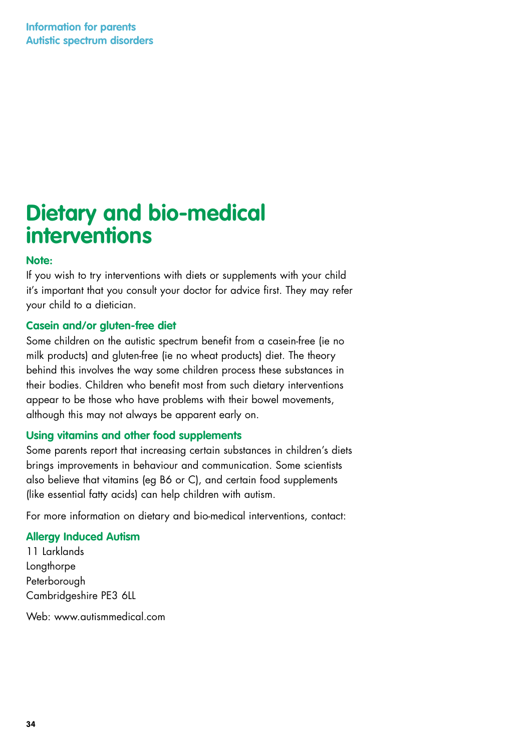# Dietary and bio-medical interventions

### Note:

If you wish to try interventions with diets or supplements with your child it's important that you consult your doctor for advice first. They may refer your child to a dietician.

### Casein and/or gluten-free diet

Some children on the autistic spectrum benefit from a casein-free (ie no milk products) and gluten-free (ie no wheat products) diet. The theory behind this involves the way some children process these substances in their bodies. Children who benefit most from such dietary interventions appear to be those who have problems with their bowel movements, although this may not always be apparent early on.

### Using vitamins and other food supplements

Some parents report that increasing certain substances in children's diets brings improvements in behaviour and communication. Some scientists also believe that vitamins (eg B6 or C), and certain food supplements (like essential fatty acids) can help children with autism.

For more information on dietary and bio-medical interventions, contact:

### Allergy Induced Autism

11 Larklands
Longthorpe
Peterborough
Cambridgeshire PE3 6LL

Web: www.autismmedical.com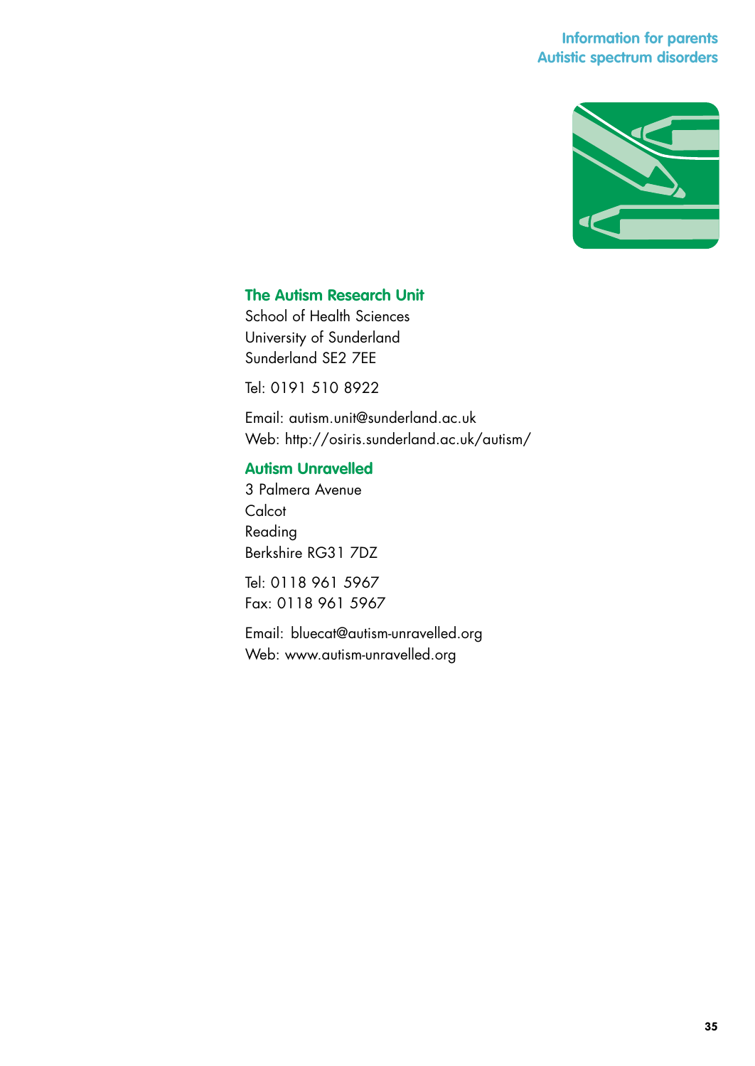### The Autism Research Unit

School of Health Sciences
University of Sunderland
Sunderland SE2 7EE

Tel: 0191 510 8922

Email: autism.unit@sunderland.ac.uk
Web: http://osiris.sunderland.ac.uk/autism/

### Autism Unravelled

3 Palmera Avenue
Calcot
Reading
Berkshire RG31 7DZ

Tel: 0118 961 5967
Fax: 0118 961 5967

Email: bluecat@autism-unravelled.org
Web: www.autism-unravelled.org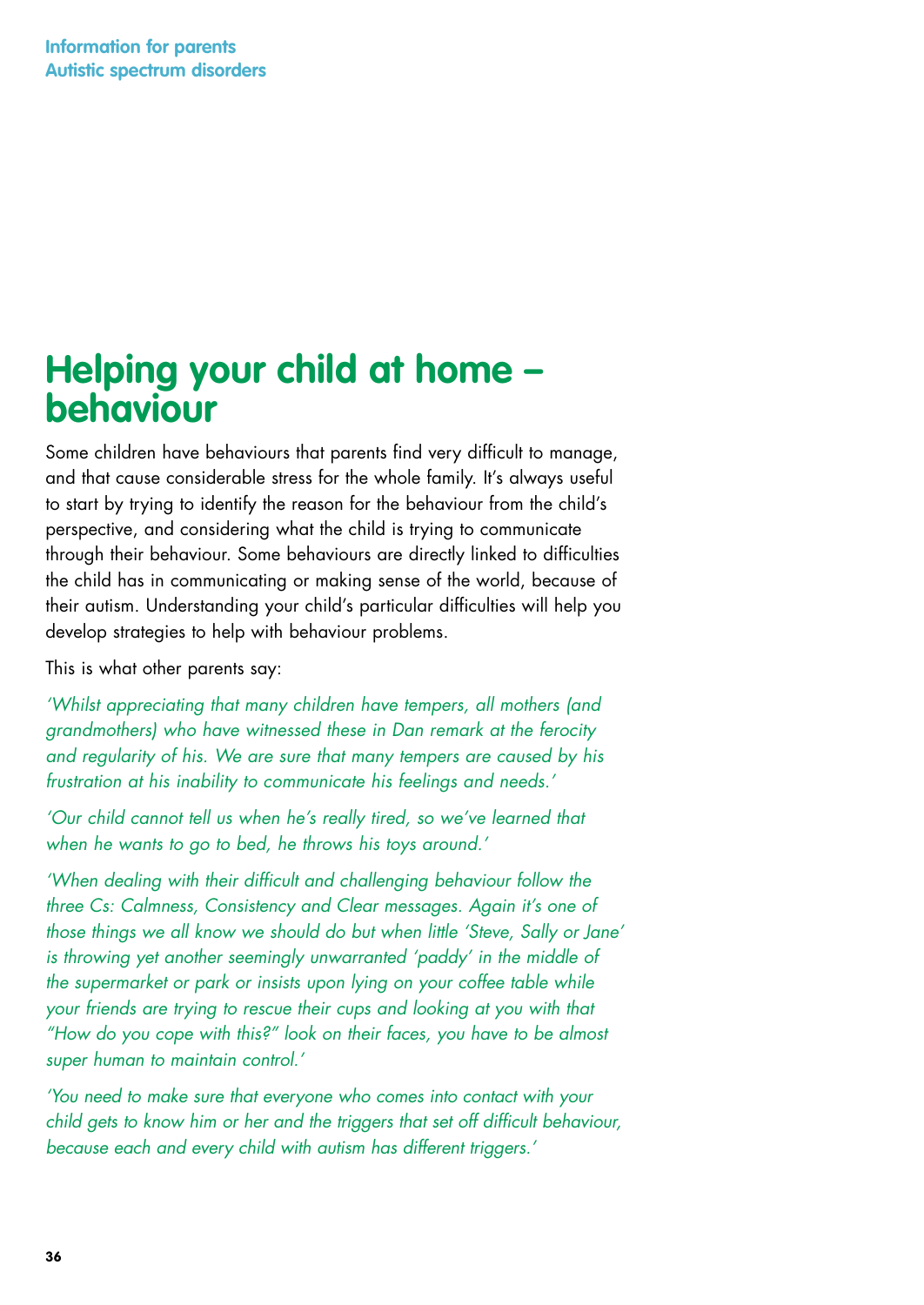# Helping your child at home – behaviour

Some children have behaviours that parents find very difficult to manage, and that cause considerable stress for the whole family. It's always useful to start by trying to identify the reason for the behaviour from the child's perspective, and considering what the child is trying to communicate through their behaviour. Some behaviours are directly linked to difficulties the child has in communicating or making sense of the world, because of their autism. Understanding your child's particular difficulties will help you develop strategies to help with behaviour problems.

This is what other parents say:

*'Whilst appreciating that many children have tempers, all mothers (and grandmothers) who have witnessed these in Dan remark at the ferocity and regularity of his. We are sure that many tempers are caused by his frustration at his inability to communicate his feelings and needs.'*

*'Our child cannot tell us when he's really tired, so we've learned that when he wants to go to bed, he throws his toys around.'*

*'When dealing with their difficult and challenging behaviour follow the three Cs: Calmness, Consistency and Clear messages. Again it's one of those things we all know we should do but when little 'Steve, Sally or Jane' is throwing yet another seemingly unwarranted 'paddy' in the middle of the supermarket or park or insists upon lying on your coffee table while your friends are trying to rescue their cups and looking at you with that "How do you cope with this?" look on their faces, you have to be almost super human to maintain control.'*

*'You need to make sure that everyone who comes into contact with your child gets to know him or her and the triggers that set off difficult behaviour, because each and every child with autism has different triggers.'*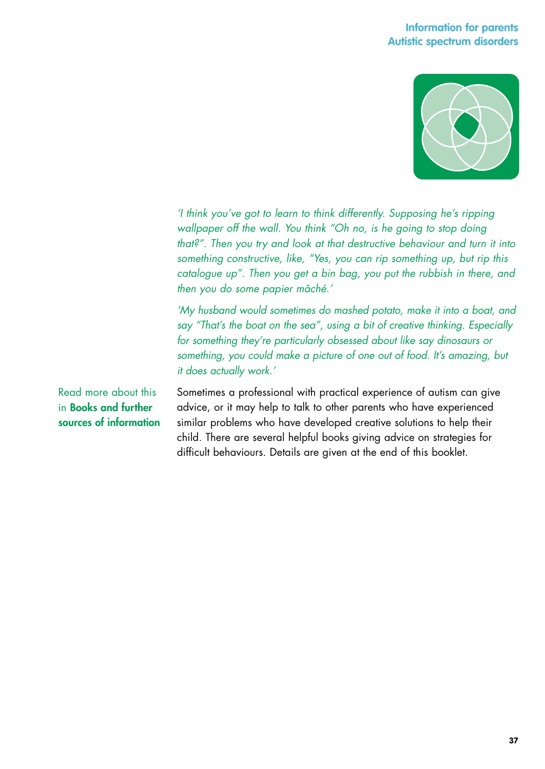*'I think you've got to learn to think differently. Supposing he's ripping wallpaper off the wall. You think "Oh no, is he going to stop doing that?". Then you try and look at that destructive behaviour and turn it into something constructive, like, "Yes, you can rip something up, but rip this catalogue up". Then you get a bin bag, you put the rubbish in there, and then you do some papier mâché.'*

*'My husband would sometimes do mashed potato, make it into a boat, and say "That's the boat on the sea", using a bit of creative thinking. Especially for something they're particularly obsessed about like say dinosaurs or something, you could make a picture of one out of food. It's amazing, but it does actually work.'*

Read more about this in **Books and further sources of information**

Sometimes a professional with practical experience of autism can give advice, or it may help to talk to other parents who have experienced similar problems who have developed creative solutions to help their child. There are several helpful books giving advice on strategies for difficult behaviours. Details are given at the end of this booklet.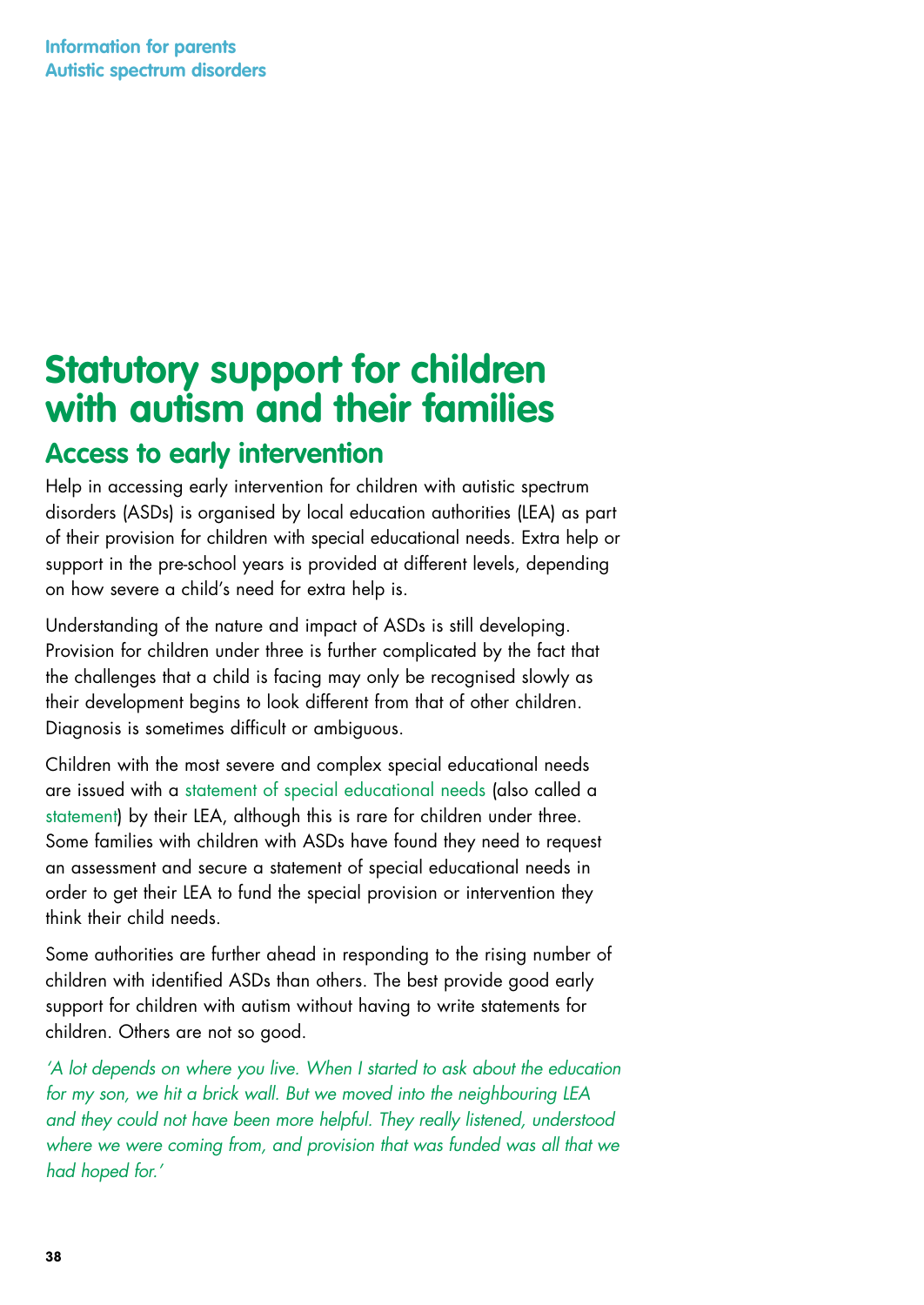# Statutory support for children with autism and their families

## Access to early intervention

Help in accessing early intervention for children with autistic spectrum disorders (ASDs) is organised by local education authorities (LEA) as part of their provision for children with special educational needs. Extra help or support in the pre-school years is provided at different levels, depending on how severe a child's need for extra help is.

Understanding of the nature and impact of ASDs is still developing. Provision for children under three is further complicated by the fact that the challenges that a child is facing may only be recognised slowly as their development begins to look different from that of other children. Diagnosis is sometimes difficult or ambiguous.

Children with the most severe and complex special educational needs are issued with a statement of special educational needs (also called a statement) by their LEA, although this is rare for children under three. Some families with children with ASDs have found they need to request an assessment and secure a statement of special educational needs in order to get their LEA to fund the special provision or intervention they think their child needs.

Some authorities are further ahead in responding to the rising number of children with identified ASDs than others. The best provide good early support for children with autism without having to write statements for children. Others are not so good.

*'A lot depends on where you live. When I started to ask about the education for my son, we hit a brick wall. But we moved into the neighbouring LEA and they could not have been more helpful. They really listened, understood where we were coming from, and provision that was funded was all that we had hoped for.'*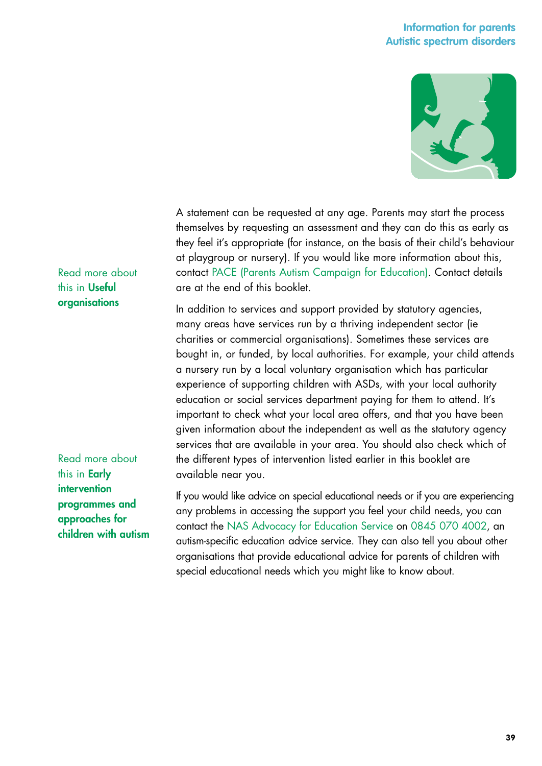A statement can be requested at any age. Parents may start the process themselves by requesting an assessment and they can do this as early as they feel it's appropriate (for instance, on the basis of their child's behaviour at playgroup or nursery). If you would like more information about this, contact PACE (Parents Autism Campaign for Education). Contact details are at the end of this booklet.

Read more about this in **Useful organisations**

In addition to services and support provided by statutory agencies, many areas have services run by a thriving independent sector (ie charities or commercial organisations). Sometimes these services are bought in, or funded, by local authorities. For example, your child attends a nursery run by a local voluntary organisation which has particular experience of supporting children with ASDs, with your local authority education or social services department paying for them to attend. It's important to check what your local area offers, and that you have been given information about the independent as well as the statutory agency services that are available in your area. You should also check which of the different types of intervention listed earlier in this booklet are available near you.

Read more about this in **Early intervention programmes and approaches for children with autism**

If you would like advice on special educational needs or if you are experiencing any problems in accessing the support you feel your child needs, you can contact the NAS Advocacy for Education Service on 0845 070 4002, an autism-specific education advice service. They can also tell you about other organisations that provide educational advice for parents of children with special educational needs which you might like to know about.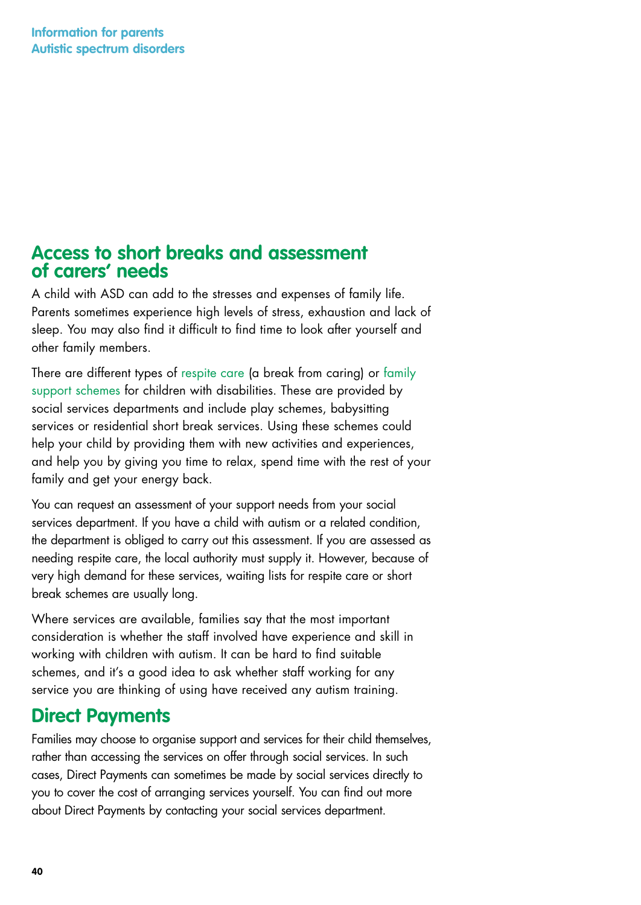## Access to short breaks and assessment of carers' needs

A child with ASD can add to the stresses and expenses of family life. Parents sometimes experience high levels of stress, exhaustion and lack of sleep. You may also find it difficult to find time to look after yourself and other family members.

There are different types of respite care (a break from caring) or family support schemes for children with disabilities. These are provided by social services departments and include play schemes, babysitting services or residential short break services. Using these schemes could help your child by providing them with new activities and experiences, and help you by giving you time to relax, spend time with the rest of your family and get your energy back.

You can request an assessment of your support needs from your social services department. If you have a child with autism or a related condition, the department is obliged to carry out this assessment. If you are assessed as needing respite care, the local authority must supply it. However, because of very high demand for these services, waiting lists for respite care or short break schemes are usually long.

Where services are available, families say that the most important consideration is whether the staff involved have experience and skill in working with children with autism. It can be hard to find suitable schemes, and it's a good idea to ask whether staff working for any service you are thinking of using have received any autism training.

## Direct Payments

Families may choose to organise support and services for their child themselves, rather than accessing the services on offer through social services. In such cases, Direct Payments can sometimes be made by social services directly to you to cover the cost of arranging services yourself. You can find out more about Direct Payments by contacting your social services department.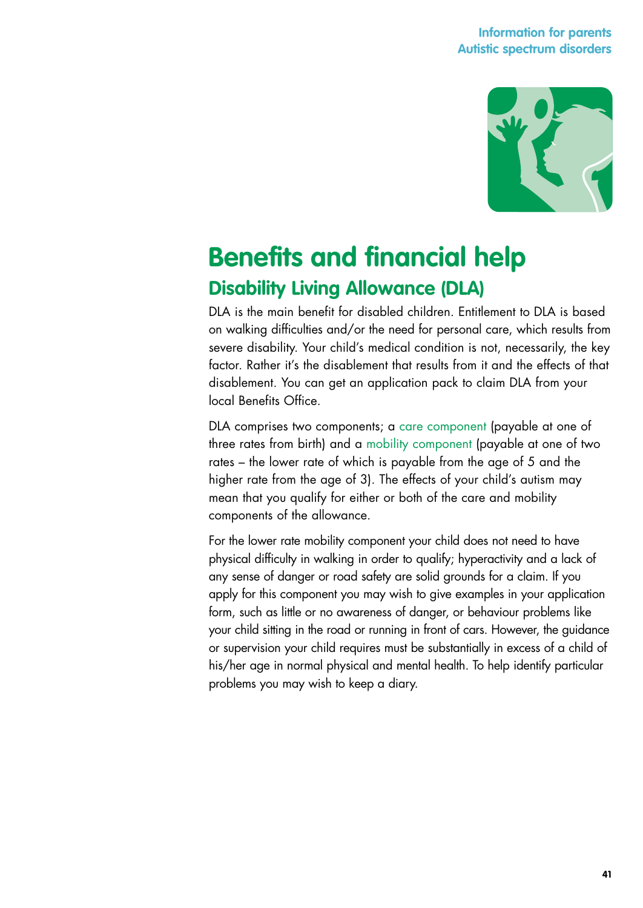# Benefits and financial help

## Disability Living Allowance (DLA)

DLA is the main benefit for disabled children. Entitlement to DLA is based on walking difficulties and/or the need for personal care, which results from severe disability. Your child's medical condition is not, necessarily, the key factor. Rather it's the disablement that results from it and the effects of that disablement. You can get an application pack to claim DLA from your local Benefits Office.

DLA comprises two components; a care component (payable at one of three rates from birth) and a mobility component (payable at one of two rates – the lower rate of which is payable from the age of 5 and the higher rate from the age of 3). The effects of your child's autism may mean that you qualify for either or both of the care and mobility components of the allowance.

For the lower rate mobility component your child does not need to have physical difficulty in walking in order to qualify; hyperactivity and a lack of any sense of danger or road safety are solid grounds for a claim. If you apply for this component you may wish to give examples in your application form, such as little or no awareness of danger, or behaviour problems like your child sitting in the road or running in front of cars. However, the guidance or supervision your child requires must be substantially in excess of a child of his/her age in normal physical and mental health. To help identify particular problems you may wish to keep a diary.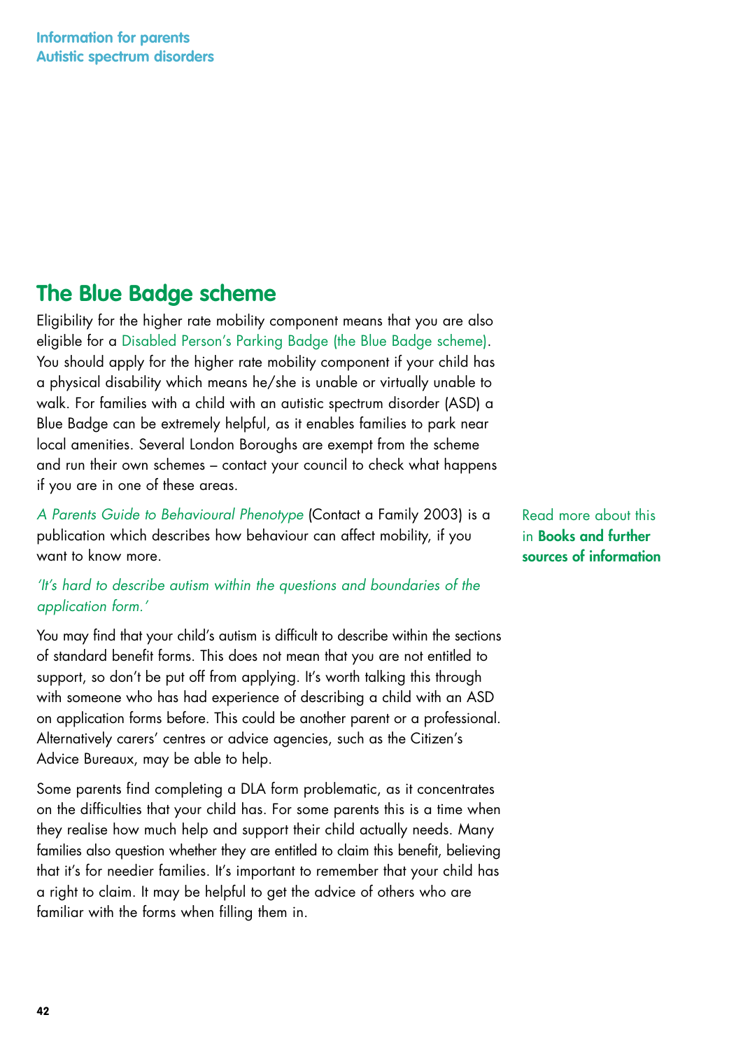## The Blue Badge scheme

Eligibility for the higher rate mobility component means that you are also eligible for a Disabled Person's Parking Badge (the Blue Badge scheme). You should apply for the higher rate mobility component if your child has a physical disability which means he/she is unable or virtually unable to walk. For families with a child with an autistic spectrum disorder (ASD) a Blue Badge can be extremely helpful, as it enables families to park near local amenities. Several London Boroughs are exempt from the scheme and run their own schemes – contact your council to check what happens if you are in one of these areas.

*A Parents Guide to Behavioural Phenotype* (Contact a Family 2003) is a publication which describes how behaviour can affect mobility, if you want to know more.

Read more about this in **Books and further sources of information**

*'It's hard to describe autism within the questions and boundaries of the application form.'*

You may find that your child's autism is difficult to describe within the sections of standard benefit forms. This does not mean that you are not entitled to support, so don't be put off from applying. It's worth talking this through with someone who has had experience of describing a child with an ASD on application forms before. This could be another parent or a professional. Alternatively carers' centres or advice agencies, such as the Citizen's Advice Bureaux, may be able to help.

Some parents find completing a DLA form problematic, as it concentrates on the difficulties that your child has. For some parents this is a time when they realise how much help and support their child actually needs. Many families also question whether they are entitled to claim this benefit, believing that it's for needier families. It's important to remember that your child has a right to claim. It may be helpful to get the advice of others who are familiar with the forms when filling them in.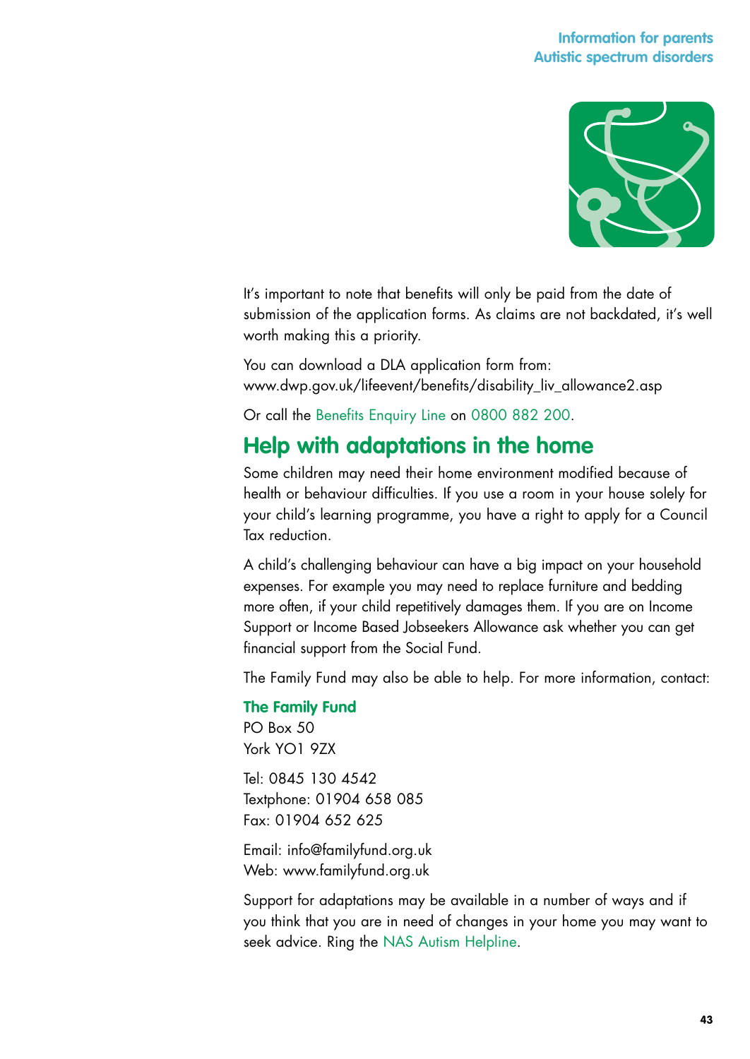It's important to note that benefits will only be paid from the date of submission of the application forms. As claims are not backdated, it's well worth making this a priority.

You can download a DLA application form from:
www.dwp.gov.uk/lifeevent/benefits/disability_liv_allowance2.asp

Or call the Benefits Enquiry Line on 0800 882 200.

## Help with adaptations in the home

Some children may need their home environment modified because of health or behaviour difficulties. If you use a room in your house solely for your child's learning programme, you have a right to apply for a Council Tax reduction.

A child's challenging behaviour can have a big impact on your household expenses. For example you may need to replace furniture and bedding more often, if your child repetitively damages them. If you are on Income Support or Income Based Jobseekers Allowance ask whether you can get financial support from the Social Fund.

The Family Fund may also be able to help. For more information, contact:

**The Family Fund**
PO Box 50
York YO1 9ZX

Tel: 0845 130 4542
Textphone: 01904 658 085
Fax: 01904 652 625

Email: info@familyfund.org.uk
Web: www.familyfund.org.uk

Support for adaptations may be available in a number of ways and if you think that you are in need of changes in your home you may want to seek advice. Ring the NAS Autism Helpline.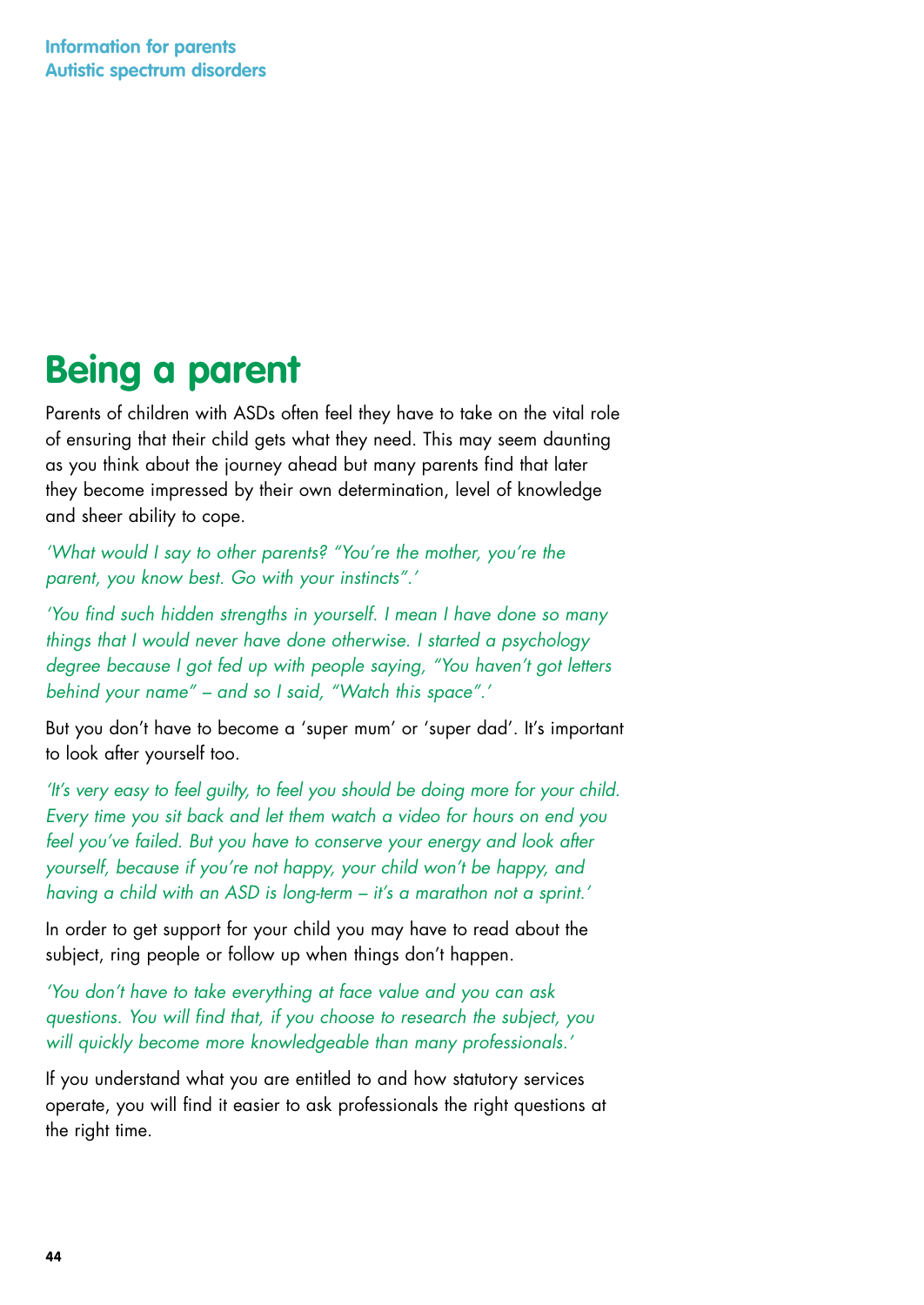# Being a parent

Parents of children with ASDs often feel they have to take on the vital role of ensuring that their child gets what they need. This may seem daunting as you think about the journey ahead but many parents find that later they become impressed by their own determination, level of knowledge and sheer ability to cope.

*'What would I say to other parents? "You're the mother, you're the parent, you know best. Go with your instincts".'*

*'You find such hidden strengths in yourself. I mean I have done so many things that I would never have done otherwise. I started a psychology degree because I got fed up with people saying, "You haven't got letters behind your name" – and so I said, "Watch this space".'*

But you don't have to become a 'super mum' or 'super dad'. It's important to look after yourself too.

*'It's very easy to feel guilty, to feel you should be doing more for your child. Every time you sit back and let them watch a video for hours on end you feel you've failed. But you have to conserve your energy and look after yourself, because if you're not happy, your child won't be happy, and having a child with an ASD is long-term – it's a marathon not a sprint.'*

In order to get support for your child you may have to read about the subject, ring people or follow up when things don't happen.

*'You don't have to take everything at face value and you can ask questions. You will find that, if you choose to research the subject, you will quickly become more knowledgeable than many professionals.'*

If you understand what you are entitled to and how statutory services operate, you will find it easier to ask professionals the right questions at the right time.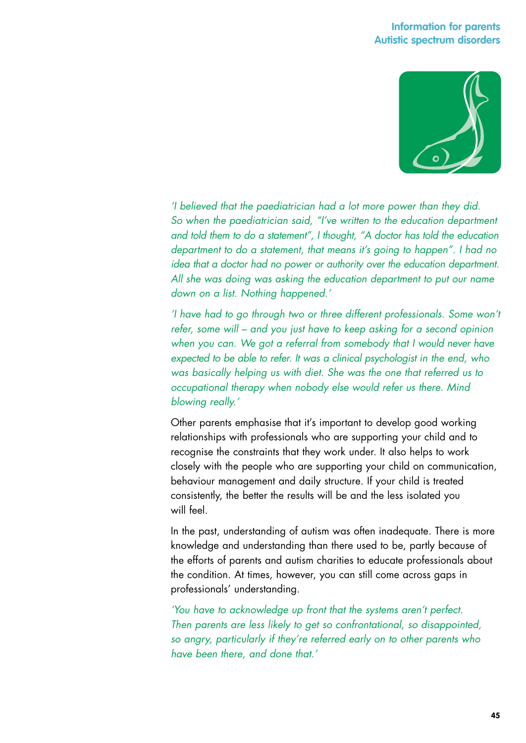*'I believed that the paediatrician had a lot more power than they did. So when the paediatrician said, "I've written to the education department and told them to do a statement", I thought, "A doctor has told the education department to do a statement, that means it's going to happen". I had no idea that a doctor had no power or authority over the education department. All she was doing was asking the education department to put our name down on a list. Nothing happened.'*

*'I have had to go through two or three different professionals. Some won't refer, some will – and you just have to keep asking for a second opinion when you can. We got a referral from somebody that I would never have expected to be able to refer. It was a clinical psychologist in the end, who was basically helping us with diet. She was the one that referred us to occupational therapy when nobody else would refer us there. Mind blowing really.'*

Other parents emphasise that it's important to develop good working relationships with professionals who are supporting your child and to recognise the constraints that they work under. It also helps to work closely with the people who are supporting your child on communication, behaviour management and daily structure. If your child is treated consistently, the better the results will be and the less isolated you will feel.

In the past, understanding of autism was often inadequate. There is more knowledge and understanding than there used to be, partly because of the efforts of parents and autism charities to educate professionals about the condition. At times, however, you can still come across gaps in professionals' understanding.

*'You have to acknowledge up front that the systems aren't perfect. Then parents are less likely to get so confrontational, so disappointed, so angry, particularly if they're referred early on to other parents who have been there, and done that.'*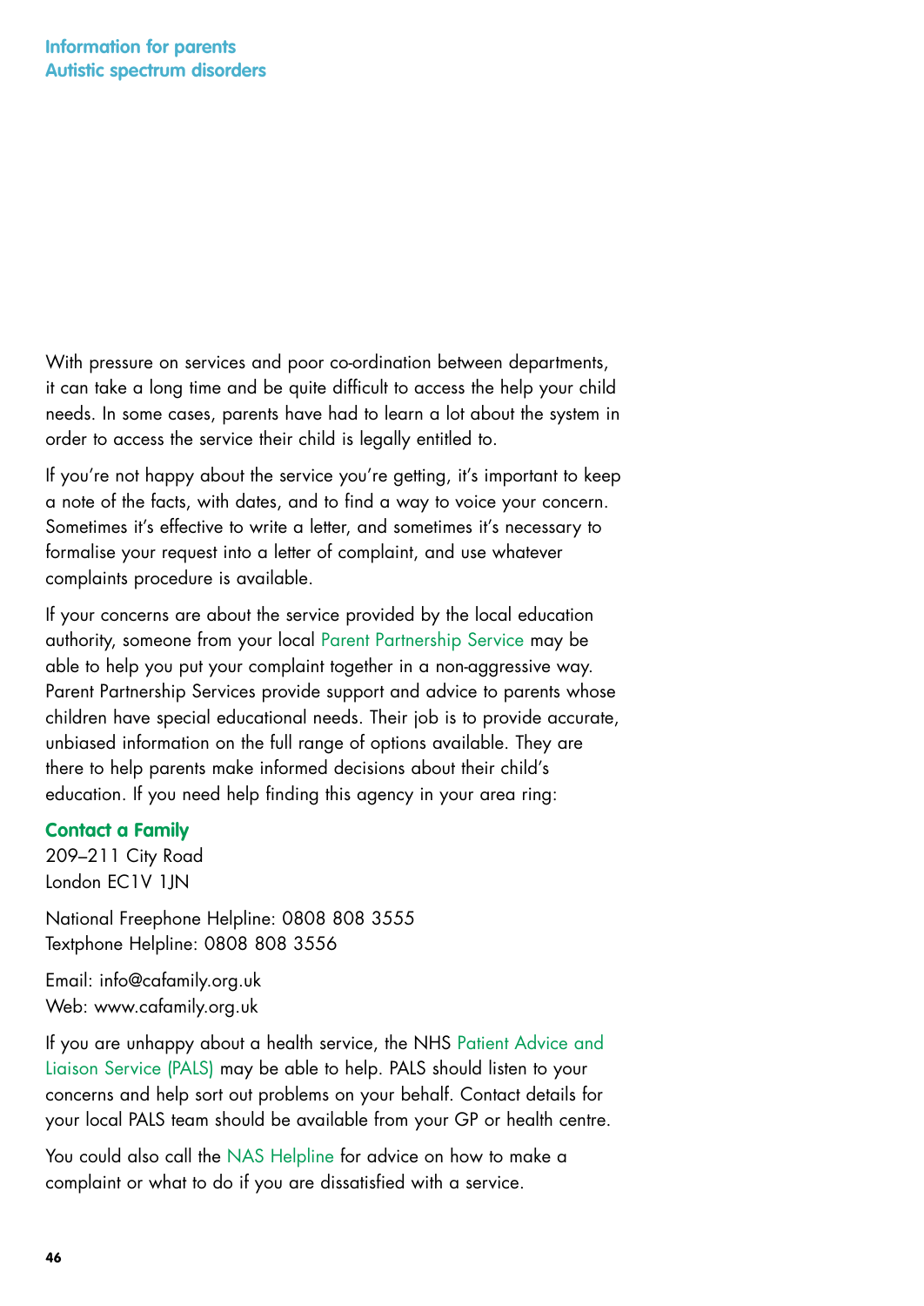With pressure on services and poor co-ordination between departments, it can take a long time and be quite difficult to access the help your child needs. In some cases, parents have had to learn a lot about the system in order to access the service their child is legally entitled to.

If you're not happy about the service you're getting, it's important to keep a note of the facts, with dates, and to find a way to voice your concern. Sometimes it's effective to write a letter, and sometimes it's necessary to formalise your request into a letter of complaint, and use whatever complaints procedure is available.

If your concerns are about the service provided by the local education authority, someone from your local Parent Partnership Service may be able to help you put your complaint together in a non-aggressive way. Parent Partnership Services provide support and advice to parents whose children have special educational needs. Their job is to provide accurate, unbiased information on the full range of options available. They are there to help parents make informed decisions about their child's education. If you need help finding this agency in your area ring:

**Contact a Family**
209–211 City Road
London EC1V 1JN

National Freephone Helpline: 0808 808 3555
Textphone Helpline: 0808 808 3556

Email: info@cafamily.org.uk
Web: www.cafamily.org.uk

If you are unhappy about a health service, the NHS Patient Advice and Liaison Service (PALS) may be able to help. PALS should listen to your concerns and help sort out problems on your behalf. Contact details for your local PALS team should be available from your GP or health centre.

You could also call the NAS Helpline for advice on how to make a complaint or what to do if you are dissatisfied with a service.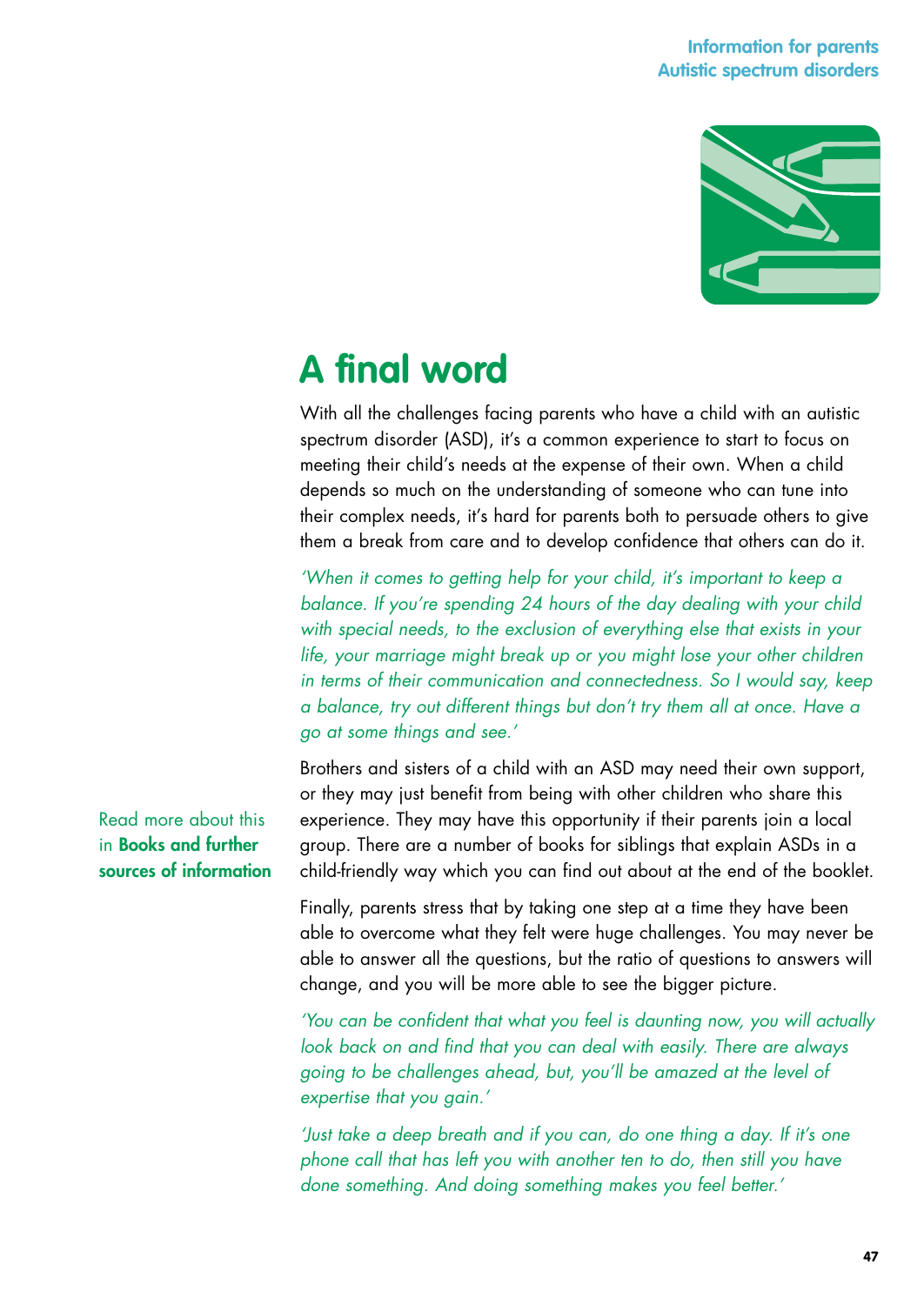# A final word

With all the challenges facing parents who have a child with an autistic spectrum disorder (ASD), it's a common experience to start to focus on meeting their child's needs at the expense of their own. When a child depends so much on the understanding of someone who can tune into their complex needs, it's hard for parents both to persuade others to give them a break from care and to develop confidence that others can do it.

*'When it comes to getting help for your child, it's important to keep a balance. If you're spending 24 hours of the day dealing with your child with special needs, to the exclusion of everything else that exists in your life, your marriage might break up or you might lose your other children in terms of their communication and connectedness. So I would say, keep a balance, try out different things but don't try them all at once. Have a go at some things and see.'*

Brothers and sisters of a child with an ASD may need their own support, or they may just benefit from being with other children who share this experience. They may have this opportunity if their parents join a local group. There are a number of books for siblings that explain ASDs in a child-friendly way which you can find out about at the end of the booklet.

Read more about this in **Books and further sources of information**

Finally, parents stress that by taking one step at a time they have been able to overcome what they felt were huge challenges. You may never be able to answer all the questions, but the ratio of questions to answers will change, and you will be more able to see the bigger picture.

*'You can be confident that what you feel is daunting now, you will actually look back on and find that you can deal with easily. There are always going to be challenges ahead, but, you'll be amazed at the level of expertise that you gain.'*

*'Just take a deep breath and if you can, do one thing a day. If it's one phone call that has left you with another ten to do, then still you have done something. And doing something makes you feel better.'*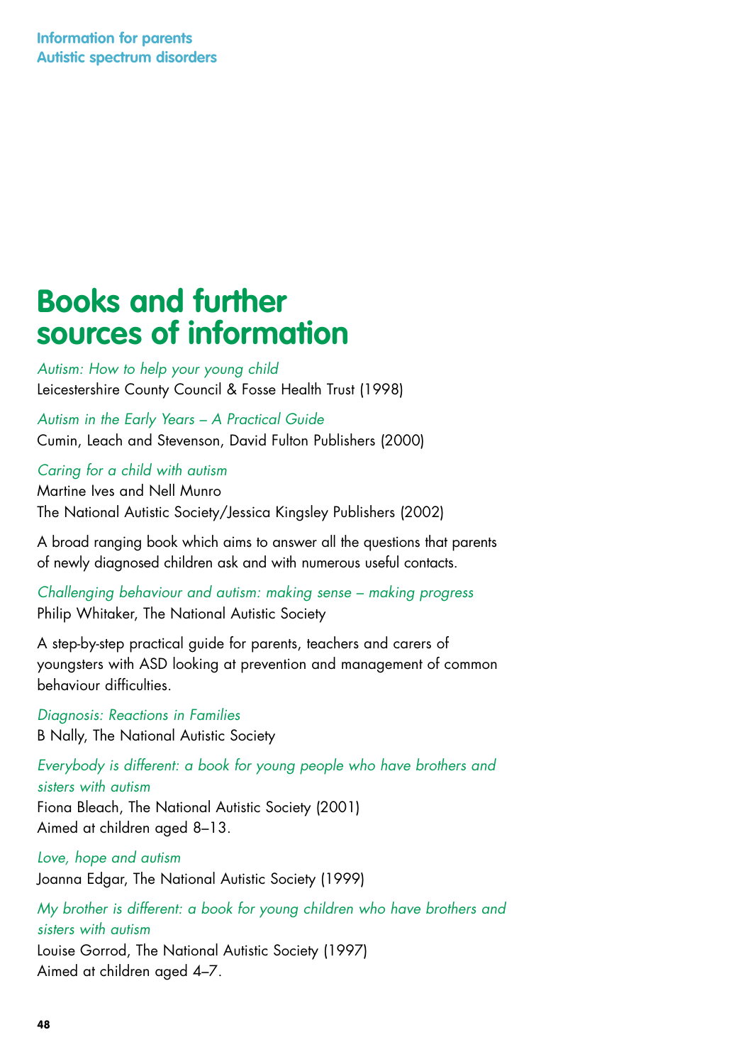# Books and further sources of information

*Autism: How to help your young child*
Leicestershire County Council & Fosse Health Trust (1998)

*Autism in the Early Years – A Practical Guide*
Cumin, Leach and Stevenson, David Fulton Publishers (2000)

*Caring for a child with autism*
Martine Ives and Nell Munro
The National Autistic Society/Jessica Kingsley Publishers (2002)

A broad ranging book which aims to answer all the questions that parents of newly diagnosed children ask and with numerous useful contacts.

*Challenging behaviour and autism: making sense – making progress*
Philip Whitaker, The National Autistic Society

A step-by-step practical guide for parents, teachers and carers of youngsters with ASD looking at prevention and management of common behaviour difficulties.

*Diagnosis: Reactions in Families*
B Nally, The National Autistic Society

*Everybody is different: a book for young people who have brothers and sisters with autism*
Fiona Bleach, The National Autistic Society (2001)
Aimed at children aged 8–13.

*Love, hope and autism*
Joanna Edgar, The National Autistic Society (1999)

*My brother is different: a book for young children who have brothers and sisters with autism*
Louise Gorrod, The National Autistic Society (1997)
Aimed at children aged 4–7.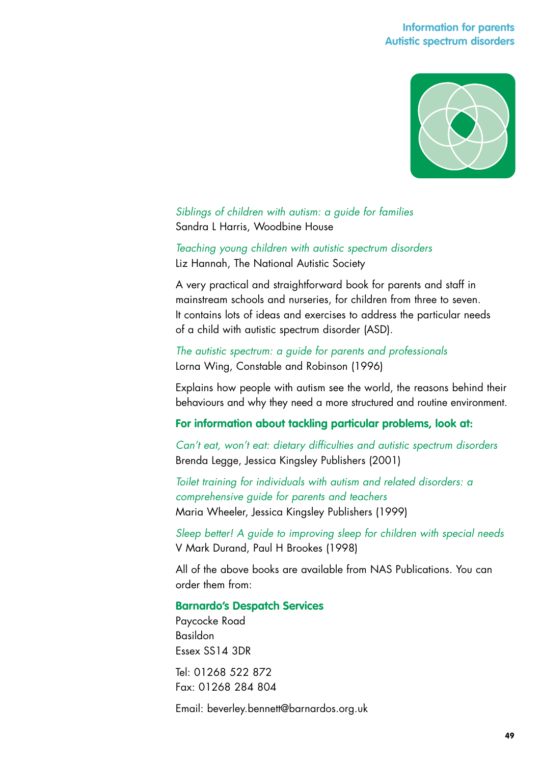*Siblings of children with autism: a guide for families*
Sandra L Harris, Woodbine House

*Teaching young children with autistic spectrum disorders*
Liz Hannah, The National Autistic Society

A very practical and straightforward book for parents and staff in mainstream schools and nurseries, for children from three to seven. It contains lots of ideas and exercises to address the particular needs of a child with autistic spectrum disorder (ASD).

*The autistic spectrum: a guide for parents and professionals*
Lorna Wing, Constable and Robinson (1996)

Explains how people with autism see the world, the reasons behind their behaviours and why they need a more structured and routine environment.

**For information about tackling particular problems, look at:**

*Can't eat, won't eat: dietary difficulties and autistic spectrum disorders*
Brenda Legge, Jessica Kingsley Publishers (2001)

*Toilet training for individuals with autism and related disorders: a comprehensive guide for parents and teachers*
Maria Wheeler, Jessica Kingsley Publishers (1999)

*Sleep better! A guide to improving sleep for children with special needs*
V Mark Durand, Paul H Brookes (1998)

All of the above books are available from NAS Publications. You can order them from:

**Barnardo's Despatch Services**
Paycocke Road
Basildon
Essex SS14 3DR

Tel: 01268 522 872
Fax: 01268 284 804

Email: beverley.bennett@barnardos.org.uk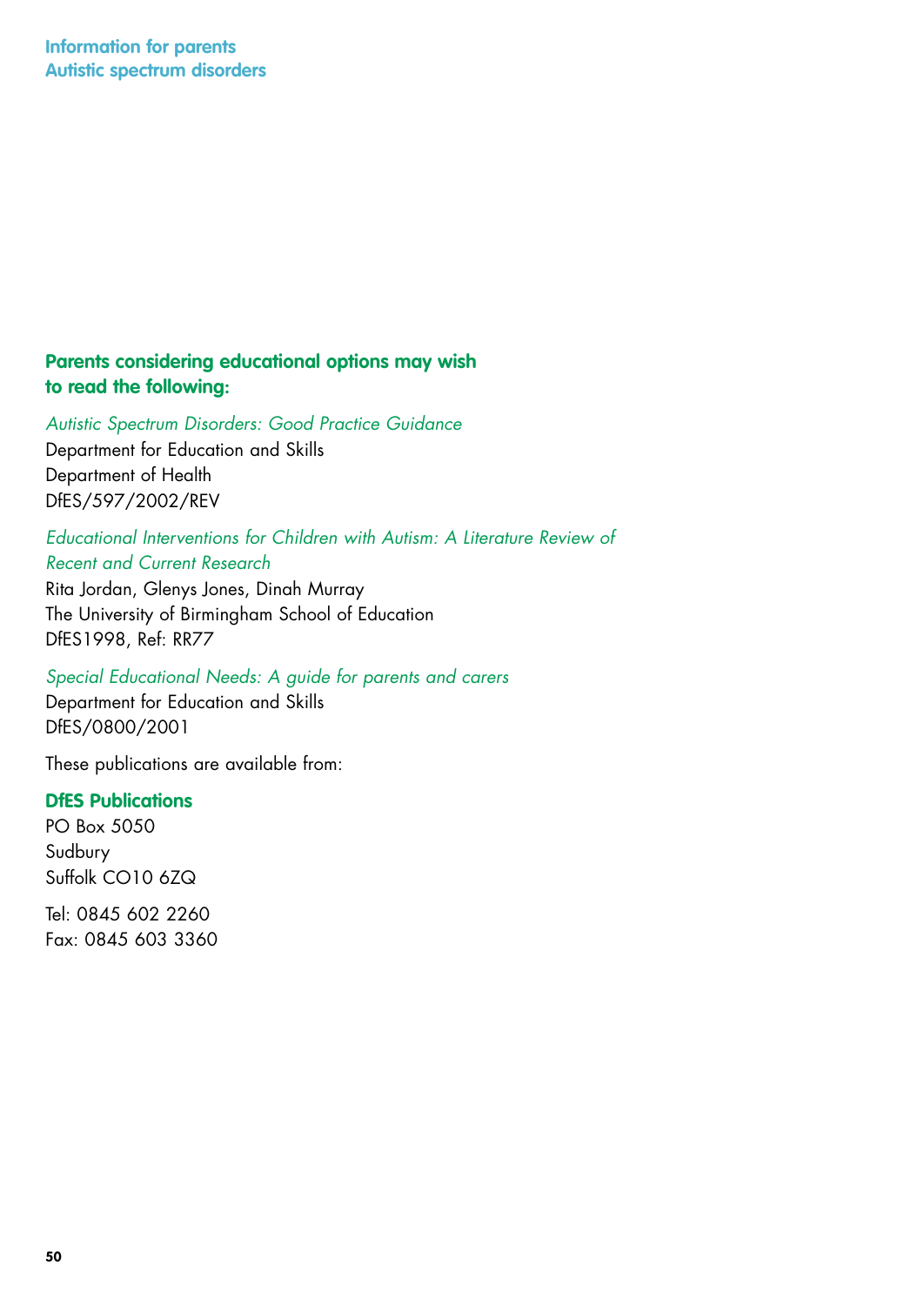## Parents considering educational options may wish to read the following:

*Autistic Spectrum Disorders: Good Practice Guidance*
Department for Education and Skills
Department of Health
DfES/597/2002/REV

*Educational Interventions for Children with Autism: A Literature Review of Recent and Current Research*
Rita Jordan, Glenys Jones, Dinah Murray
The University of Birmingham School of Education
DfES1998, Ref: RR77

*Special Educational Needs: A guide for parents and carers*
Department for Education and Skills
DfES/0800/2001

These publications are available from:

**DfES Publications**
PO Box 5050
Sudbury
Suffolk CO10 6ZQ

Tel: 0845 602 2260
Fax: 0845 603 3360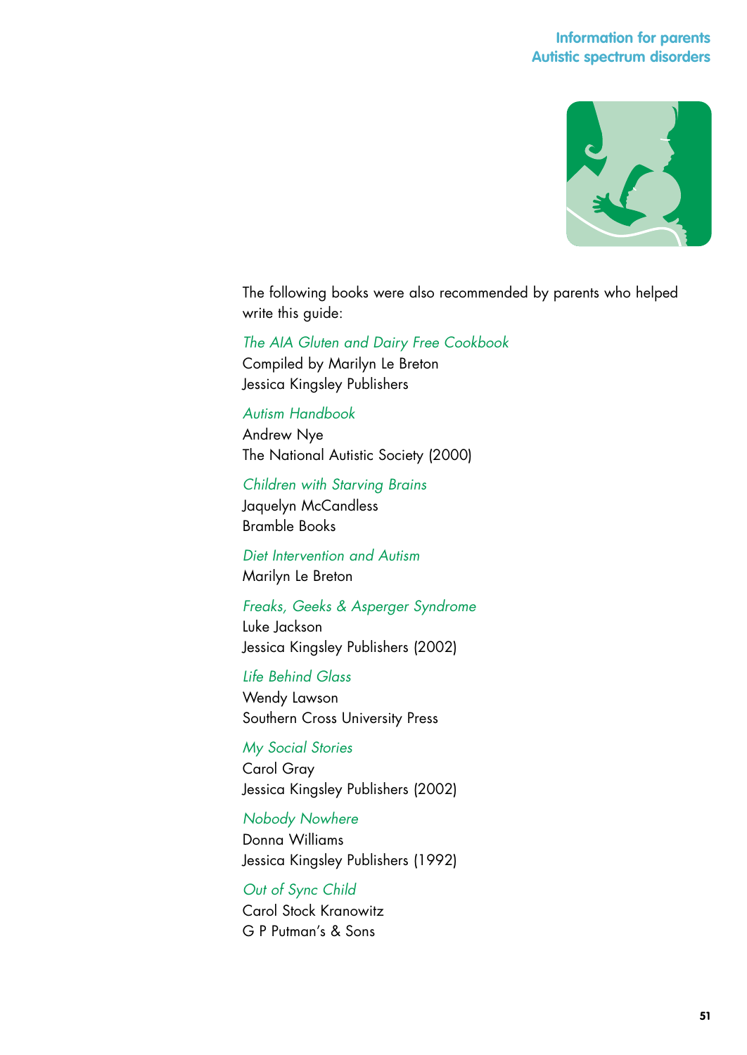The following books were also recommended by parents who helped write this guide:

*The AIA Gluten and Dairy Free Cookbook*
Compiled by Marilyn Le Breton
Jessica Kingsley Publishers

*Autism Handbook*
Andrew Nye
The National Autistic Society (2000)

*Children with Starving Brains*
Jaquelyn McCandless
Bramble Books

*Diet Intervention and Autism*
Marilyn Le Breton

*Freaks, Geeks & Asperger Syndrome*
Luke Jackson
Jessica Kingsley Publishers (2002)

*Life Behind Glass*
Wendy Lawson
Southern Cross University Press

*My Social Stories*
Carol Gray
Jessica Kingsley Publishers (2002)

*Nobody Nowhere*
Donna Williams
Jessica Kingsley Publishers (1992)

*Out of Sync Child*
Carol Stock Kranowitz
G P Putman's & Sons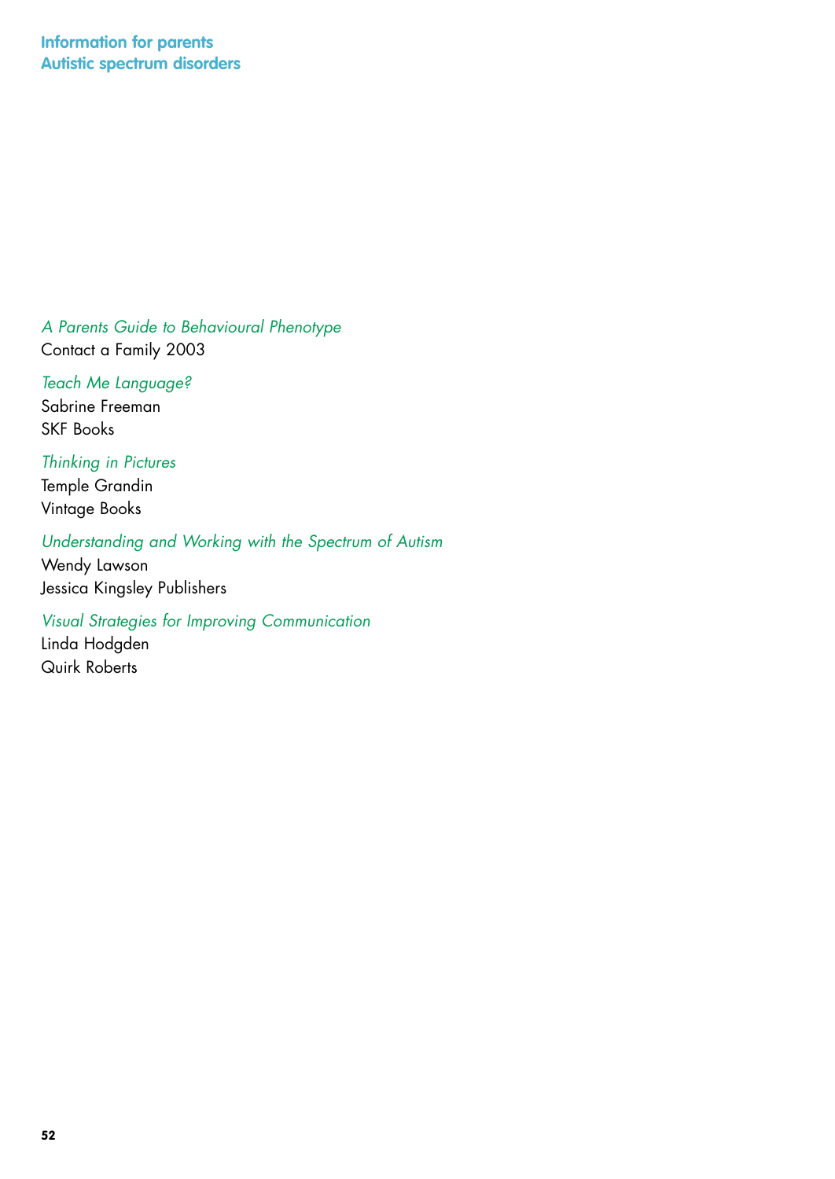*A Parents Guide to Behavioural Phenotype*
Contact a Family 2003

*Teach Me Language?*
Sabrine Freeman
SKF Books

*Thinking in Pictures*
Temple Grandin
Vintage Books

*Understanding and Working with the Spectrum of Autism*
Wendy Lawson
Jessica Kingsley Publishers

*Visual Strategies for Improving Communication*
Linda Hodgden
Quirk Roberts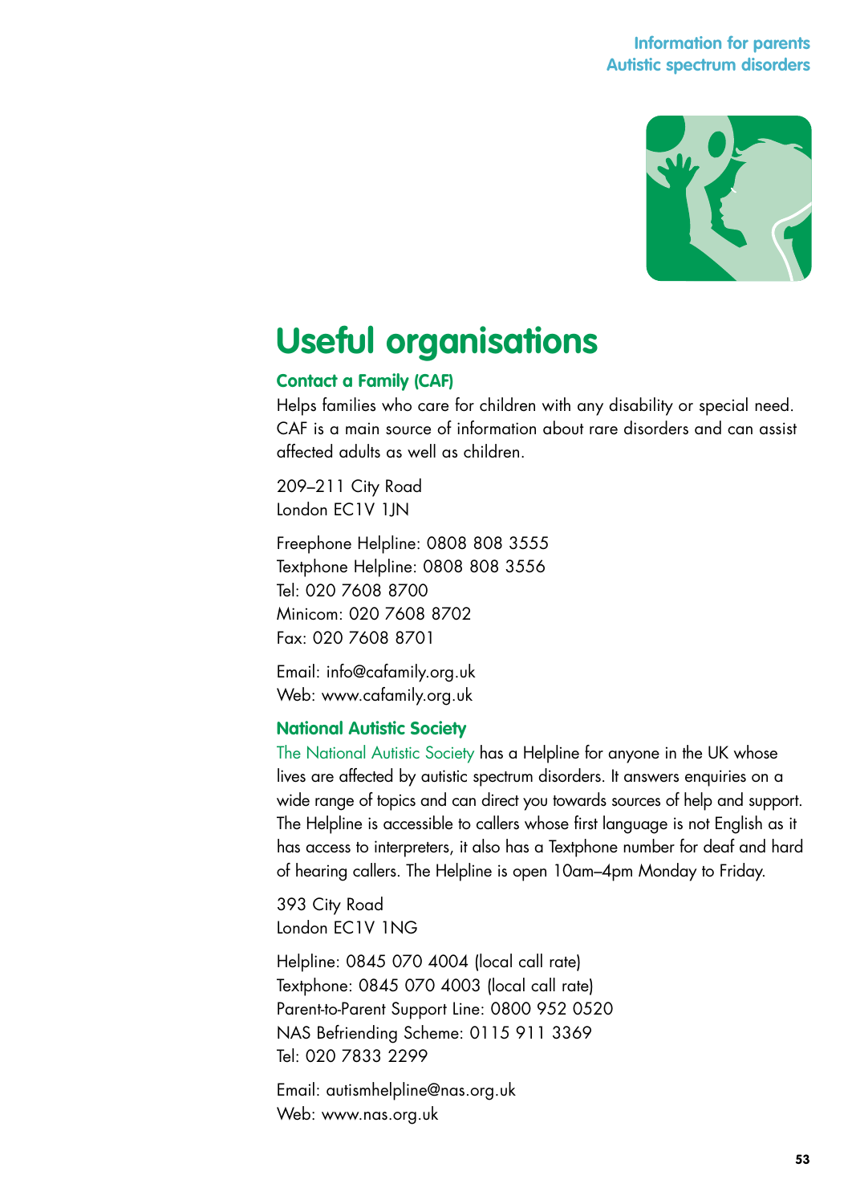# Useful organisations

## Contact a Family (CAF)

Helps families who care for children with any disability or special need. CAF is a main source of information about rare disorders and can assist affected adults as well as children.

209–211 City Road
London EC1V 1JN

Freephone Helpline: 0808 808 3555
Textphone Helpline: 0808 808 3556
Tel: 020 7608 8700
Minicom: 020 7608 8702
Fax: 020 7608 8701

Email: info@cafamily.org.uk
Web: www.cafamily.org.uk

## National Autistic Society

The National Autistic Society has a Helpline for anyone in the UK whose lives are affected by autistic spectrum disorders. It answers enquiries on a wide range of topics and can direct you towards sources of help and support. The Helpline is accessible to callers whose first language is not English as it has access to interpreters, it also has a Textphone number for deaf and hard of hearing callers. The Helpline is open 10am–4pm Monday to Friday.

393 City Road
London EC1V 1NG

Helpline: 0845 070 4004 (local call rate)
Textphone: 0845 070 4003 (local call rate)
Parent-to-Parent Support Line: 0800 952 0520
NAS Befriending Scheme: 0115 911 3369
Tel: 020 7833 2299

Email: autismhelpline@nas.org.uk
Web: www.nas.org.uk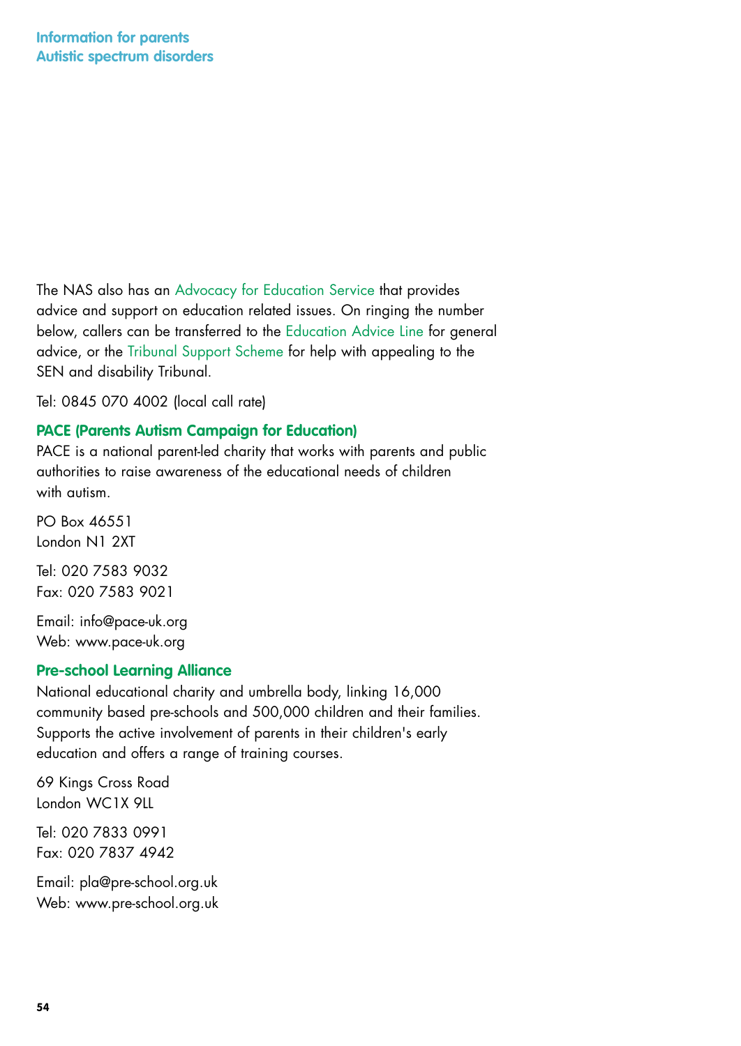The NAS also has an Advocacy for Education Service that provides advice and support on education related issues. On ringing the number below, callers can be transferred to the Education Advice Line for general advice, or the Tribunal Support Scheme for help with appealing to the SEN and disability Tribunal.

Tel: 0845 070 4002 (local call rate)

### PACE (Parents Autism Campaign for Education)

PACE is a national parent-led charity that works with parents and public authorities to raise awareness of the educational needs of children with autism.

PO Box 46551
London N1 2XT

Tel: 020 7583 9032
Fax: 020 7583 9021

Email: info@pace-uk.org
Web: www.pace-uk.org

### Pre-school Learning Alliance

National educational charity and umbrella body, linking 16,000 community based pre-schools and 500,000 children and their families. Supports the active involvement of parents in their children's early education and offers a range of training courses.

69 Kings Cross Road
London WC1X 9LL

Tel: 020 7833 0991
Fax: 020 7837 4942

Email: pla@pre-school.org.uk
Web: www.pre-school.org.uk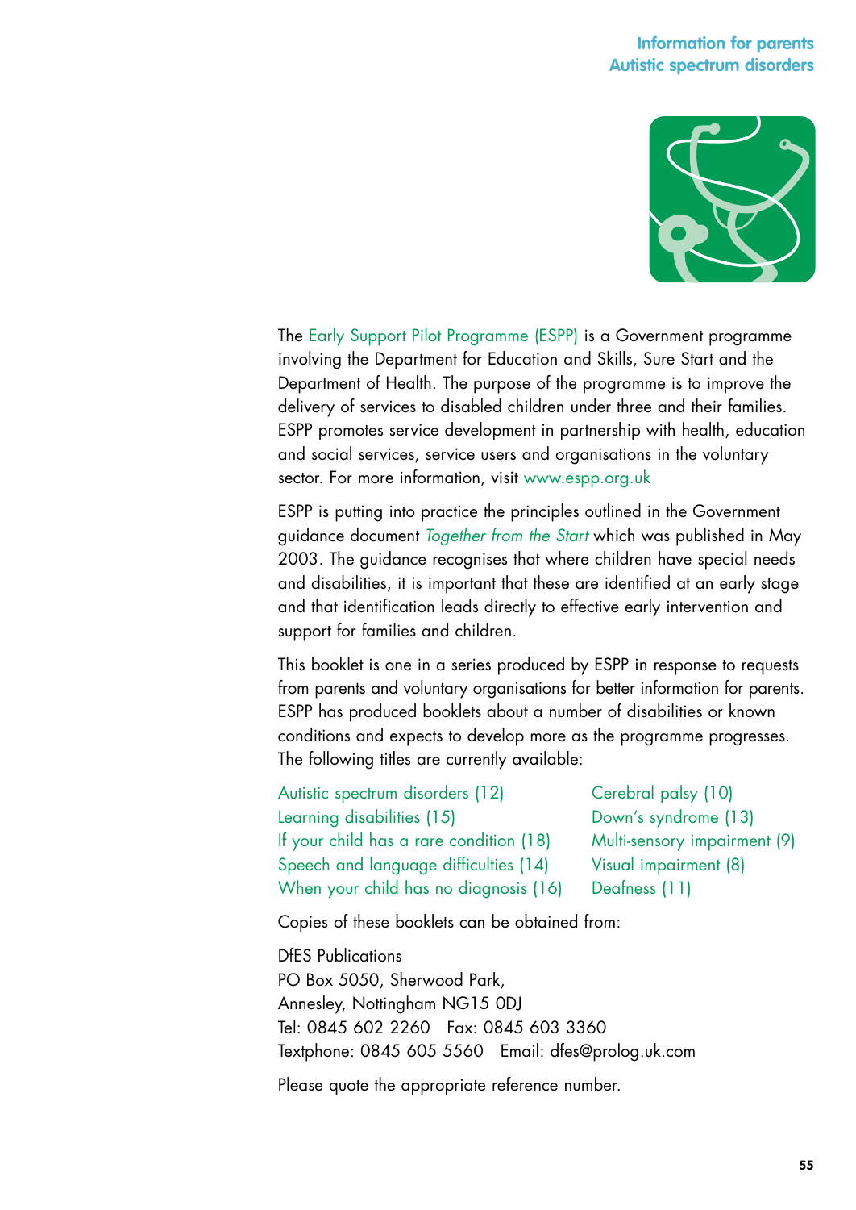The Early Support Pilot Programme (ESPP) is a Government programme involving the Department for Education and Skills, Sure Start and the Department of Health. The purpose of the programme is to improve the delivery of services to disabled children under three and their families. ESPP promotes service development in partnership with health, education and social services, service users and organisations in the voluntary sector. For more information, visit www.espp.org.uk

ESPP is putting into practice the principles outlined in the Government guidance document *Together from the Start* which was published in May 2003. The guidance recognises that where children have special needs and disabilities, it is important that these are identified at an early stage and that identification leads directly to effective early intervention and support for families and children.

This booklet is one in a series produced by ESPP in response to requests from parents and voluntary organisations for better information for parents. ESPP has produced booklets about a number of disabilities or known conditions and expects to develop more as the programme progresses. The following titles are currently available:

- Autistic spectrum disorders (12)
- Learning disabilities (15)
- If your child has a rare condition (18)
- Speech and language difficulties (14)
- When your child has no diagnosis (16)
- Cerebral palsy (10)
- Down's syndrome (13)
- Multi-sensory impairment (9)
- Visual impairment (8)
- Deafness (11)

Copies of these booklets can be obtained from:

DfES Publications
PO Box 5050, Sherwood Park,
Annesley, Nottingham NG15 0DJ
Tel: 0845 602 2260 Fax: 0845 603 3360
Textphone: 0845 605 5560 Email: dfes@prolog.uk.com

Please quote the appropriate reference number.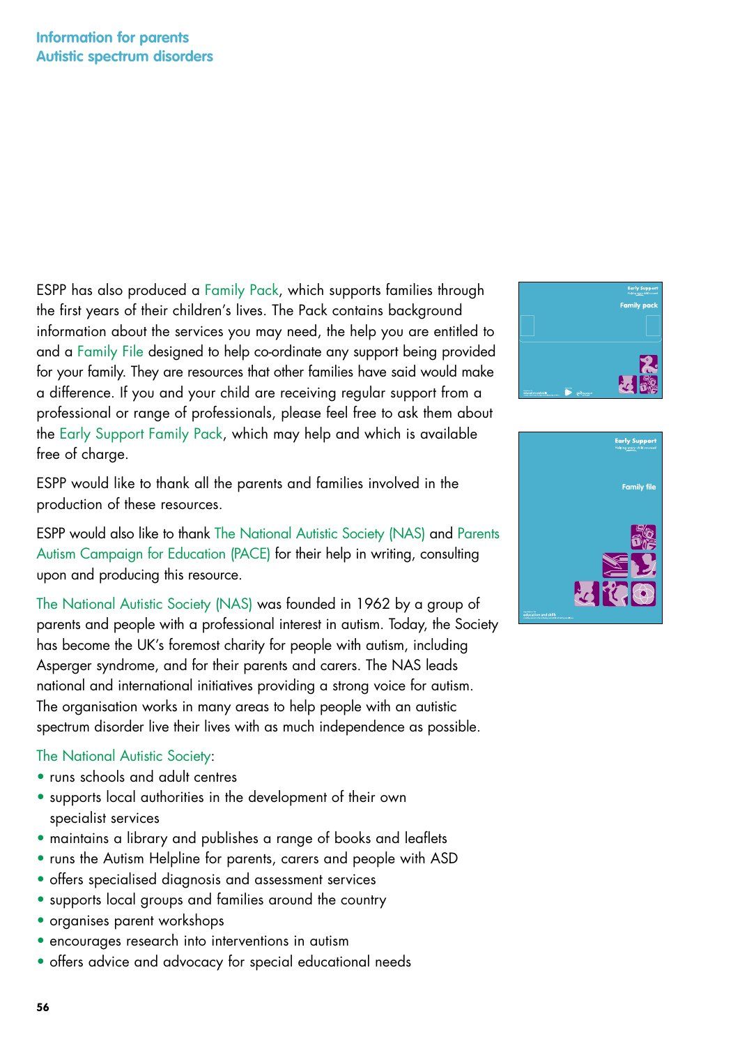ESPP has also produced a Family Pack, which supports families through the first years of their children's lives. The Pack contains background information about the services you may need, the help you are entitled to and a Family File designed to help co-ordinate any support being provided for your family. They are resources that other families have said would make a difference. If you and your child are receiving regular support from a professional or range of professionals, please feel free to ask them about the Early Support Family Pack, which may help and which is available free of charge.

ESPP would like to thank all the parents and families involved in the production of these resources.

ESPP would also like to thank The National Autistic Society (NAS) and Parents Autism Campaign for Education (PACE) for their help in writing, consulting upon and producing this resource.

The National Autistic Society (NAS) was founded in 1962 by a group of parents and people with a professional interest in autism. Today, the Society has become the UK's foremost charity for people with autism, including Asperger syndrome, and for their parents and carers. The NAS leads national and international initiatives providing a strong voice for autism. The organisation works in many areas to help people with an autistic spectrum disorder live their lives with as much independence as possible.

The National Autistic Society:

- runs schools and adult centres
- supports local authorities in the development of their own specialist services
- maintains a library and publishes a range of books and leaflets
- runs the Autism Helpline for parents, carers and people with ASD
- offers specialised diagnosis and assessment services
- supports local groups and families around the country
- organises parent workshops
- encourages research into interventions in autism
- offers advice and advocacy for special educational needs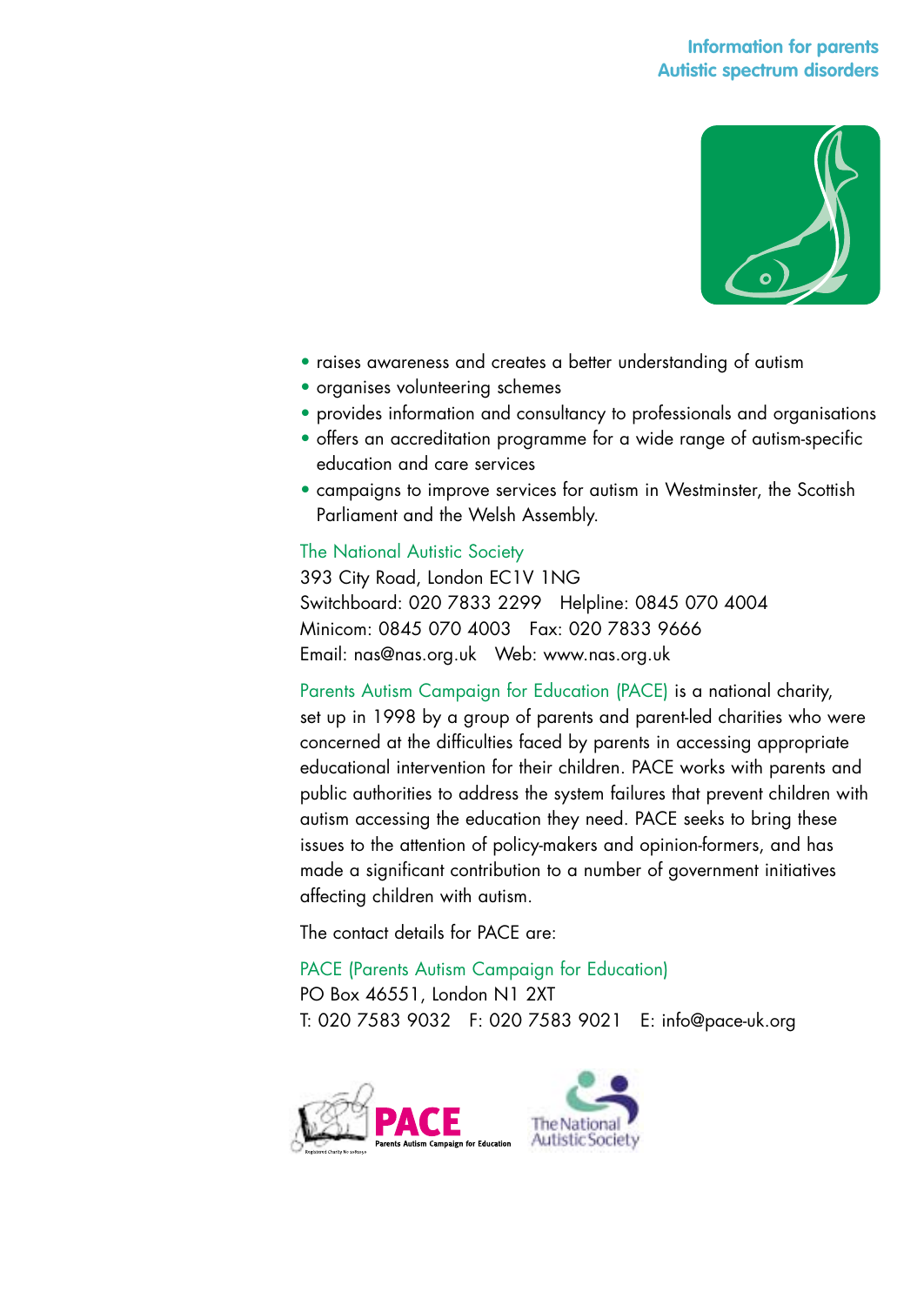- raises awareness and creates a better understanding of autism
- organises volunteering schemes
- provides information and consultancy to professionals and organisations
- offers an accreditation programme for a wide range of autism-specific education and care services
- campaigns to improve services for autism in Westminster, the Scottish Parliament and the Welsh Assembly.

The National Autistic Society
393 City Road, London EC1V 1NG
Switchboard: 020 7833 2299 Helpline: 0845 070 4004
Minicom: 0845 070 4003 Fax: 020 7833 9666
Email: nas@nas.org.uk Web: www.nas.org.uk

Parents Autism Campaign for Education (PACE) is a national charity, set up in 1998 by a group of parents and parent-led charities who were concerned at the difficulties faced by parents in accessing appropriate educational intervention for their children. PACE works with parents and public authorities to address the system failures that prevent children with autism accessing the education they need. PACE seeks to bring these issues to the attention of policy-makers and opinion-formers, and has made a significant contribution to a number of government initiatives affecting children with autism.

The contact details for PACE are:

PACE (Parents Autism Campaign for Education)
PO Box 46551, London N1 2XT
T: 020 7583 9032 F: 020 7583 9021 E: info@pace-uk.org

PACE Parents Autism Campaign for Education

The National Autistic Society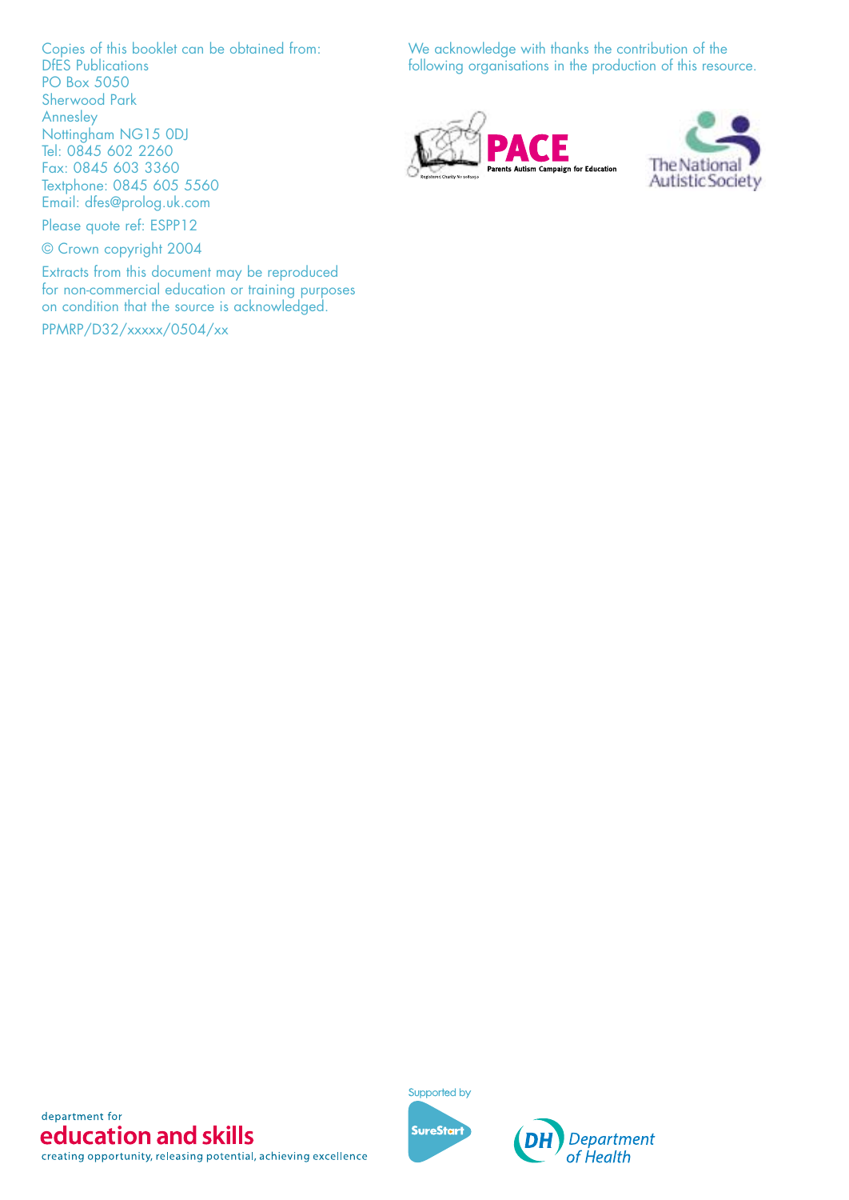Copies of this booklet can be obtained from:
DfES Publications
PO Box 5050
Sherwood Park
Annesley
Nottingham NG15 0DJ
Tel: 0845 602 2260
Fax: 0845 603 3360
Textphone: 0845 605 5560
Email: dfes@prolog.uk.com

Please quote ref: ESPP12

© Crown copyright 2004

Extracts from this document may be reproduced for non-commercial education or training purposes on condition that the source is acknowledged.

PPMRP/D32/xxxxx/0504/xx

We acknowledge with thanks the contribution of the following organisations in the production of this resource.

PACE Parents Autism Campaign for Education

The National Autistic Society

department for
education and skills
creating opportunity, releasing potential, achieving excellence

Supported by

SureStart

DH Department of Health